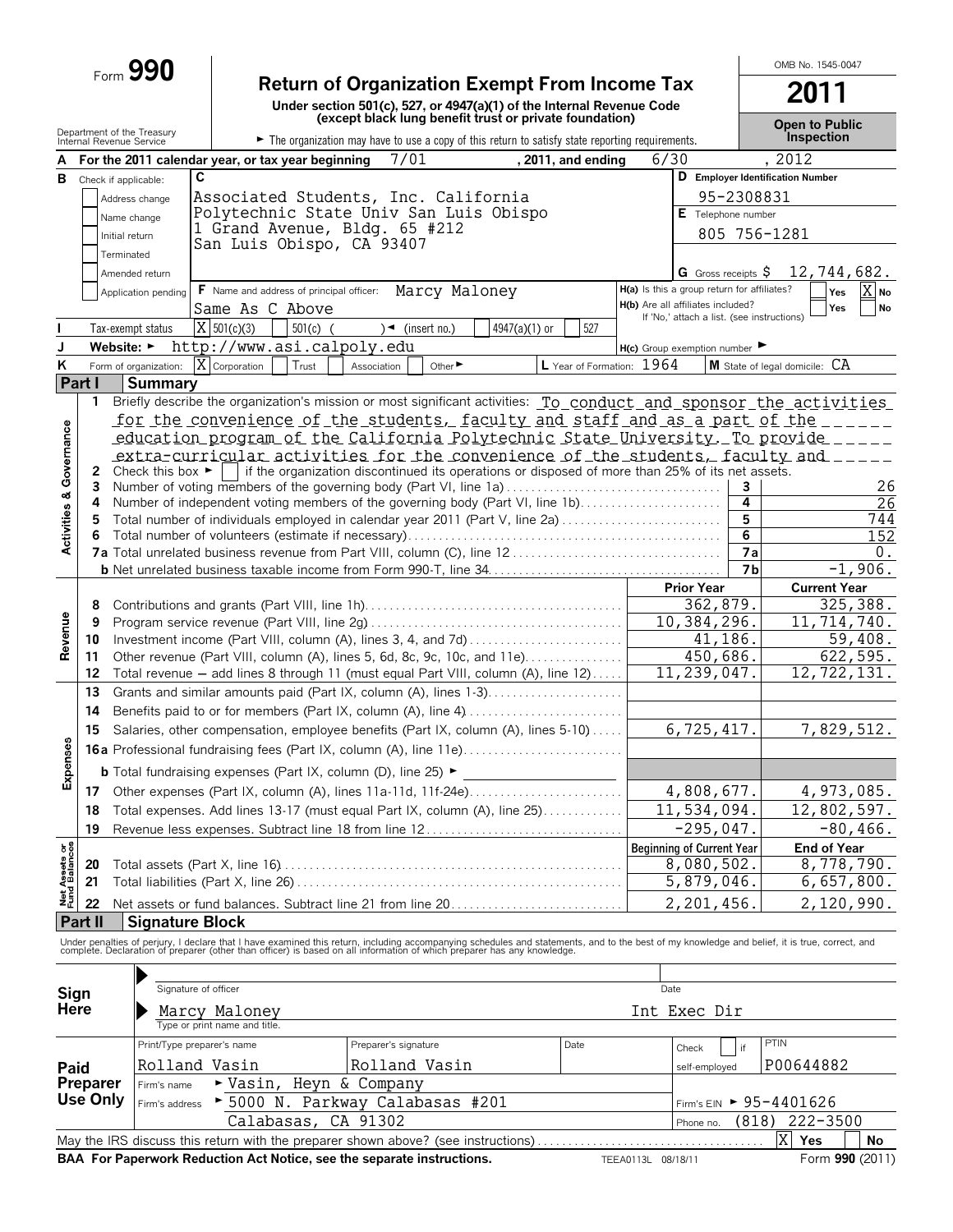Form **990**

# Return of Organization Exempt From Income Tax

**Under section 501(c), 527, or 4947(a)(1) of the Internal Revenue Code (except black lung benefit trust or private foundation)**

Department of the Treasury
Internal Revenue Service

► The organization may have to use a copy of this return to satisfy state reporting requirements.

OMB No. 1545-0047

**2011**

**Open to Public Inspection**

**A** For the 2011 calendar year, or tax year beginning 7/01 , 2011, and ending 6/30 , 2012

**B** Check if applicable:
- [ ] Address change
- [ ] Name change
- [ ] Initial return
- [ ] Terminated
- [ ] Amended return
- [ ] Application pending

**C** Associated Students, Inc. California
Polytechnic State Univ San Luis Obispo
1 Grand Avenue, Bldg. 65 #212
San Luis Obispo, CA 93407

**D** Employer Identification Number: 95-2308831

**E** Telephone number: 805 756-1281

**G** Gross receipts $ 12,744,682.

**F** Name and address of principal officer: Marcy Maloney
Same As C Above

**H(a)** Is this a group return for affiliates? [ ] Yes [X] No

**H(b)** Are all affiliates included? [ ] Yes [ ] No
If 'No,' attach a list. (see instructions)

**I** Tax-exempt status: [X] 501(c)(3) [ ] 501(c) ( ) ◄ (insert no.) [ ] 4947(a)(1) or [ ] 527

**J** Website: ► http://www.asi.calpoly.edu

**H(c)** Group exemption number ►

**K** Form of organization: [X] Corporation [ ] Trust [ ] Association [ ] Other ►

**L** Year of Formation: 1964

**M** State of legal domicile: CA

## Part I Summary

### Activities & Governance

1 Briefly describe the organization's mission or most significant activities: To conduct and sponsor the activities for the convenience of the students, faculty and staff and as a part of the education program of the California Polytechnic State University. To provide extra-curricular activities for the convenience of the students, faculty and

2 Check this box ► [ ] if the organization discontinued its operations or disposed of more than 25% of its net assets.

| | | | |
|---|---|---|---|
| 3 | Number of voting members of the governing body (Part VI, line 1a) | 3 | 26 |
| 4 | Number of independent voting members of the governing body (Part VI, line 1b) | 4 | 26 |
| 5 | Total number of individuals employed in calendar year 2011 (Part V, line 2a) | 5 | 744 |
| 6 | Total number of volunteers (estimate if necessary) | 6 | 152 |
| 7a | Total unrelated business revenue from Part VIII, column (C), line 12 | 7a | 0. |
| b | Net unrelated business taxable income from Form 990-T, line 34 | 7b | -1,906. |

### Revenue / Expenses

| | | Prior Year | Current Year |
|---|---|---|---|
| 8 | Contributions and grants (Part VIII, line 1h) | 362,879. | 325,388. |
| 9 | Program service revenue (Part VIII, line 2g) | 10,384,296. | 11,714,740. |
| 10 | Investment income (Part VIII, column (A), lines 3, 4, and 7d) | 41,186. | 59,408. |
| 11 | Other revenue (Part VIII, column (A), lines 5, 6d, 8c, 9c, 10c, and 11e) | 450,686. | 622,595. |
| 12 | Total revenue – add lines 8 through 11 (must equal Part VIII, column (A), line 12) | 11,239,047. | 12,722,131. |
| 13 | Grants and similar amounts paid (Part IX, column (A), lines 1-3) | | |
| 14 | Benefits paid to or for members (Part IX, column (A), line 4) | | |
| 15 | Salaries, other compensation, employee benefits (Part IX, column (A), lines 5-10) | 6,725,417. | 7,829,512. |
| 16a | Professional fundraising fees (Part IX, column (A), line 11e) | | |
| b | Total fundraising expenses (Part IX, column (D), line 25) ► | | |
| 17 | Other expenses (Part IX, column (A), lines 11a-11d, 11f-24e) | 4,808,677. | 4,973,085. |
| 18 | Total expenses. Add lines 13-17 (must equal Part IX, column (A), line 25) | 11,534,094. | 12,802,597. |
| 19 | Revenue less expenses. Subtract line 18 from line 12 | -295,047. | -80,466. |

### Net Assets or Fund Balances

| | | Beginning of Current Year | End of Year |
|---|---|---|---|
| 20 | Total assets (Part X, line 16) | 8,080,502. | 8,778,790. |
| 21 | Total liabilities (Part X, line 26) | 5,879,046. | 6,657,800. |
| 22 | Net assets or fund balances. Subtract line 21 from line 20 | 2,201,456. | 2,120,990. |

## Part II Signature Block

Under penalties of perjury, I declare that I have examined this return, including accompanying schedules and statements, and to the best of my knowledge and belief, it is true, correct, and complete. Declaration of preparer (other than officer) is based on all information of which preparer has any knowledge.

**Sign Here**

Signature of officer — Date

Marcy Maloney — Int Exec Dir
Type or print name and title.

**Paid Preparer Use Only**

| Print/Type preparer's name | Preparer's signature | Date | Check [ ] if self-employed | PTIN |
|---|---|---|---|---|
| Rolland Vasin | Rolland Vasin | | | P00644882 |

Firm's name ► Vasin, Heyn & Company

Firm's address ► 5000 N. Parkway Calabasas #201, Calabasas, CA 91302

Firm's EIN ► 95-4401626

Phone no. (818) 222-3500

May the IRS discuss this return with the preparer shown above? (see instructions) [X] Yes [ ] No

**BAA For Paperwork Reduction Act Notice, see the separate instructions.** TEEA0113L 08/18/11 Form **990** (2011)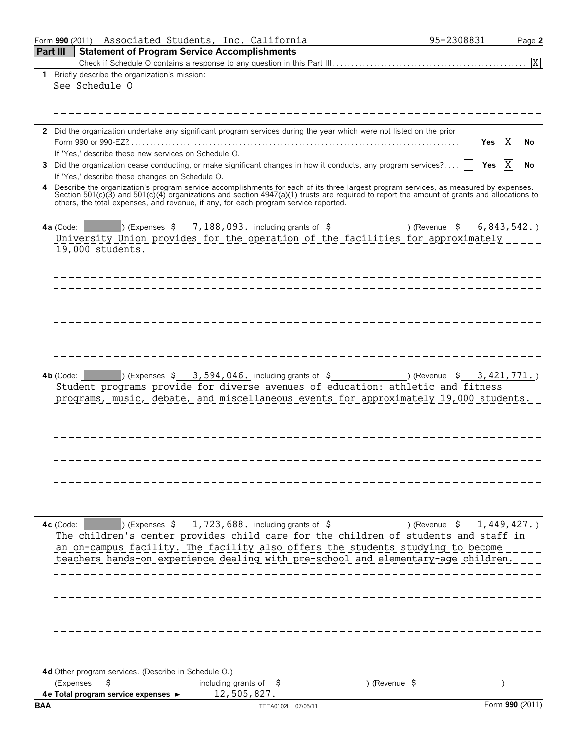Form **990** (2011) Associated Students, Inc. California 95-2308831 Page **2**

## Part III Statement of Program Service Accomplishments

Check if Schedule O contains a response to any question in this Part III [X]

**1** Briefly describe the organization's mission:

See Schedule O

**2** Did the organization undertake any significant program services during the year which were not listed on the prior Form 990 or 990-EZ? [ ] Yes [X] No

If 'Yes,' describe these new services on Schedule O.

**3** Did the organization cease conducting, or make significant changes in how it conducts, any program services? [ ] Yes [X] No

If 'Yes,' describe these changes on Schedule O.

**4** Describe the organization's program service accomplishments for each of its three largest program services, as measured by expenses. Section 501(c)(3) and 501(c)(4) organizations and section 4947(a)(1) trusts are required to report the amount of grants and allocations to others, the total expenses, and revenue, if any, for each program service reported.

**4a** (Code: ) (Expenses $ 7,188,093. including grants of $ ) (Revenue $ 6,843,542.)

University Union provides for the operation of the facilities for approximately 19,000 students.

**4b** (Code: ) (Expenses $ 3,594,046. including grants of $ ) (Revenue $ 3,421,771.)

Student programs provide for diverse avenues of education: athletic and fitness programs, music, debate, and miscellaneous events for approximately 19,000 students.

**4c** (Code: ) (Expenses $ 1,723,688. including grants of $ ) (Revenue $ 1,449,427.)

The children's center provides child care for the children of students and staff in an on-campus facility. The facility also offers the students studying to become teachers hands-on experience dealing with pre-school and elementary-age children.

**4d** Other program services. (Describe in Schedule O.)

(Expenses $ including grants of $ ) (Revenue $ )

**4e Total program service expenses ►** 12,505,827.

BAA TEEA0102L 07/05/11 Form **990** (2011)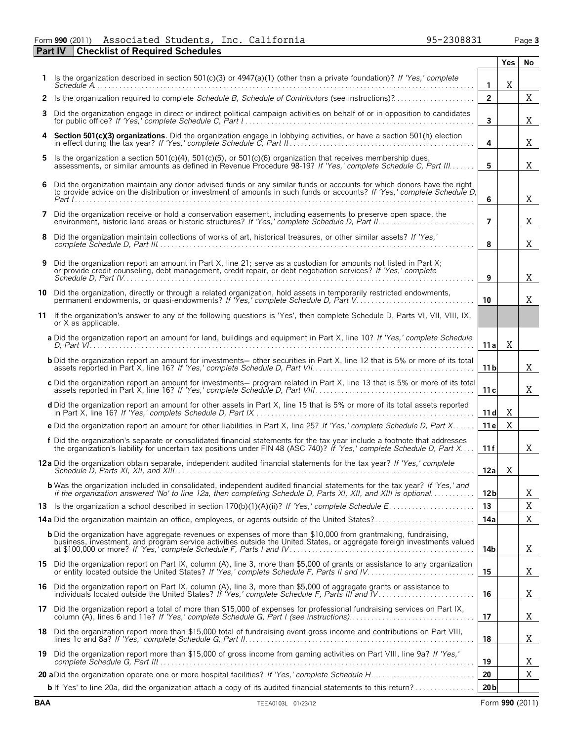Form **990** (2011) Associated Students, Inc. California 95-2308831 Page **3**

**Part IV Checklist of Required Schedules**

| | | | Yes | No |
|---|---|---|---|---|
| **1** | Is the organization described in section 501(c)(3) or 4947(a)(1) (other than a private foundation)? *If 'Yes,' complete Schedule A* | **1** | X | |
| **2** | Is the organization required to complete *Schedule B, Schedule of Contributors* (see instructions)? | **2** | | X |
| **3** | Did the organization engage in direct or indirect political campaign activities on behalf of or in opposition to candidates for public office? *If 'Yes,' complete Schedule C, Part I* | **3** | | X |
| **4** | **Section 501(c)(3) organizations.** Did the organization engage in lobbying activities, or have a section 501(h) election in effect during the tax year? *If 'Yes,' complete Schedule C, Part II* | **4** | | X |
| **5** | Is the organization a section 501(c)(4), 501(c)(5), or 501(c)(6) organization that receives membership dues, assessments, or similar amounts as defined in Revenue Procedure 98-19? *If 'Yes,' complete Schedule C, Part III* | **5** | | X |
| **6** | Did the organization maintain any donor advised funds or any similar funds or accounts for which donors have the right to provide advice on the distribution or investment of amounts in such funds or accounts? *If 'Yes,' complete Schedule D, Part I* | **6** | | X |
| **7** | Did the organization receive or hold a conservation easement, including easements to preserve open space, the environment, historic land areas or historic structures? *If 'Yes,' complete Schedule D, Part II* | **7** | | X |
| **8** | Did the organization maintain collections of works of art, historical treasures, or other similar assets? *If 'Yes,' complete Schedule D, Part III* | **8** | | X |
| **9** | Did the organization report an amount in Part X, line 21; serve as a custodian for amounts not listed in Part X; or provide credit counseling, debt management, credit repair, or debt negotiation services? *If 'Yes,' complete Schedule D, Part IV* | **9** | | X |
| **10** | Did the organization, directly or through a related organization, hold assets in temporarily restricted endowments, permanent endowments, or quasi-endowments? *If 'Yes,' complete Schedule D, Part V* | **10** | | X |
| **11** | If the organization's answer to any of the following questions is 'Yes', then complete Schedule D, Parts VI, VII, VIII, IX, or X as applicable. | | | |
| | **a** Did the organization report an amount for land, buildings and equipment in Part X, line 10? *If 'Yes,' complete Schedule D, Part VI* | **11a** | X | |
| | **b** Did the organization report an amount for investments— other securities in Part X, line 12 that is 5% or more of its total assets reported in Part X, line 16? *If 'Yes,' complete Schedule D, Part VII* | **11b** | | X |
| | **c** Did the organization report an amount for investments— program related in Part X, line 13 that is 5% or more of its total assets reported in Part X, line 16? *If 'Yes,' complete Schedule D, Part VIII* | **11c** | | X |
| | **d** Did the organization report an amount for other assets in Part X, line 15 that is 5% or more of its total assets reported in Part X, line 16? *If 'Yes,' complete Schedule D, Part IX* | **11d** | X | |
| | **e** Did the organization report an amount for other liabilities in Part X, line 25? *If 'Yes,' complete Schedule D, Part X* | **11e** | X | |
| | **f** Did the organization's separate or consolidated financial statements for the tax year include a footnote that addresses the organization's liability for uncertain tax positions under FIN 48 (ASC 740)? *If 'Yes,' complete Schedule D, Part X* | **11f** | | X |
| **12a** | Did the organization obtain separate, independent audited financial statements for the tax year? *If 'Yes,' complete Schedule D, Parts XI, XII, and XIII* | **12a** | X | |
| | **b** Was the organization included in consolidated, independent audited financial statements for the tax year? *If 'Yes,' and if the organization answered 'No' to line 12a, then completing Schedule D, Parts XI, XII, and XIII is optional* | **12b** | | X |
| **13** | Is the organization a school described in section 170(b)(1)(A)(ii)? *If 'Yes,' complete Schedule E* | **13** | | X |
| **14a** | Did the organization maintain an office, employees, or agents outside of the United States? | **14a** | | X |
| | **b** Did the organization have aggregate revenues or expenses of more than $10,000 from grantmaking, fundraising, business, investment, and program service activities outside the United States, or aggregate foreign investments valued at $100,000 or more? *If 'Yes,' complete Schedule F, Parts I and IV* | **14b** | | X |
| **15** | Did the organization report on Part IX, column (A), line 3, more than $5,000 of grants or assistance to any organization or entity located outside the United States? *If 'Yes,' complete Schedule F, Parts II and IV* | **15** | | X |
| **16** | Did the organization report on Part IX, column (A), line 3, more than $5,000 of aggregate grants or assistance to individuals located outside the United States? *If 'Yes,' complete Schedule F, Parts III and IV* | **16** | | X |
| **17** | Did the organization report a total of more than $15,000 of expenses for professional fundraising services on Part IX, column (A), lines 6 and 11e? *If 'Yes,' complete Schedule G, Part I (see instructions)* | **17** | | X |
| **18** | Did the organization report more than $15,000 total of fundraising event gross income and contributions on Part VIII, lines 1c and 8a? *If 'Yes,' complete Schedule G, Part II* | **18** | | X |
| **19** | Did the organization report more than $15,000 of gross income from gaming activities on Part VIII, line 9a? *If 'Yes,' complete Schedule G, Part III* | **19** | | X |
| **20a** | Did the organization operate one or more hospital facilities? *If 'Yes,' complete Schedule H* | **20** | | X |
| | **b** If 'Yes' to line 20a, did the organization attach a copy of its audited financial statements to this return? | **20b** | | |

**BAA** TEEA0103L 01/23/12 Form **990** (2011)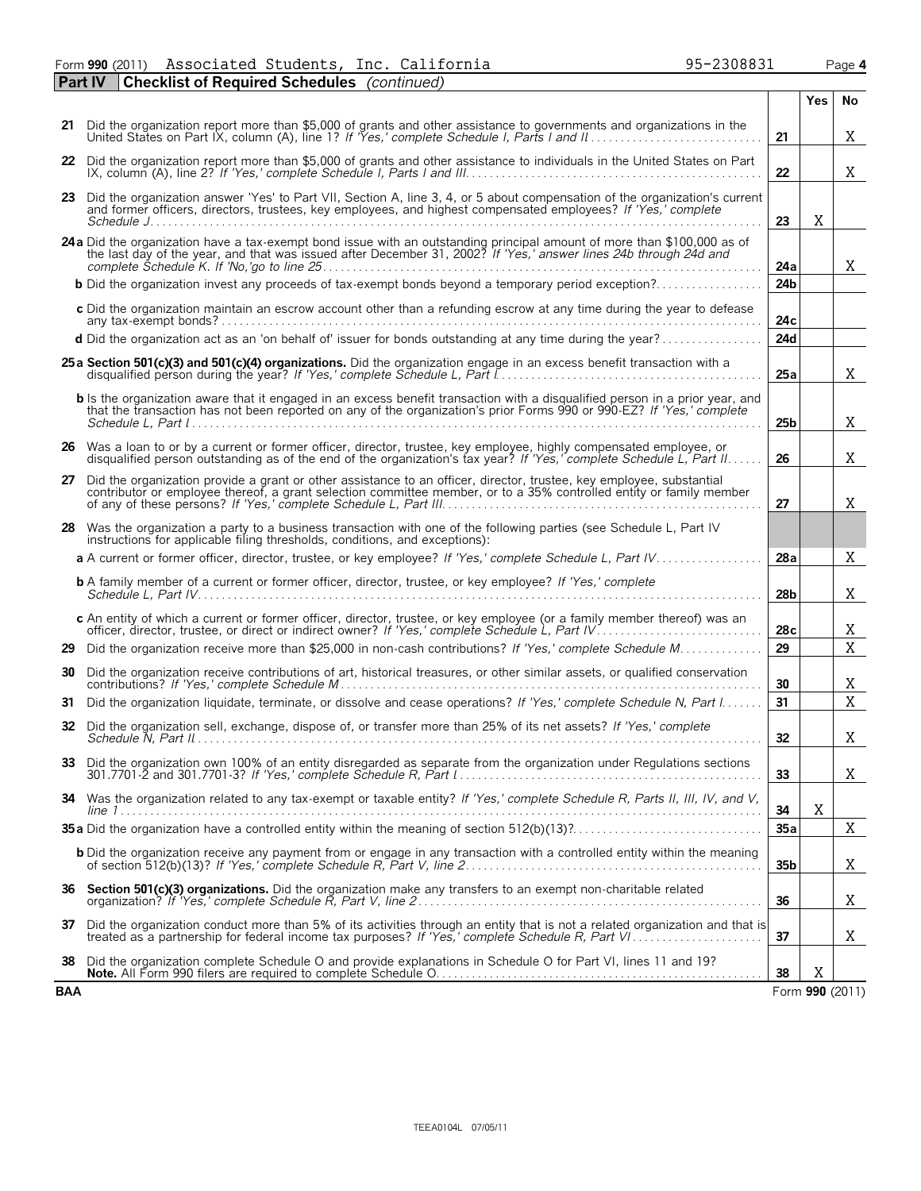Form **990** (2011) Associated Students, Inc. California 95-2308831 Page **4**

## Part IV Checklist of Required Schedules *(continued)*

| | | | Yes | No |
|---|---|---|---|---|
| **21** | Did the organization report more than $5,000 of grants and other assistance to governments and organizations in the United States on Part IX, column (A), line 1? *If 'Yes,' complete Schedule I, Parts I and II* | 21 | | X |
| **22** | Did the organization report more than $5,000 of grants and other assistance to individuals in the United States on Part IX, column (A), line 2? *If 'Yes,' complete Schedule I, Parts I and III* | 22 | | X |
| **23** | Did the organization answer 'Yes' to Part VII, Section A, line 3, 4, or 5 about compensation of the organization's current and former officers, directors, trustees, key employees, and highest compensated employees? *If 'Yes,' complete Schedule J* | 23 | X | |
| **24a** | Did the organization have a tax-exempt bond issue with an outstanding principal amount of more than $100,000 as of the last day of the year, and that was issued after December 31, 2002? *If 'Yes,' answer lines 24b through 24d and complete Schedule K. If 'No,'go to line 25* | 24a | | X |
| **b** | Did the organization invest any proceeds of tax-exempt bonds beyond a temporary period exception? | 24b | | |
| **c** | Did the organization maintain an escrow account other than a refunding escrow at any time during the year to defease any tax-exempt bonds? | 24c | | |
| **d** | Did the organization act as an 'on behalf of' issuer for bonds outstanding at any time during the year? | 24d | | |
| **25a** | **Section 501(c)(3) and 501(c)(4) organizations.** Did the organization engage in an excess benefit transaction with a disqualified person during the year? *If 'Yes,' complete Schedule L, Part I* | 25a | | X |
| **b** | Is the organization aware that it engaged in an excess benefit transaction with a disqualified person in a prior year, and that the transaction has not been reported on any of the organization's prior Forms 990 or 990-EZ? *If 'Yes,' complete Schedule L, Part I* | 25b | | X |
| **26** | Was a loan to or by a current or former officer, director, trustee, key employee, highly compensated employee, or disqualified person outstanding as of the end of the organization's tax year? *If 'Yes,' complete Schedule L, Part II* | 26 | | X |
| **27** | Did the organization provide a grant or other assistance to an officer, director, trustee, key employee, substantial contributor or employee thereof, a grant selection committee member, or to a 35% controlled entity or family member of any of these persons? *If 'Yes,' complete Schedule L, Part III* | 27 | | X |
| **28** | Was the organization a party to a business transaction with one of the following parties (see Schedule L, Part IV instructions for applicable filing thresholds, conditions, and exceptions): | | | |
| **a** | A current or former officer, director, trustee, or key employee? *If 'Yes,' complete Schedule L, Part IV* | 28a | | X |
| **b** | A family member of a current or former officer, director, trustee, or key employee? *If 'Yes,' complete Schedule L, Part IV* | 28b | | X |
| **c** | An entity of which a current or former officer, director, trustee, or key employee (or a family member thereof) was an officer, director, trustee, or direct or indirect owner? *If 'Yes,' complete Schedule L, Part IV* | 28c | | X |
| **29** | Did the organization receive more than $25,000 in non-cash contributions? *If 'Yes,' complete Schedule M* | 29 | | X |
| **30** | Did the organization receive contributions of art, historical treasures, or other similar assets, or qualified conservation contributions? *If 'Yes,' complete Schedule M* | 30 | | X |
| **31** | Did the organization liquidate, terminate, or dissolve and cease operations? *If 'Yes,' complete Schedule N, Part I* | 31 | | X |
| **32** | Did the organization sell, exchange, dispose of, or transfer more than 25% of its net assets? *If 'Yes,' complete Schedule N, Part II* | 32 | | X |
| **33** | Did the organization own 100% of an entity disregarded as separate from the organization under Regulations sections 301.7701-2 and 301.7701-3? *If 'Yes,' complete Schedule R, Part I* | 33 | | X |
| **34** | Was the organization related to any tax-exempt or taxable entity? *If 'Yes,' complete Schedule R, Parts II, III, IV, and V, line 1* | 34 | X | |
| **35a** | Did the organization have a controlled entity within the meaning of section 512(b)(13)? | 35a | | X |
| **b** | Did the organization receive any payment from or engage in any transaction with a controlled entity within the meaning of section 512(b)(13)? *If 'Yes,' complete Schedule R, Part V, line 2* | 35b | | X |
| **36** | **Section 501(c)(3) organizations.** Did the organization make any transfers to an exempt non-charitable related organization? *If 'Yes,' complete Schedule R, Part V, line 2* | 36 | | X |
| **37** | Did the organization conduct more than 5% of its activities through an entity that is not a related organization and that is treated as a partnership for federal income tax purposes? *If 'Yes,' complete Schedule R, Part VI* | 37 | | X |
| **38** | Did the organization complete Schedule O and provide explanations in Schedule O for Part VI, lines 11 and 19? **Note.** All Form 990 filers are required to complete Schedule O. | 38 | X | |

**BAA** Form **990** (2011)

TEEA0104L 07/05/11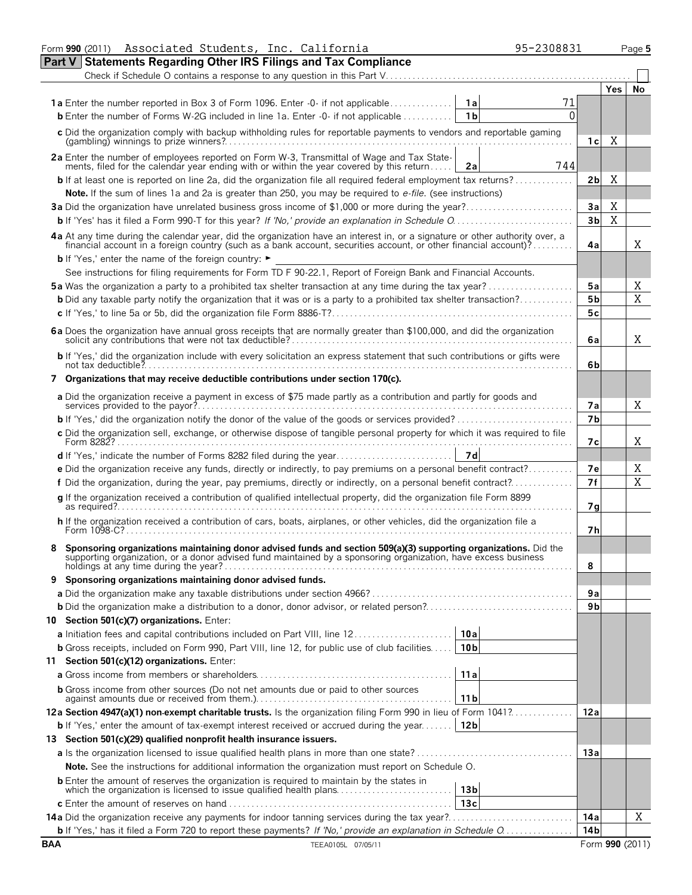Form **990** (2011) Associated Students, Inc. California 95-2308831 Page **5**

## Part V Statements Regarding Other IRS Filings and Tax Compliance

Check if Schedule O contains a response to any question in this Part V . . . . . . . . . . ☐

| | | | | Yes | No |
|---|---|---|---|---|---|
| **1a** Enter the number reported in Box 3 of Form 1096. Enter -0- if not applicable | 1a | 71 | | | |
| **b** Enter the number of Forms W-2G included in line 1a. Enter -0- if not applicable | 1b | 0 | | | |
| **c** Did the organization comply with backup withholding rules for reportable payments to vendors and reportable gaming (gambling) winnings to prize winners? | | | 1c | X | |
| **2a** Enter the number of employees reported on Form W-3, Transmittal of Wage and Tax Statements, filed for the calendar year ending with or within the year covered by this return | 2a | 744 | | | |
| **b** If at least one is reported on line 2a, did the organization file all required federal employment tax returns? | | | 2b | X | |
| **Note.** If the sum of lines 1a and 2a is greater than 250, you may be required to *e-file.* (see instructions) | | | | | |
| **3a** Did the organization have unrelated business gross income of $1,000 or more during the year? | | | 3a | X | |
| **b** If 'Yes' has it filed a Form 990-T for this year? *If 'No,' provide an explanation in Schedule O* | | | 3b | X | |
| **4a** At any time during the calendar year, did the organization have an interest in, or a signature or other authority over, a financial account in a foreign country (such as a bank account, securities account, or other financial account)? | | | 4a | | X |
| **b** If 'Yes,' enter the name of the foreign country: ► | | | | | |
| See instructions for filing requirements for Form TD F 90-22.1, Report of Foreign Bank and Financial Accounts. | | | | | |
| **5a** Was the organization a party to a prohibited tax shelter transaction at any time during the tax year? | | | 5a | | X |
| **b** Did any taxable party notify the organization that it was or is a party to a prohibited tax shelter transaction? | | | 5b | | X |
| **c** If 'Yes,' to line 5a or 5b, did the organization file Form 8886-T? | | | 5c | | |
| **6a** Does the organization have annual gross receipts that are normally greater than $100,000, and did the organization solicit any contributions that were not tax deductible? | | | 6a | | X |
| **b** If 'Yes,' did the organization include with every solicitation an express statement that such contributions or gifts were not tax deductible? | | | 6b | | |
| **7 Organizations that may receive deductible contributions under section 170(c).** | | | | | |
| **a** Did the organization receive a payment in excess of $75 made partly as a contribution and partly for goods and services provided to the payor? | | | 7a | | X |
| **b** If 'Yes,' did the organization notify the donor of the value of the goods or services provided? | | | 7b | | |
| **c** Did the organization sell, exchange, or otherwise dispose of tangible personal property for which it was required to file Form 8282? | | | 7c | | X |
| **d** If 'Yes,' indicate the number of Forms 8282 filed during the year | 7d | | | | |
| **e** Did the organization receive any funds, directly or indirectly, to pay premiums on a personal benefit contract? | | | 7e | | X |
| **f** Did the organization, during the year, pay premiums, directly or indirectly, on a personal benefit contract? | | | 7f | | X |
| **g** If the organization received a contribution of qualified intellectual property, did the organization file Form 8899 as required? | | | 7g | | |
| **h** If the organization received a contribution of cars, boats, airplanes, or other vehicles, did the organization file a Form 1098-C? | | | 7h | | |
| **8 Sponsoring organizations maintaining donor advised funds and section 509(a)(3) supporting organizations.** Did the supporting organization, or a donor advised fund maintained by a sponsoring organization, have excess business holdings at any time during the year? | | | 8 | | |
| **9 Sponsoring organizations maintaining donor advised funds.** | | | | | |
| **a** Did the organization make any taxable distributions under section 4966? | | | 9a | | |
| **b** Did the organization make a distribution to a donor, donor advisor, or related person? | | | 9b | | |
| **10 Section 501(c)(7) organizations.** Enter: | | | | | |
| **a** Initiation fees and capital contributions included on Part VIII, line 12 | 10a | | | | |
| **b** Gross receipts, included on Form 990, Part VIII, line 12, for public use of club facilities | 10b | | | | |
| **11 Section 501(c)(12) organizations.** Enter: | | | | | |
| **a** Gross income from members or shareholders | 11a | | | | |
| **b** Gross income from other sources (Do not net amounts due or paid to other sources against amounts due or received from them.) | 11b | | | | |
| **12a Section 4947(a)(1) non-exempt charitable trusts.** Is the organization filing Form 990 in lieu of Form 1041? | | | 12a | | |
| **b** If 'Yes,' enter the amount of tax-exempt interest received or accrued during the year | 12b | | | | |
| **13 Section 501(c)(29) qualified nonprofit health insurance issuers.** | | | | | |
| **a** Is the organization licensed to issue qualified health plans in more than one state? | | | 13a | | |
| **Note.** See the instructions for additional information the organization must report on Schedule O. | | | | | |
| **b** Enter the amount of reserves the organization is required to maintain by the states in which the organization is licensed to issue qualified health plans | 13b | | | | |
| **c** Enter the amount of reserves on hand | 13c | | | | |
| **14a** Did the organization receive any payments for indoor tanning services during the tax year? | | | 14a | | X |
| **b** If 'Yes,' has it filed a Form 720 to report these payments? *If 'No,' provide an explanation in Schedule O* | | | 14b | | |

BAA TEEA0105L 07/05/11 Form **990** (2011)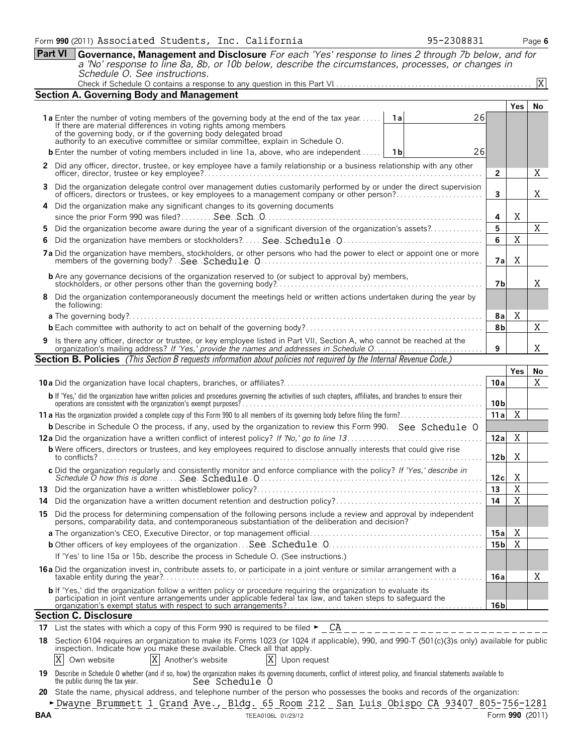Form **990** (2011) Associated Students, Inc. California 95-2308831 Page **6**

## Part VI Governance, Management and Disclosure

*For each 'Yes' response to lines 2 through 7b below, and for a 'No' response to line 8a, 8b, or 10b below, describe the circumstances, processes, or changes in Schedule O. See instructions.*

Check if Schedule O contains a response to any question in this Part VI .... [X]

### Section A. Governing Body and Management

| | | | Yes | No |
|---|---|---|---|---|
| **1a** Enter the number of voting members of the governing body at the end of the tax year. If there are material differences in voting rights among members of the governing body, or if the governing body delegated broad authority to an executive committee or similar committee, explain in Schedule O. | 1a | 26 | | |
| **b** Enter the number of voting members included in line 1a, above, who are independent | 1b | 26 | | |
| **2** Did any officer, director, trustee, or key employee have a family relationship or a business relationship with any other officer, director, trustee or key employee? | 2 | | | X |
| **3** Did the organization delegate control over management duties customarily performed by or under the direct supervision of officers, directors or trustees, or key employees to a management company or other person? | 3 | | | X |
| **4** Did the organization make any significant changes to its governing documents since the prior Form 990 was filed? See Sch. O | 4 | | X | |
| **5** Did the organization become aware during the year of a significant diversion of the organization's assets? | 5 | | | X |
| **6** Did the organization have members or stockholders? See Schedule O | 6 | | X | |
| **7a** Did the organization have members, stockholders, or other persons who had the power to elect or appoint one or more members of the governing body? See Schedule O | 7a | | X | |
| **b** Are any governance decisions of the organization reserved to (or subject to approval by) members, stockholders, or other persons other than the governing body? | 7b | | | X |
| **8** Did the organization contemporaneously document the meetings held or written actions undertaken during the year by the following: | | | | |
| **a** The governing body? | 8a | | X | |
| **b** Each committee with authority to act on behalf of the governing body? | 8b | | | X |
| **9** Is there any officer, director or trustee, or key employee listed in Part VII, Section A, who cannot be reached at the organization's mailing address? *If 'Yes,' provide the names and addresses in Schedule O* | 9 | | | X |

### Section B. Policies *(This Section B requests information about policies not required by the Internal Revenue Code.)*

| | | Yes | No |
|---|---|---|---|
| **10a** Did the organization have local chapters, branches, or affiliates? | 10a | | X |
| **b** If 'Yes,' did the organization have written policies and procedures governing the activities of such chapters, affiliates, and branches to ensure their operations are consistent with the organization's exempt purposes? | 10b | | |
| **11a** Has the organization provided a complete copy of this Form 990 to all members of its governing body before filing the form? | 11a | X | |
| **b** Describe in Schedule O the process, if any, used by the organization to review this Form 990. See Schedule O | | | |
| **12a** Did the organization have a written conflict of interest policy? *If 'No,' go to line 13* | 12a | X | |
| **b** Were officers, directors or trustees, and key employees required to disclose annually interests that could give rise to conflicts? | 12b | X | |
| **c** Did the organization regularly and consistently monitor and enforce compliance with the policy? *If 'Yes,' describe in Schedule O how this is done* See Schedule O | 12c | X | |
| **13** Did the organization have a written whistleblower policy? | 13 | X | |
| **14** Did the organization have a written document retention and destruction policy? | 14 | X | |
| **15** Did the process for determining compensation of the following persons include a review and approval by independent persons, comparability data, and contemporaneous substantiation of the deliberation and decision? | | | |
| **a** The organization's CEO, Executive Director, or top management official | 15a | X | |
| **b** Other officers of key employees of the organization See Schedule O | 15b | X | |
| If 'Yes' to line 15a or 15b, describe the process in Schedule O. (See instructions.) | | | |
| **16a** Did the organization invest in, contribute assets to, or participate in a joint venture or similar arrangement with a taxable entity during the year? | 16a | | X |
| **b** If 'Yes,' did the organization follow a written policy or procedure requiring the organization to evaluate its participation in joint venture arrangements under applicable federal tax law, and taken steps to safeguard the organization's exempt status with respect to such arrangements? | 16b | | |

### Section C. Disclosure

**17** List the states with which a copy of this Form 990 is required to be filed ► CA

**18** Section 6104 requires an organization to make its Forms 1023 (or 1024 if applicable), 990, and 990-T (501(c)(3)s only) available for public inspection. Indicate how you make these available. Check all that apply.

[X] Own website [X] Another's website [X] Upon request

**19** Describe in Schedule O whether (and if so, how) the organization makes its governing documents, conflict of interest policy, and financial statements available to the public during the tax year. See Schedule O

**20** State the name, physical address, and telephone number of the person who possesses the books and records of the organization:

► Dwayne Brummett 1 Grand Ave., Bldg. 65 Room 212 San Luis Obispo CA 93407 805-756-1281

BAA TEEA0106L 01/23/12 Form **990** (2011)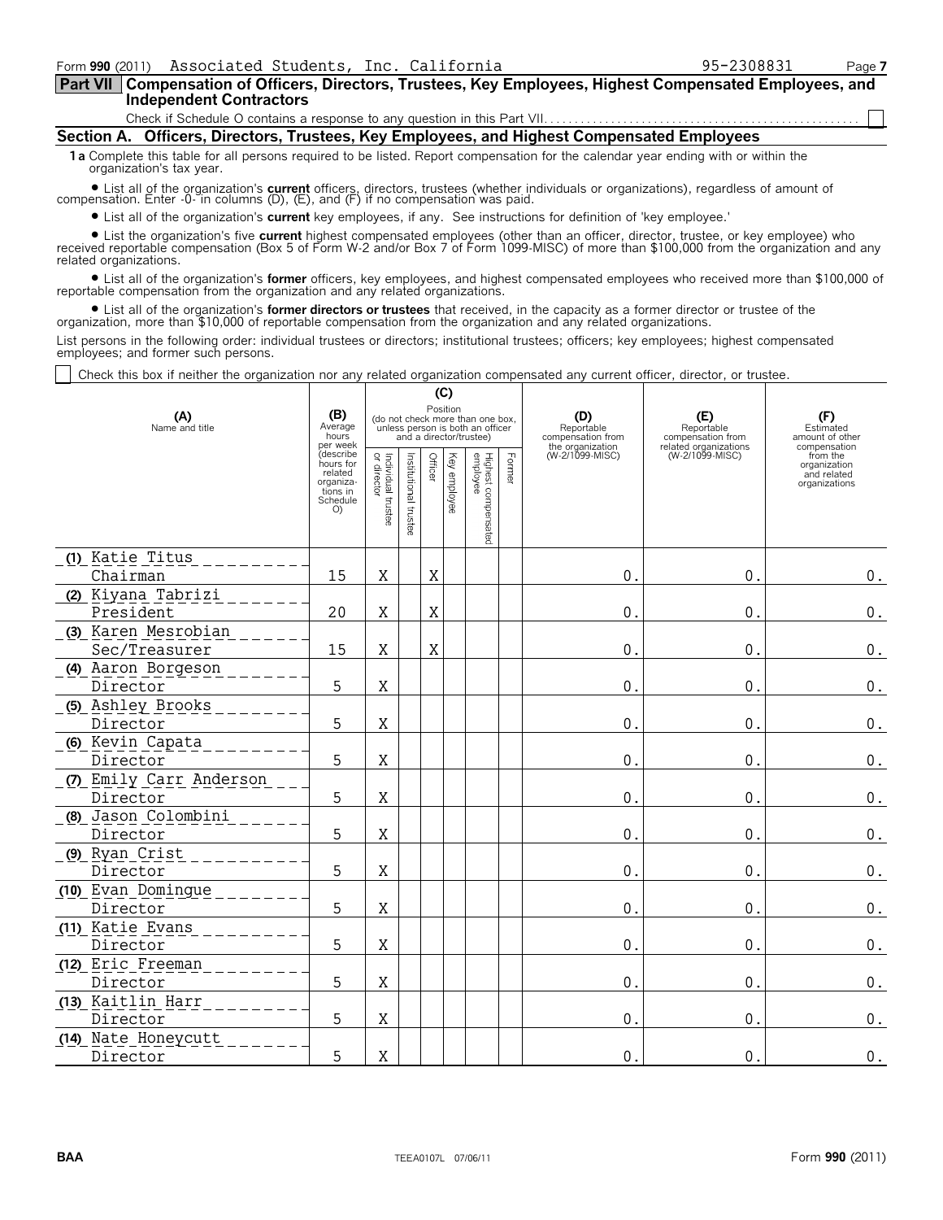Form **990** (2011) Associated Students, Inc. California 95-2308831 Page **7**

## Part VII Compensation of Officers, Directors, Trustees, Key Employees, Highest Compensated Employees, and Independent Contractors

Check if Schedule O contains a response to any question in this Part VII. ☐

### Section A. Officers, Directors, Trustees, Key Employees, and Highest Compensated Employees

**1a** Complete this table for all persons required to be listed. Report compensation for the calendar year ending with or within the organization's tax year.

- List all of the organization's **current** officers, directors, trustees (whether individuals or organizations), regardless of amount of compensation. Enter -0- in columns (D), (E), and (F) if no compensation was paid.
- List all of the organization's **current** key employees, if any. See instructions for definition of 'key employee.'
- List the organization's five **current** highest compensated employees (other than an officer, director, trustee, or key employee) who received reportable compensation (Box 5 of Form W-2 and/or Box 7 of Form 1099-MISC) of more than $100,000 from the organization and any related organizations.
- List all of the organization's **former** officers, key employees, and highest compensated employees who received more than $100,000 of reportable compensation from the organization and any related organizations.
- List all of the organization's **former directors or trustees** that received, in the capacity as a former director or trustee of the organization, more than $10,000 of reportable compensation from the organization and any related organizations.

List persons in the following order: individual trustees or directors; institutional trustees; officers; key employees; highest compensated employees; and former such persons.

☐ Check this box if neither the organization nor any related organization compensated any current officer, director, or trustee.

| (A) Name and title | (B) Average hours per week (describe hours for related organizations in Schedule O) | (C) Position (do not check more than one box, unless person is both an officer and a director/trustee) | | | | | | (D) Reportable compensation from the organization (W-2/1099-MISC) | (E) Reportable compensation from related organizations (W-2/1099-MISC) | (F) Estimated amount of other compensation from the organization and related organizations |
|---|---|---|---|---|---|---|---|---|---|---|
| | | Individual trustee or director | Institutional trustee | Officer | Key employee | Highest compensated employee | Former | | | |
| (1) Katie Titus<br>Chairman | 15 | X | | X | | | | 0. | 0. | 0. |
| (2) Kiyana Tabrizi<br>President | 20 | X | | X | | | | 0. | 0. | 0. |
| (3) Karen Mesrobian<br>Sec/Treasurer | 15 | X | | X | | | | 0. | 0. | 0. |
| (4) Aaron Borgeson<br>Director | 5 | X | | | | | | 0. | 0. | 0. |
| (5) Ashley Brooks<br>Director | 5 | X | | | | | | 0. | 0. | 0. |
| (6) Kevin Capata<br>Director | 5 | X | | | | | | 0. | 0. | 0. |
| (7) Emily Carr Anderson<br>Director | 5 | X | | | | | | 0. | 0. | 0. |
| (8) Jason Colombini<br>Director | 5 | X | | | | | | 0. | 0. | 0. |
| (9) Ryan Crist<br>Director | 5 | X | | | | | | 0. | 0. | 0. |
| (10) Evan Domingue<br>Director | 5 | X | | | | | | 0. | 0. | 0. |
| (11) Katie Evans<br>Director | 5 | X | | | | | | 0. | 0. | 0. |
| (12) Eric Freeman<br>Director | 5 | X | | | | | | 0. | 0. | 0. |
| (13) Kaitlin Harr<br>Director | 5 | X | | | | | | 0. | 0. | 0. |
| (14) Nate Honeycutt<br>Director | 5 | X | | | | | | 0. | 0. | 0. |

BAA TEEA0107L 07/06/11 Form **990** (2011)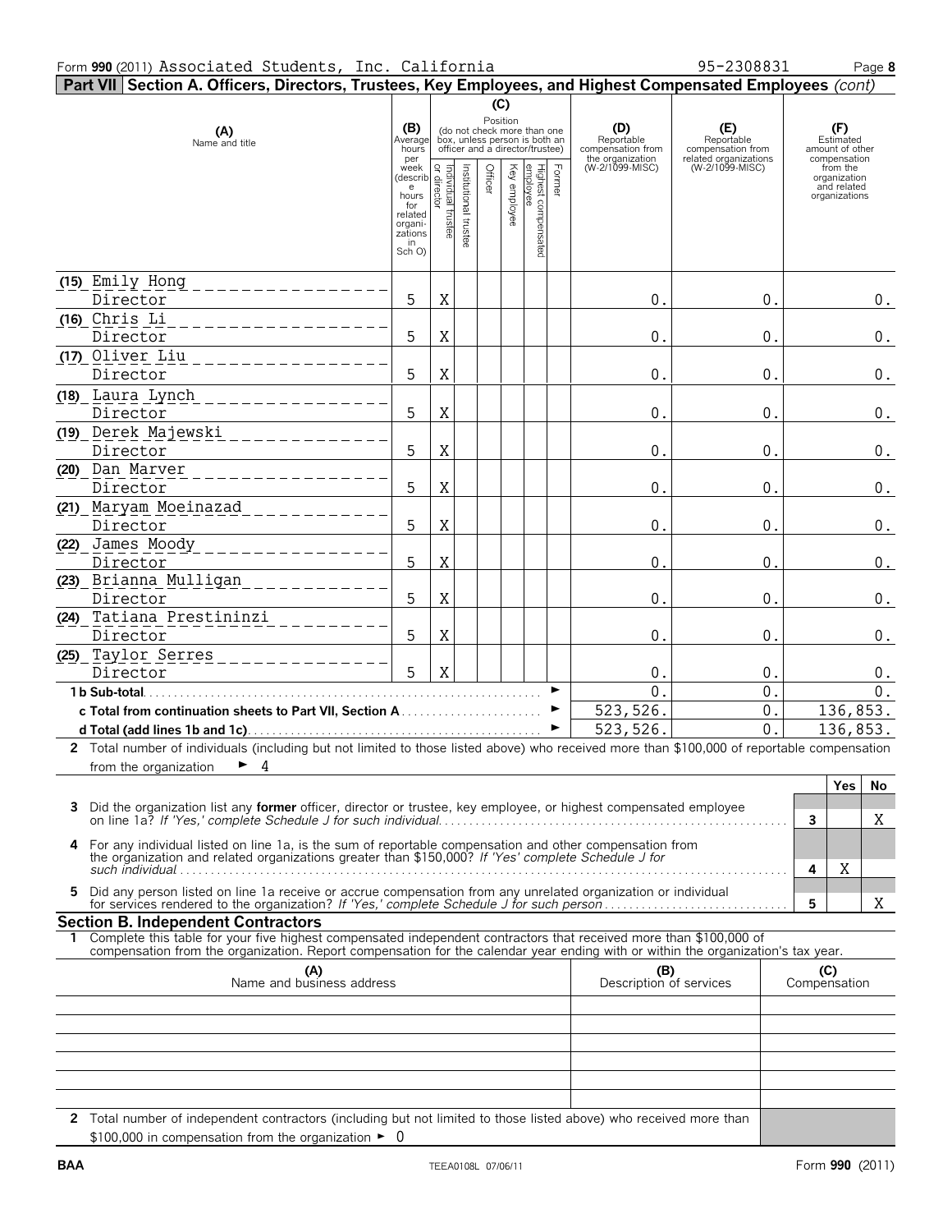Form 990 (2011) Associated Students, Inc. California 95-2308831

## Part VII Section A. Officers, Directors, Trustees, Key Employees, and Highest Compensated Employees *(cont)*

| (A) Name and title | (B) Average hours per week (describe hours for related organizations in Sch O) | (C) Position: Individual trustee or director | Institutional trustee | Officer | Key employee | Highest compensated employee | Former | (D) Reportable compensation from the organization (W-2/1099-MISC) | (E) Reportable compensation from related organizations (W-2/1099-MISC) | (F) Estimated amount of other compensation from the organization and related organizations |
|---|---|---|---|---|---|---|---|---|---|---|
| (15) Emily Hong<br>Director | 5 | X | | | | | | 0. | 0. | 0. |
| (16) Chris Li<br>Director | 5 | X | | | | | | 0. | 0. | 0. |
| (17) Oliver Liu<br>Director | 5 | X | | | | | | 0. | 0. | 0. |
| (18) Laura Lynch<br>Director | 5 | X | | | | | | 0. | 0. | 0. |
| (19) Derek Majewski<br>Director | 5 | X | | | | | | 0. | 0. | 0. |
| (20) Dan Marver<br>Director | 5 | X | | | | | | 0. | 0. | 0. |
| (21) Maryam Moeinazad<br>Director | 5 | X | | | | | | 0. | 0. | 0. |
| (22) James Moody<br>Director | 5 | X | | | | | | 0. | 0. | 0. |
| (23) Brianna Mulligan<br>Director | 5 | X | | | | | | 0. | 0. | 0. |
| (24) Tatiana Prestininzi<br>Director | 5 | X | | | | | | 0. | 0. | 0. |
| (25) Taylor Serres<br>Director | 5 | X | | | | | | 0. | 0. | 0. |
| **1b Sub-total** | | | | | | | | 0. | 0. | 0. |
| **c Total from continuation sheets to Part VII, Section A** | | | | | | | | 523,526. | 0. | 136,853. |
| **d Total (add lines 1b and 1c)** | | | | | | | | 523,526. | 0. | 136,853. |

**2** Total number of individuals (including but not limited to those listed above) who received more than $100,000 of reportable compensation from the organization ► 4

| | | Yes | No |
|---|---|---|---|
| **3** Did the organization list any **former** officer, director or trustee, key employee, or highest compensated employee on line 1a? *If 'Yes,' complete Schedule J for such individual* | 3 | | X |
| **4** For any individual listed on line 1a, is the sum of reportable compensation and other compensation from the organization and related organizations greater than $150,000? *If 'Yes' complete Schedule J for such individual* | 4 | X | |
| **5** Did any person listed on line 1a receive or accrue compensation from any unrelated organization or individual for services rendered to the organization? *If 'Yes,' complete Schedule J for such person* | 5 | | X |

### Section B. Independent Contractors

**1** Complete this table for your five highest compensated independent contractors that received more than $100,000 of compensation from the organization. Report compensation for the calendar year ending with or within the organization's tax year.

| (A) Name and business address | (B) Description of services | (C) Compensation |
|---|---|---|
| | | |
| | | |
| | | |
| | | |
| | | |

**2** Total number of independent contractors (including but not limited to those listed above) who received more than $100,000 in compensation from the organization ► 0

BAA TEEA0108L 07/06/11 Form **990** (2011)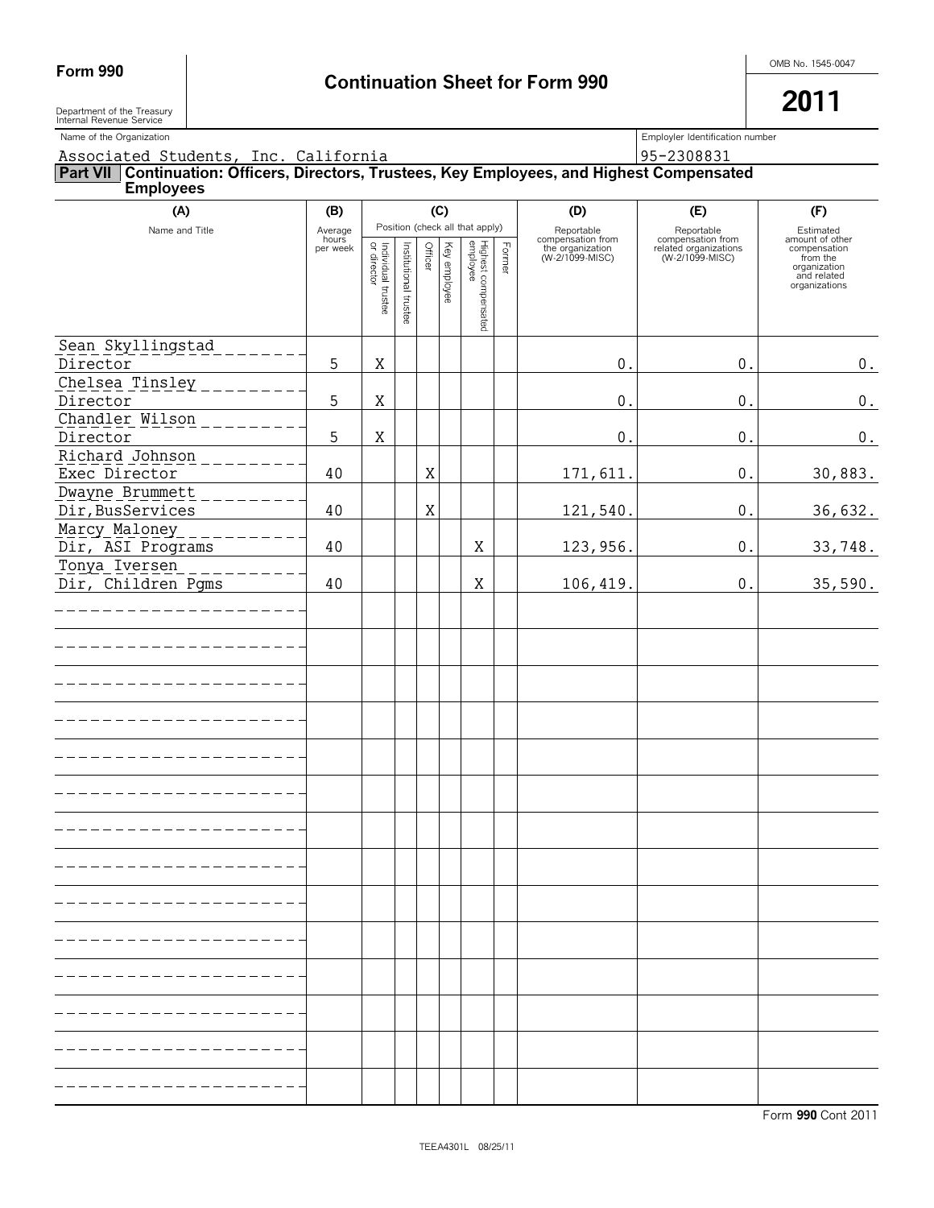**Form 990** | Department of the Treasury Internal Revenue Service

# Continuation Sheet for Form 990

OMB No. 1545-0047

**2011**

Name of the Organization: Associated Students, Inc. California

Employer Identification number: 95-2308831

## Part VII Continuation: Officers, Directors, Trustees, Key Employees, and Highest Compensated Employees

| (A) Name and Title | (B) Average hours per week | (C) Individual trustee or director | Institutional trustee | Officer | Key employee | Highest compensated employee | Former | (D) Reportable compensation from the organization (W-2/1099-MISC) | (E) Reportable compensation from related organizations (W-2/1099-MISC) | (F) Estimated amount of other compensation from the organization and related organizations |
|---|---|---|---|---|---|---|---|---|---|---|
| Sean Skyllingstad<br>Director | 5 | X | | | | | | 0. | 0. | 0. |
| Chelsea Tinsley<br>Director | 5 | X | | | | | | 0. | 0. | 0. |
| Chandler Wilson<br>Director | 5 | X | | | | | | 0. | 0. | 0. |
| Richard Johnson<br>Exec Director | 40 | | | X | | | | 171,611. | 0. | 30,883. |
| Dwayne Brummett<br>Dir,BusServices | 40 | | | X | | | | 121,540. | 0. | 36,632. |
| Marcy Maloney<br>Dir, ASI Programs | 40 | | | | | X | | 123,956. | 0. | 33,748. |
| Tonya Iversen<br>Dir, Children Pgms | 40 | | | | | X | | 106,419. | 0. | 35,590. |

Form **990** Cont 2011

TEEA4301L 08/25/11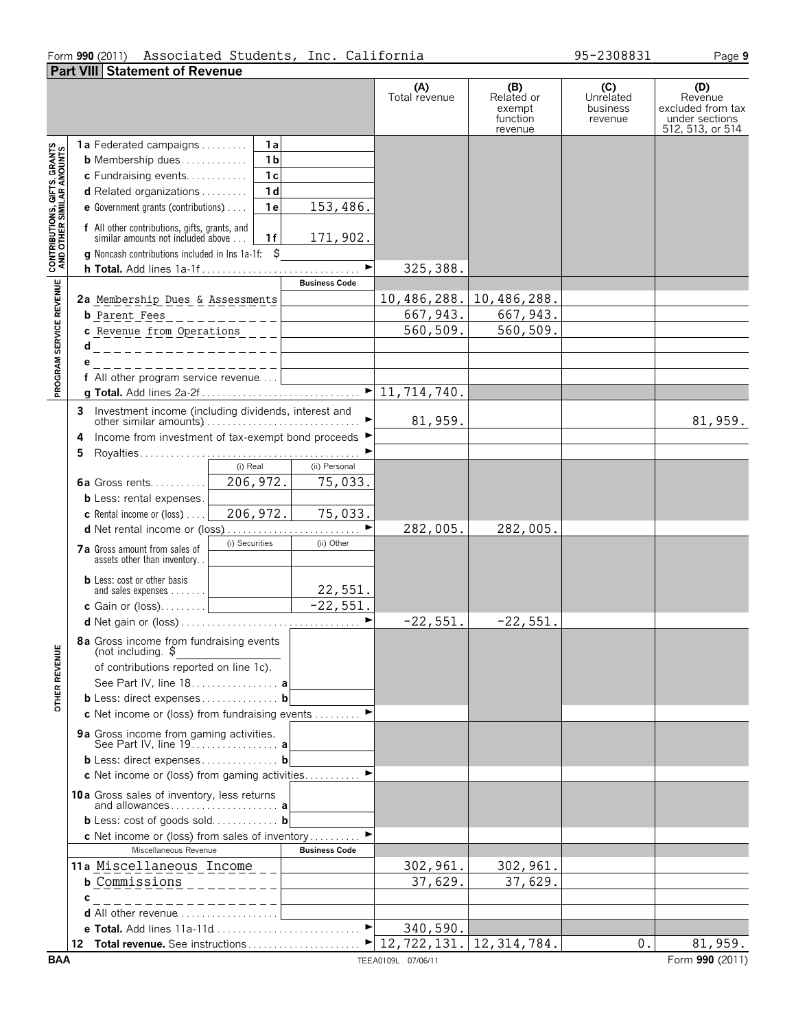Form **990** (2011) Associated Students, Inc. California 95-2308831

## Part VIII Statement of Revenue

| | | | | (A) Total revenue | (B) Related or exempt function revenue | (C) Unrelated business revenue | (D) Revenue excluded from tax under sections 512, 513, or 514 |
|---|---|---|---|---|---|---|---|
| **CONTRIBUTIONS, GIFTS, GRANTS AND OTHER SIMILAR AMOUNTS** | **1a** Federated campaigns | 1a | | | | | |
| | **b** Membership dues | 1b | | | | | |
| | **c** Fundraising events | 1c | | | | | |
| | **d** Related organizations | 1d | | | | | |
| | **e** Government grants (contributions) | 1e | 153,486. | | | | |
| | **f** All other contributions, gifts, grants, and similar amounts not included above | 1f | 171,902. | | | | |
| | **g** Noncash contributions included in lns 1a-1f: $ | | | | | | |
| | **h Total.** Add lines 1a-1f | | ► | 325,388. | | | |
| **PROGRAM SERVICE REVENUE** | | | **Business Code** | | | | |
| | **2a** Membership Dues & Assessments | | | 10,486,288. | 10,486,288. | | |
| | **b** Parent Fees | | | 667,943. | 667,943. | | |
| | **c** Revenue from Operations | | | 560,509. | 560,509. | | |
| | **d** | | | | | | |
| | **e** | | | | | | |
| | **f** All other program service revenue | | | | | | |
| | **g Total.** Add lines 2a-2f | | ► | 11,714,740. | | | |
| **OTHER REVENUE** | **3** Investment income (including dividends, interest and other similar amounts) | | ► | 81,959. | | | 81,959. |
| | **4** Income from investment of tax-exempt bond proceeds | | ► | | | | |
| | **5** Royalties | | ► | | | | |
| | | (i) Real | (ii) Personal | | | | |
| | **6a** Gross rents | 206,972. | 75,033. | | | | |
| | **b** Less: rental expenses | | | | | | |
| | **c** Rental income or (loss) | 206,972. | 75,033. | | | | |
| | **d** Net rental income or (loss) | | ► | 282,005. | 282,005. | | |
| | | (i) Securities | (ii) Other | | | | |
| | **7a** Gross amount from sales of assets other than inventory | | | | | | |
| | **b** Less: cost or other basis and sales expenses | | 22,551. | | | | |
| | **c** Gain or (loss) | | -22,551. | | | | |
| | **d** Net gain or (loss) | | ► | -22,551. | -22,551. | | |
| | **8a** Gross income from fundraising events (not including $ of contributions reported on line 1c). See Part IV, line 18 | a | | | | | |
| | **b** Less: direct expenses | b | | | | | |
| | **c** Net income or (loss) from fundraising events | | ► | | | | |
| | **9a** Gross income from gaming activities. See Part IV, line 19 | a | | | | | |
| | **b** Less: direct expenses | b | | | | | |
| | **c** Net income or (loss) from gaming activities | | ► | | | | |
| | **10a** Gross sales of inventory, less returns and allowances | a | | | | | |
| | **b** Less: cost of goods sold | b | | | | | |
| | **c** Net income or (loss) from sales of inventory | | ► | | | | |
| | Miscellaneous Revenue | | **Business Code** | | | | |
| | **11a** Miscellaneous Income | | | 302,961. | 302,961. | | |
| | **b** Commissions | | | 37,629. | 37,629. | | |
| | **c** | | | | | | |
| | **d** All other revenue | | | | | | |
| | **e Total.** Add lines 11a-11d | | ► | 340,590. | | | |
| | **12 Total revenue.** See instructions | | ► | 12,722,131. | 12,314,784. | 0. | 81,959. |

BAA TEEA0109L 07/06/11 Form **990** (2011)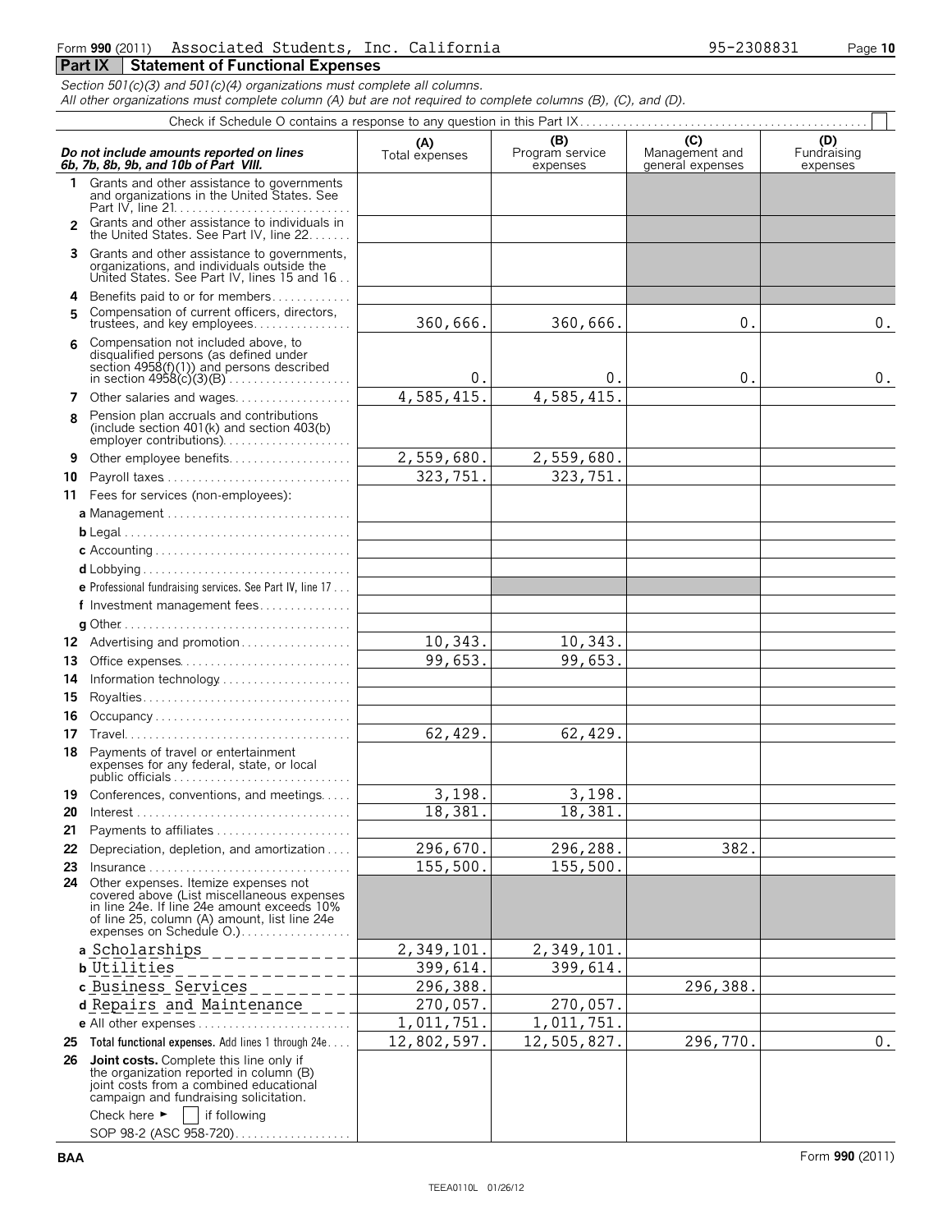Form **990** (2011) Associated Students, Inc. California 95-2308831

## Part IX Statement of Functional Expenses

*Section 501(c)(3) and 501(c)(4) organizations must complete all columns.*
*All other organizations must complete column (A) but are not required to complete columns (B), (C), and (D).*

Check if Schedule O contains a response to any question in this Part IX ☐

| *Do not include amounts reported on lines 6b, 7b, 8b, 9b, and 10b of Part VIII.* | (A) Total expenses | (B) Program service expenses | (C) Management and general expenses | (D) Fundraising expenses |
|---|---|---|---|---|
| **1** Grants and other assistance to governments and organizations in the United States. See Part IV, line 21 | | | | |
| **2** Grants and other assistance to individuals in the United States. See Part IV, line 22 | | | | |
| **3** Grants and other assistance to governments, organizations, and individuals outside the United States. See Part IV, lines 15 and 16 | | | | |
| **4** Benefits paid to or for members | | | | |
| **5** Compensation of current officers, directors, trustees, and key employees | 360,666. | 360,666. | 0. | 0. |
| **6** Compensation not included above, to disqualified persons (as defined under section 4958(f)(1)) and persons described in section 4958(c)(3)(B) | 0. | 0. | 0. | 0. |
| **7** Other salaries and wages | 4,585,415. | 4,585,415. | | |
| **8** Pension plan accruals and contributions (include section 401(k) and section 403(b) employer contributions) | | | | |
| **9** Other employee benefits | 2,559,680. | 2,559,680. | | |
| **10** Payroll taxes | 323,751. | 323,751. | | |
| **11** Fees for services (non-employees): | | | | |
| **a** Management | | | | |
| **b** Legal | | | | |
| **c** Accounting | | | | |
| **d** Lobbying | | | | |
| **e** Professional fundraising services. See Part IV, line 17 | | | | |
| **f** Investment management fees | | | | |
| **g** Other | | | | |
| **12** Advertising and promotion | 10,343. | 10,343. | | |
| **13** Office expenses | 99,653. | 99,653. | | |
| **14** Information technology | | | | |
| **15** Royalties | | | | |
| **16** Occupancy | | | | |
| **17** Travel | 62,429. | 62,429. | | |
| **18** Payments of travel or entertainment expenses for any federal, state, or local public officials | | | | |
| **19** Conferences, conventions, and meetings | 3,198. | 3,198. | | |
| **20** Interest | 18,381. | 18,381. | | |
| **21** Payments to affiliates | | | | |
| **22** Depreciation, depletion, and amortization | 296,670. | 296,288. | 382. | |
| **23** Insurance | 155,500. | 155,500. | | |
| **24** Other expenses. Itemize expenses not covered above (List miscellaneous expenses in line 24e. If line 24e amount exceeds 10% of line 25, column (A) amount, list line 24e expenses on Schedule O.) | | | | |
| **a** Scholarships | 2,349,101. | 2,349,101. | | |
| **b** Utilities | 399,614. | 399,614. | | |
| **c** Business Services | 296,388. | | 296,388. | |
| **d** Repairs and Maintenance | 270,057. | 270,057. | | |
| **e** All other expenses | 1,011,751. | 1,011,751. | | |
| **25 Total functional expenses.** Add lines 1 through 24e | 12,802,597. | 12,505,827. | 296,770. | 0. |
| **26 Joint costs.** Complete this line only if the organization reported in column (B) joint costs from a combined educational campaign and fundraising solicitation. Check here ► ☐ if following SOP 98-2 (ASC 958-720) | | | | |

BAA Form **990** (2011)

TEEA0110L 01/26/12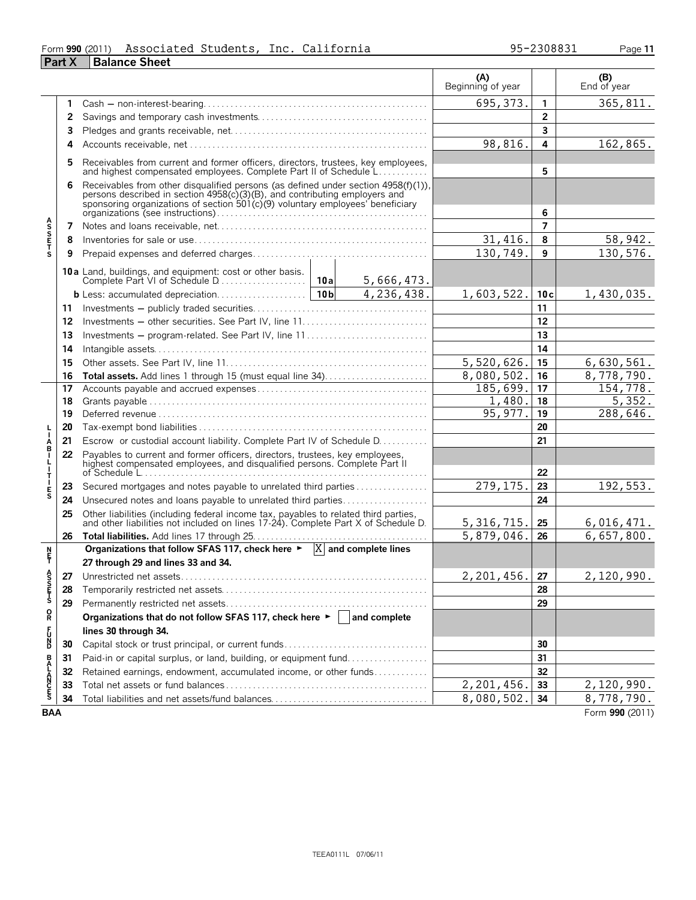Form **990** (2011) Associated Students, Inc. California 95-2308831

**Part X Balance Sheet**

| | | | (A) Beginning of year | | (B) End of year |
|---|---|---|---|---|---|
| ASSETS | 1 | Cash — non-interest-bearing | 695,373. | 1 | 365,811. |
| | 2 | Savings and temporary cash investments | | 2 | |
| | 3 | Pledges and grants receivable, net | | 3 | |
| | 4 | Accounts receivable, net | 98,816. | 4 | 162,865. |
| | 5 | Receivables from current and former officers, directors, trustees, key employees, and highest compensated employees. Complete Part II of Schedule L | | 5 | |
| | 6 | Receivables from other disqualified persons (as defined under section 4958(f)(1)), persons described in section 4958(c)(3)(B), and contributing employers and sponsoring organizations of section 501(c)(9) voluntary employees' beneficiary organizations (see instructions) | | 6 | |
| | 7 | Notes and loans receivable, net | | 7 | |
| | 8 | Inventories for sale or use | 31,416. | 8 | 58,942. |
| | 9 | Prepaid expenses and deferred charges | 130,749. | 9 | 130,576. |
| | 10a | Land, buildings, and equipment: cost or other basis. Complete Part VI of Schedule D — 10a: 5,666,473. | | | |
| | b | Less: accumulated depreciation — 10b: 4,236,438. | 1,603,522. | 10c | 1,430,035. |
| | 11 | Investments — publicly traded securities | | 11 | |
| | 12 | Investments — other securities. See Part IV, line 11 | | 12 | |
| | 13 | Investments — program-related. See Part IV, line 11 | | 13 | |
| | 14 | Intangible assets | | 14 | |
| | 15 | Other assets. See Part IV, line 11 | 5,520,626. | 15 | 6,630,561. |
| | 16 | **Total assets.** Add lines 1 through 15 (must equal line 34) | 8,080,502. | 16 | 8,778,790. |
| LIABILITIES | 17 | Accounts payable and accrued expenses | 185,699. | 17 | 154,778. |
| | 18 | Grants payable | 1,480. | 18 | 5,352. |
| | 19 | Deferred revenue | 95,977. | 19 | 288,646. |
| | 20 | Tax-exempt bond liabilities | | 20 | |
| | 21 | Escrow or custodial account liability. Complete Part IV of Schedule D | | 21 | |
| | 22 | Payables to current and former officers, directors, trustees, key employees, highest compensated employees, and disqualified persons. Complete Part II of Schedule L | | 22 | |
| | 23 | Secured mortgages and notes payable to unrelated third parties | 279,175. | 23 | 192,553. |
| | 24 | Unsecured notes and loans payable to unrelated third parties | | 24 | |
| | 25 | Other liabilities (including federal income tax, payables to related third parties, and other liabilities not included on lines 17-24). Complete Part X of Schedule D | 5,316,715. | 25 | 6,016,471. |
| | 26 | **Total liabilities.** Add lines 17 through 25 | 5,879,046. | 26 | 6,657,800. |
| NET ASSETS OR FUND BALANCES | | **Organizations that follow SFAS 117, check here ►** [X] **and complete lines 27 through 29 and lines 33 and 34.** | | | |
| | 27 | Unrestricted net assets | 2,201,456. | 27 | 2,120,990. |
| | 28 | Temporarily restricted net assets | | 28 | |
| | 29 | Permanently restricted net assets | | 29 | |
| | | **Organizations that do not follow SFAS 117, check here ►** [ ] **and complete lines 30 through 34.** | | | |
| | 30 | Capital stock or trust principal, or current funds | | 30 | |
| | 31 | Paid-in or capital surplus, or land, building, or equipment fund | | 31 | |
| | 32 | Retained earnings, endowment, accumulated income, or other funds | | 32 | |
| | 33 | Total net assets or fund balances | 2,201,456. | 33 | 2,120,990. |
| | 34 | Total liabilities and net assets/fund balances | 8,080,502. | 34 | 8,778,790. |

BAA Form **990** (2011)

TEEA0111L 07/06/11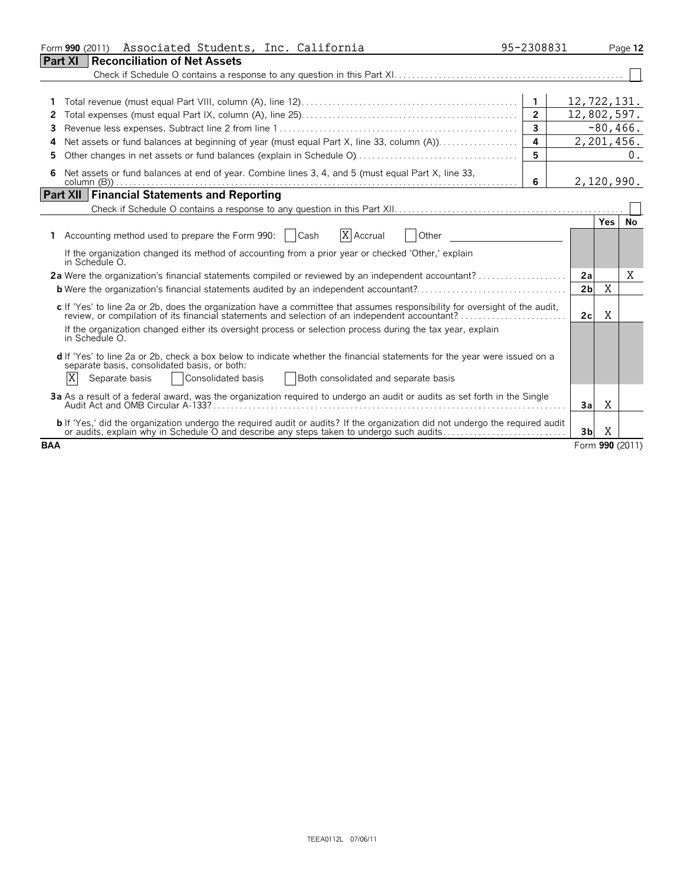Form **990** (2011) Associated Students, Inc. California 95-2308831 Page **12**

## Part XI Reconciliation of Net Assets

Check if Schedule O contains a response to any question in this Part XI. ☐

| | | | |
|---|---|---|---|
| 1 | Total revenue (must equal Part VIII, column (A), line 12) | 1 | 12,722,131. |
| 2 | Total expenses (must equal Part IX, column (A), line 25) | 2 | 12,802,597. |
| 3 | Revenue less expenses. Subtract line 2 from line 1 | 3 | -80,466. |
| 4 | Net assets or fund balances at beginning of year (must equal Part X, line 33, column (A)) | 4 | 2,201,456. |
| 5 | Other changes in net assets or fund balances (explain in Schedule O) | 5 | 0. |
| 6 | Net assets or fund balances at end of year. Combine lines 3, 4, and 5 (must equal Part X, line 33, column (B)) | 6 | 2,120,990. |

## Part XII Financial Statements and Reporting

Check if Schedule O contains a response to any question in this Part XII. ☐

| | | Yes | No |
|---|---|---|---|
| **1** Accounting method used to prepare the Form 990: ☐ Cash ☒ Accrual ☐ Other | | | |
| If the organization changed its method of accounting from a prior year or checked 'Other,' explain in Schedule O. | | | |
| **2a** Were the organization's financial statements compiled or reviewed by an independent accountant? | 2a | | X |
| **b** Were the organization's financial statements audited by an independent accountant? | 2b | X | |
| **c** If 'Yes' to line 2a or 2b, does the organization have a committee that assumes responsibility for oversight of the audit, review, or compilation of its financial statements and selection of an independent accountant? | 2c | X | |
| If the organization changed either its oversight process or selection process during the tax year, explain in Schedule O. | | | |
| **d** If 'Yes' to line 2a or 2b, check a box below to indicate whether the financial statements for the year were issued on a separate basis, consolidated basis, or both: ☒ Separate basis ☐ Consolidated basis ☐ Both consolidated and separate basis | | | |
| **3a** As a result of a federal award, was the organization required to undergo an audit or audits as set forth in the Single Audit Act and OMB Circular A-133? | 3a | X | |
| **b** If 'Yes,' did the organization undergo the required audit or audits? If the organization did not undergo the required audit or audits, explain why in Schedule O and describe any steps taken to undergo such audits | 3b | X | |

**BAA** Form **990** (2011)

TEEA0112L 07/06/11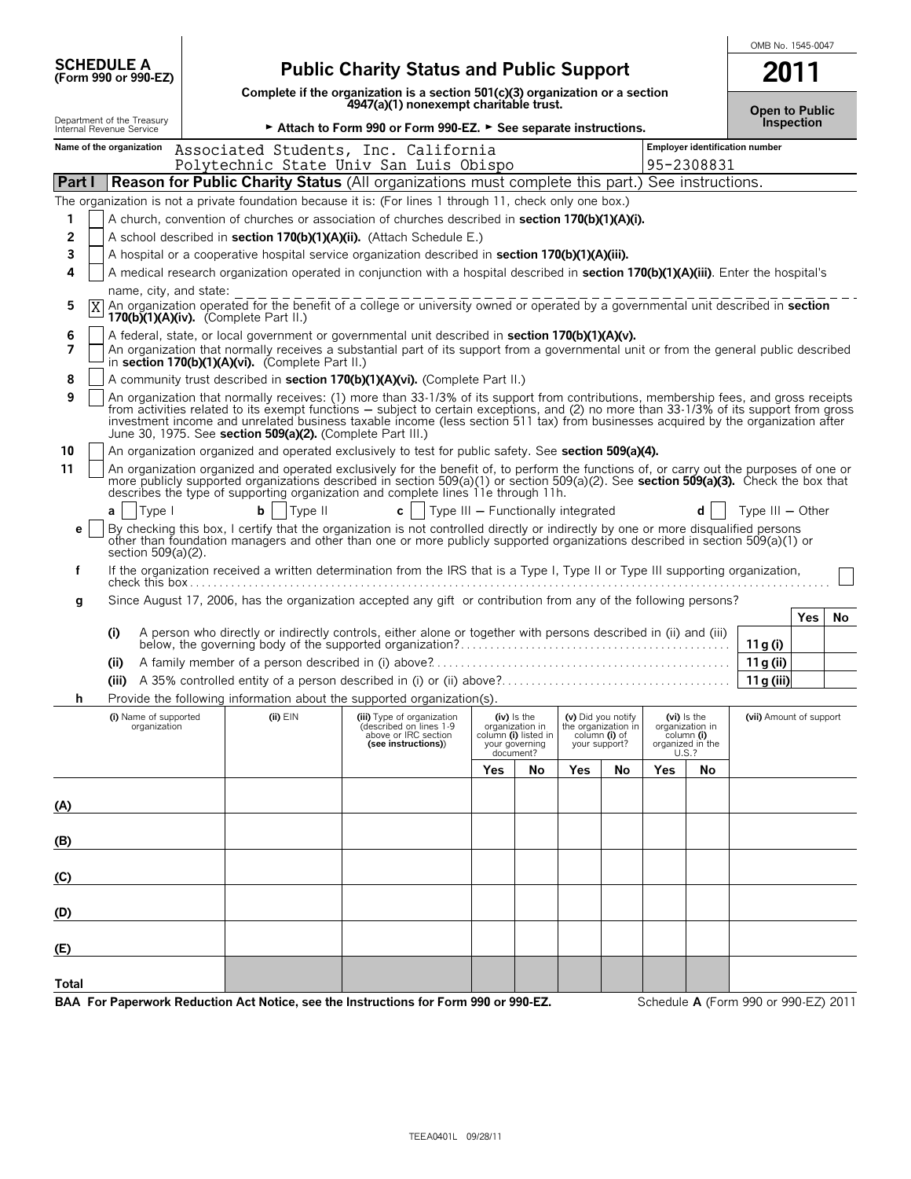**SCHEDULE A**
**(Form 990 or 990-EZ)**

Department of the Treasury
Internal Revenue Service

# Public Charity Status and Public Support

**Complete if the organization is a section 501(c)(3) organization or a section 4947(a)(1) nonexempt charitable trust.**

► **Attach to Form 990 or Form 990-EZ.** ► **See separate instructions.**

OMB No. 1545-0047

**2011**

**Open to Public Inspection**

**Name of the organization** Associated Students, Inc. California Polytechnic State Univ San Luis Obispo

**Employer identification number** 95-2308831

## Part I Reason for Public Charity Status (All organizations must complete this part.) See instructions.

The organization is not a private foundation because it is: (For lines 1 through 11, check only one box.)

1. [ ] A church, convention of churches or association of churches described in **section 170(b)(1)(A)(i).**
2. [ ] A school described in **section 170(b)(1)(A)(ii).** (Attach Schedule E.)
3. [ ] A hospital or a cooperative hospital service organization described in **section 170(b)(1)(A)(iii).**
4. [ ] A medical research organization operated in conjunction with a hospital described in **section 170(b)(1)(A)(iii)**. Enter the hospital's name, city, and state:
5. [X] An organization operated for the benefit of a college or university owned or operated by a governmental unit described in **section 170(b)(1)(A)(iv).** (Complete Part II.)
6. [ ] A federal, state, or local government or governmental unit described in **section 170(b)(1)(A)(v).**
7. [ ] An organization that normally receives a substantial part of its support from a governmental unit or from the general public described in **section 170(b)(1)(A)(vi).** (Complete Part II.)
8. [ ] A community trust described in **section 170(b)(1)(A)(vi).** (Complete Part II.)
9. [ ] An organization that normally receives: (1) more than 33-1/3% of its support from contributions, membership fees, and gross receipts from activities related to its exempt functions — subject to certain exceptions, and (2) no more than 33-1/3% of its support from gross investment income and unrelated business taxable income (less section 511 tax) from businesses acquired by the organization after June 30, 1975. See **section 509(a)(2).** (Complete Part III.)
10. [ ] An organization organized and operated exclusively to test for public safety. See **section 509(a)(4).**
11. [ ] An organization organized and operated exclusively for the benefit of, to perform the functions of, or carry out the purposes of one or more publicly supported organizations described in section 509(a)(1) or section 509(a)(2). See **section 509(a)(3).** Check the box that describes the type of supporting organization and complete lines 11e through 11h.

   **a** [ ] Type I  **b** [ ] Type II  **c** [ ] Type III — Functionally integrated  **d** [ ] Type III — Other

   **e** [ ] By checking this box, I certify that the organization is not controlled directly or indirectly by one or more disqualified persons other than foundation managers and other than one or more publicly supported organizations described in section 509(a)(1) or section 509(a)(2).

   **f** If the organization received a written determination from the IRS that is a Type I, Type II or Type III supporting organization, check this box [ ]

   **g** Since August 17, 2006, has the organization accepted any gift or contribution from any of the following persons?

| | | | Yes | No |
|---|---|---|---|---|
| (i) | A person who directly or indirectly controls, either alone or together with persons described in (ii) and (iii) below, the governing body of the supported organization? | 11g (i) | | |
| (ii) | A family member of a person described in (i) above? | 11g (ii) | | |
| (iii) | A 35% controlled entity of a person described in (i) or (ii) above? | 11g (iii) | | |

   **h** Provide the following information about the supported organization(s).

| (i) Name of supported organization | (ii) EIN | (iii) Type of organization (described on lines 1-9 above or IRC section (see instructions)) | (iv) Is the organization in column (i) listed in your governing document? Yes | No | (v) Did you notify the organization in column (i) of your support? Yes | No | (vi) Is the organization in column (i) organized in the U.S.? Yes | No | (vii) Amount of support |
|---|---|---|---|---|---|---|---|---|---|
| (A) | | | | | | | | | |
| (B) | | | | | | | | | |
| (C) | | | | | | | | | |
| (D) | | | | | | | | | |
| (E) | | | | | | | | | |
| Total | | | | | | | | | |

**BAA For Paperwork Reduction Act Notice, see the Instructions for Form 990 or 990-EZ.**  Schedule **A** (Form 990 or 990-EZ) 2011

TEEA0401L 09/28/11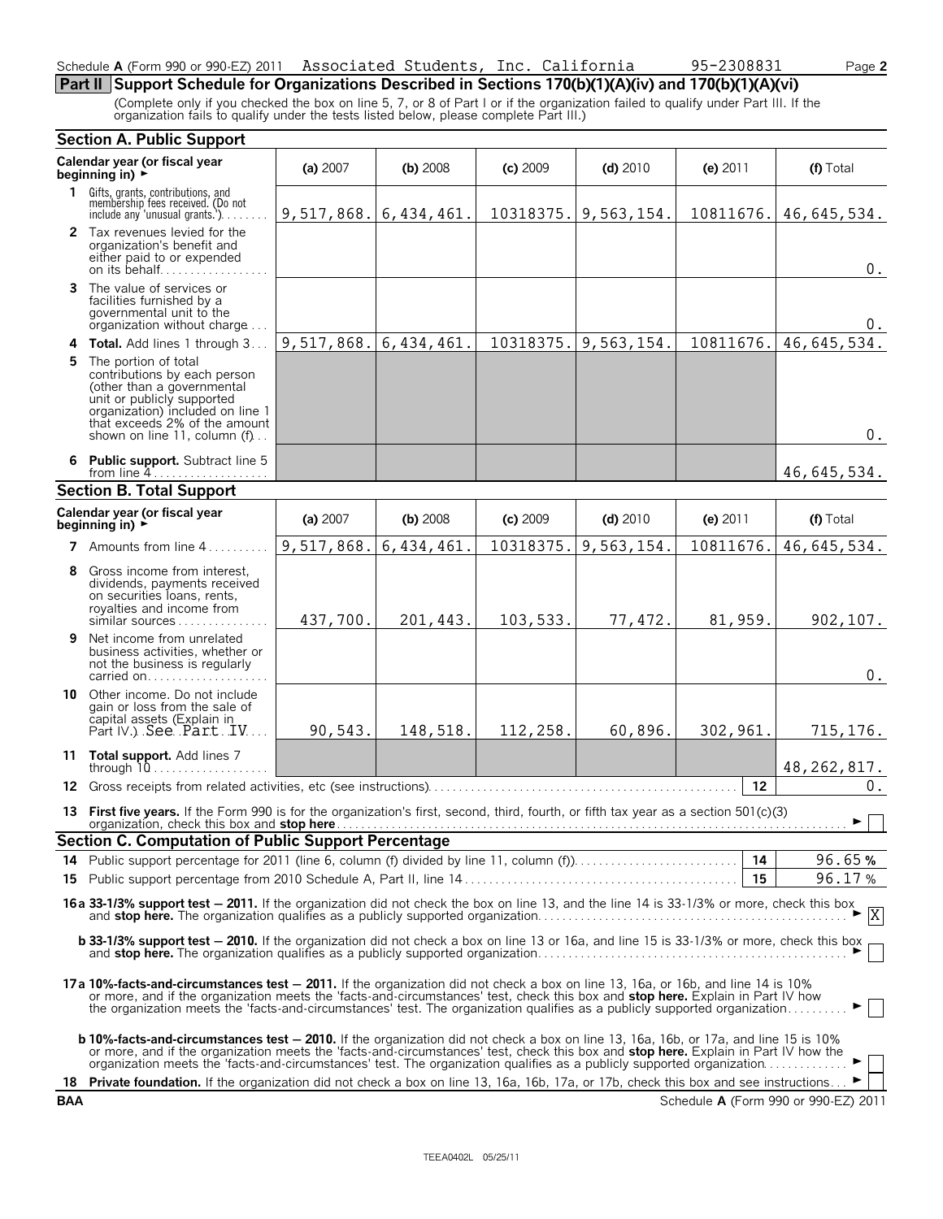Schedule A (Form 990 or 990-EZ) 2011 Associated Students, Inc. California 95-2308831

## Part II Support Schedule for Organizations Described in Sections 170(b)(1)(A)(iv) and 170(b)(1)(A)(vi)

(Complete only if you checked the box on line 5, 7, or 8 of Part I or if the organization failed to qualify under Part III. If the organization fails to qualify under the tests listed below, please complete Part III.)

### Section A. Public Support

| Calendar year (or fiscal year beginning in) ► | (a) 2007 | (b) 2008 | (c) 2009 | (d) 2010 | (e) 2011 | (f) Total |
|---|---|---|---|---|---|---|
| 1 Gifts, grants, contributions, and membership fees received. (Do not include any 'unusual grants.') | 9,517,868. | 6,434,461. | 10318375. | 9,563,154. | 10811676. | 46,645,534. |
| 2 Tax revenues levied for the organization's benefit and either paid to or expended on its behalf | | | | | | 0. |
| 3 The value of services or facilities furnished by a governmental unit to the organization without charge | | | | | | 0. |
| 4 **Total.** Add lines 1 through 3 | 9,517,868. | 6,434,461. | 10318375. | 9,563,154. | 10811676. | 46,645,534. |
| 5 The portion of total contributions by each person (other than a governmental unit or publicly supported organization) included on line 1 that exceeds 2% of the amount shown on line 11, column (f) | | | | | | 0. |
| 6 **Public support.** Subtract line 5 from line 4 | | | | | | 46,645,534. |

### Section B. Total Support

| Calendar year (or fiscal year beginning in) ► | (a) 2007 | (b) 2008 | (c) 2009 | (d) 2010 | (e) 2011 | (f) Total |
|---|---|---|---|---|---|---|
| 7 Amounts from line 4 | 9,517,868. | 6,434,461. | 10318375. | 9,563,154. | 10811676. | 46,645,534. |
| 8 Gross income from interest, dividends, payments received on securities loans, rents, royalties and income from similar sources | 437,700. | 201,443. | 103,533. | 77,472. | 81,959. | 902,107. |
| 9 Net income from unrelated business activities, whether or not the business is regularly carried on | | | | | | 0. |
| 10 Other income. Do not include gain or loss from the sale of capital assets (Explain in Part IV.) See Part IV | 90,543. | 148,518. | 112,258. | 60,896. | 302,961. | 715,176. |
| 11 **Total support.** Add lines 7 through 10 | | | | | | 48,262,817. |

12 Gross receipts from related activities, etc (see instructions) — **12** — 0.

13 **First five years.** If the Form 990 is for the organization's first, second, third, fourth, or fifth tax year as a section 501(c)(3) organization, check this box and **stop here** ► ☐

### Section C. Computation of Public Support Percentage

14 Public support percentage for 2011 (line 6, column (f) divided by line 11, column (f)) — **14** — 96.65 %

15 Public support percentage from 2010 Schedule A, Part II, line 14 — **15** — 96.17 %

**16a 33-1/3% support test — 2011.** If the organization did not check the box on line 13, and the line 14 is 33-1/3% or more, check this box and **stop here.** The organization qualifies as a publicly supported organization ► ☒

**b 33-1/3% support test — 2010.** If the organization did not check a box on line 13 or 16a, and line 15 is 33-1/3% or more, check this box and **stop here.** The organization qualifies as a publicly supported organization ► ☐

**17a 10%-facts-and-circumstances test — 2011.** If the organization did not check a box on line 13, 16a, or 16b, and line 14 is 10% or more, and if the organization meets the 'facts-and-circumstances' test, check this box and **stop here.** Explain in Part IV how the organization meets the 'facts-and-circumstances' test. The organization qualifies as a publicly supported organization ► ☐

**b 10%-facts-and-circumstances test — 2010.** If the organization did not check a box on line 13, 16a, 16b, or 17a, and line 15 is 10% or more, and if the organization meets the 'facts-and-circumstances' test, check this box and **stop here.** Explain in Part IV how the organization meets the 'facts-and-circumstances' test. The organization qualifies as a publicly supported organization ► ☐

18 **Private foundation.** If the organization did not check a box on line 13, 16a, 16b, 17a, or 17b, check this box and see instructions ► ☐

BAA Schedule A (Form 990 or 990-EZ) 2011

TEEA0402L 05/25/11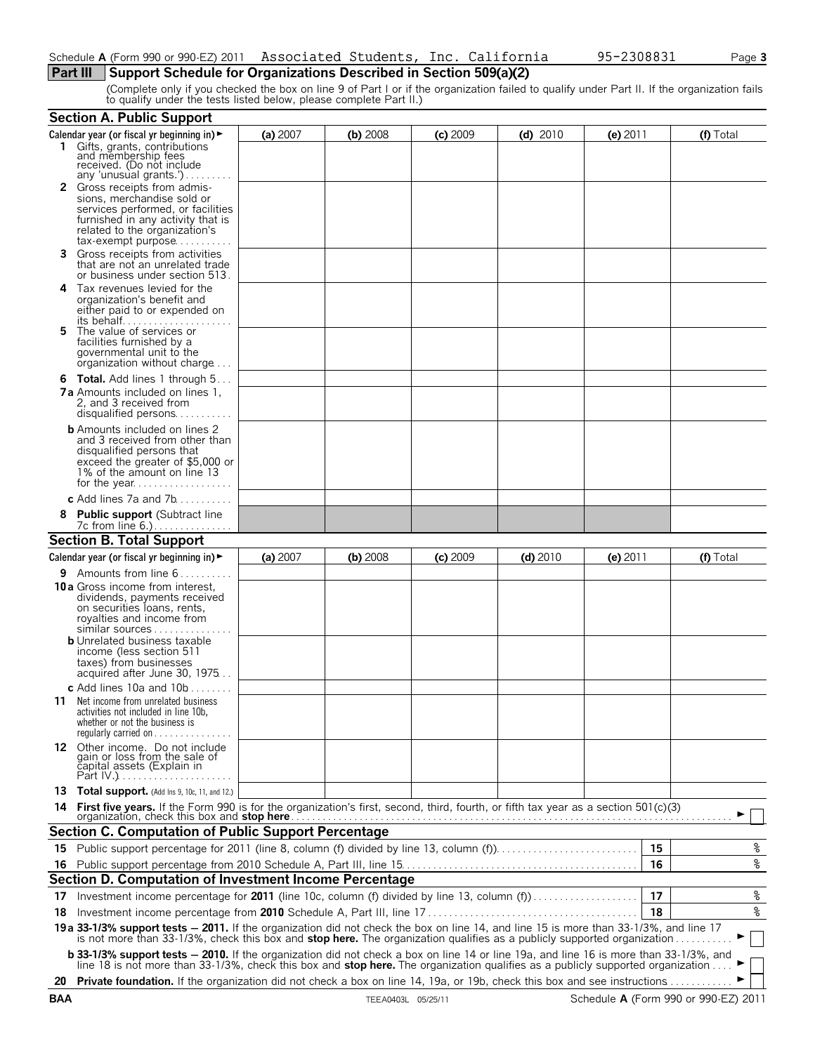Schedule **A** (Form 990 or 990-EZ) 2011 Associated Students, Inc. California 95-2308831

## Part III Support Schedule for Organizations Described in Section 509(a)(2)

(Complete only if you checked the box on line 9 of Part I or if the organization failed to qualify under Part II. If the organization fails to qualify under the tests listed below, please complete Part II.)

### Section A. Public Support

| Calendar year (or fiscal yr beginning in) ► | (a) 2007 | (b) 2008 | (c) 2009 | (d) 2010 | (e) 2011 | (f) Total |
|---|---|---|---|---|---|---|
| **1** Gifts, grants, contributions and membership fees received. (Do not include any 'unusual grants.') | | | | | | |
| **2** Gross receipts from admissions, merchandise sold or services performed, or facilities furnished in any activity that is related to the organization's tax-exempt purpose | | | | | | |
| **3** Gross receipts from activities that are not an unrelated trade or business under section 513 | | | | | | |
| **4** Tax revenues levied for the organization's benefit and either paid to or expended on its behalf | | | | | | |
| **5** The value of services or facilities furnished by a governmental unit to the organization without charge | | | | | | |
| **6 Total.** Add lines 1 through 5 | | | | | | |
| **7a** Amounts included on lines 1, 2, and 3 received from disqualified persons | | | | | | |
| **b** Amounts included on lines 2 and 3 received from other than disqualified persons that exceed the greater of $5,000 or 1% of the amount on line 13 for the year | | | | | | |
| **c** Add lines 7a and 7b | | | | | | |
| **8 Public support** (Subtract line 7c from line 6.) | | | | | | |

### Section B. Total Support

| Calendar year (or fiscal yr beginning in) ► | (a) 2007 | (b) 2008 | (c) 2009 | (d) 2010 | (e) 2011 | (f) Total |
|---|---|---|---|---|---|---|
| **9** Amounts from line 6 | | | | | | |
| **10a** Gross income from interest, dividends, payments received on securities loans, rents, royalties and income from similar sources | | | | | | |
| **b** Unrelated business taxable income (less section 511 taxes) from businesses acquired after June 30, 1975 | | | | | | |
| **c** Add lines 10a and 10b | | | | | | |
| **11** Net income from unrelated business activities not included in line 10b, whether or not the business is regularly carried on | | | | | | |
| **12** Other income. Do not include gain or loss from the sale of capital assets (Explain in Part IV.) | | | | | | |
| **13 Total support.** (Add lns 9, 10c, 11, and 12.) | | | | | | |

**14 First five years.** If the Form 990 is for the organization's first, second, third, fourth, or fifth tax year as a section 501(c)(3) organization, check this box and **stop here** ► ☐

### Section C. Computation of Public Support Percentage

**15** Public support percentage for 2011 (line 8, column (f) divided by line 13, column (f)) **15** %

**16** Public support percentage from 2010 Schedule A, Part III, line 15 **16** %

### Section D. Computation of Investment Income Percentage

**17** Investment income percentage for **2011** (line 10c, column (f) divided by line 13, column (f)) **17** %

**18** Investment income percentage from **2010** Schedule A, Part III, line 17 **18** %

**19a 33-1/3% support tests — 2011.** If the organization did not check the box on line 14, and line 15 is more than 33-1/3%, and line 17 is not more than 33-1/3%, check this box and **stop here.** The organization qualifies as a publicly supported organization ► ☐

**b 33-1/3% support tests — 2010.** If the organization did not check a box on line 14 or line 19a, and line 16 is more than 33-1/3%, and line 18 is not more than 33-1/3%, check this box and **stop here.** The organization qualifies as a publicly supported organization ► ☐

**20 Private foundation.** If the organization did not check a box on line 14, 19a, or 19b, check this box and see instructions ► ☐

BAA TEEA0403L 05/25/11 Schedule **A** (Form 990 or 990-EZ) 2011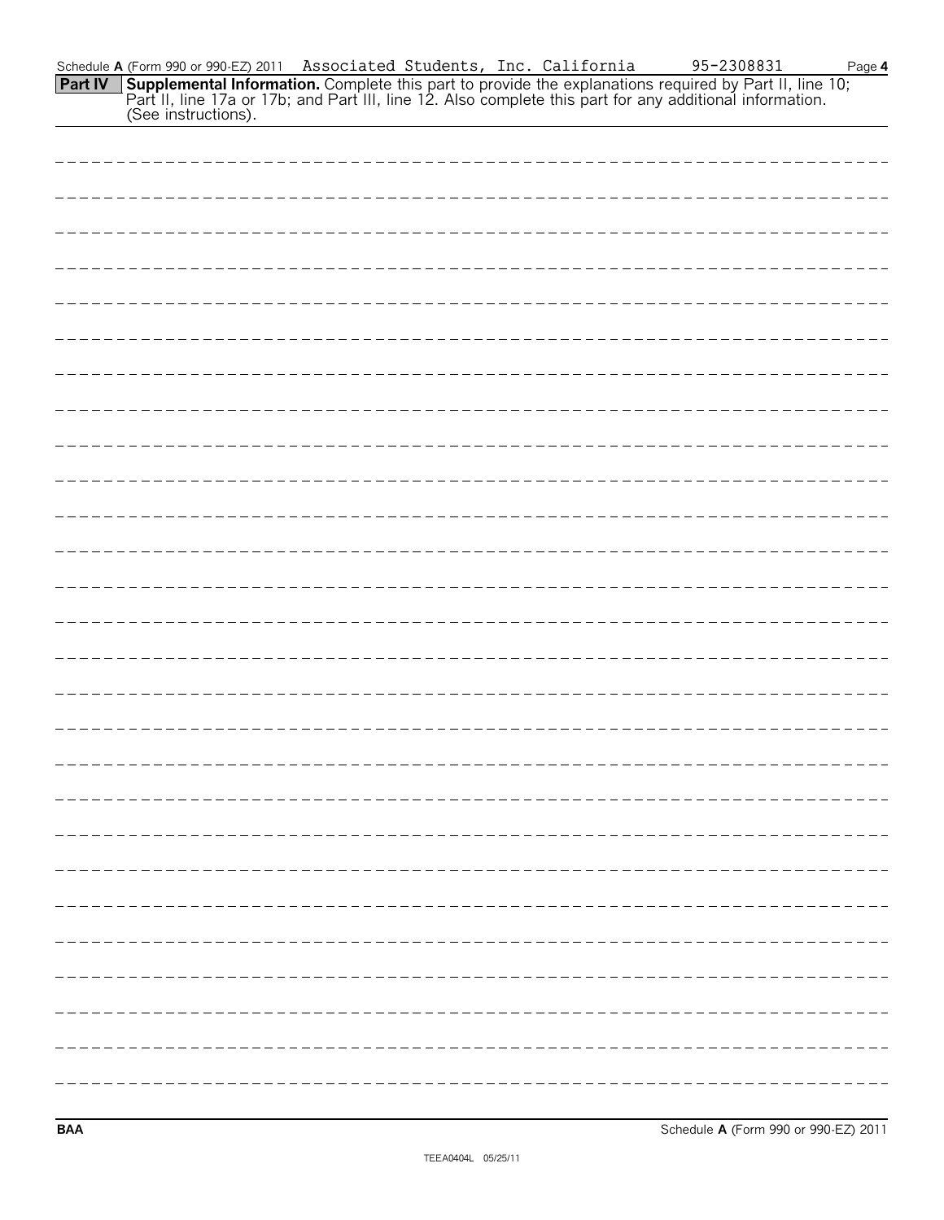Schedule A (Form 990 or 990-EZ) 2011 Associated Students, Inc. California 95-2308831

**Part IV Supplemental Information.** Complete this part to provide the explanations required by Part II, line 10; Part II, line 17a or 17b; and Part III, line 12. Also complete this part for any additional information. (See instructions).

BAA Schedule A (Form 990 or 990-EZ) 2011

TEEA0404L 05/25/11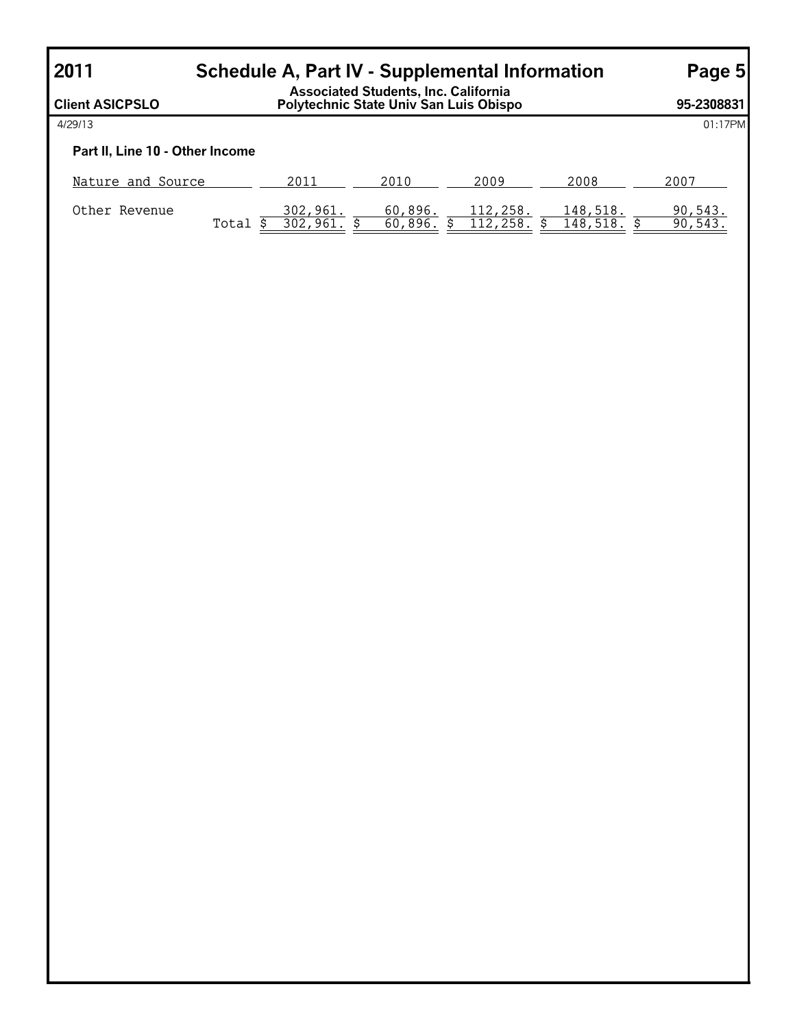# 2011 Schedule A, Part IV - Supplemental Information

**Client ASICPSLO**

**Associated Students, Inc. California Polytechnic State Univ San Luis Obispo**

**95-2308831**

4/29/13 01:17PM

**Part II, Line 10 - Other Income**

| Nature and Source | 2011 | 2010 | 2009 | 2008 | 2007 |
|---|---|---|---|---|---|
| Other Revenue | 302,961. | 60,896. | 112,258. | 148,518. | 90,543. |
| Total | $ 302,961. | $ 60,896. | $ 112,258. | $ 148,518. | $ 90,543. |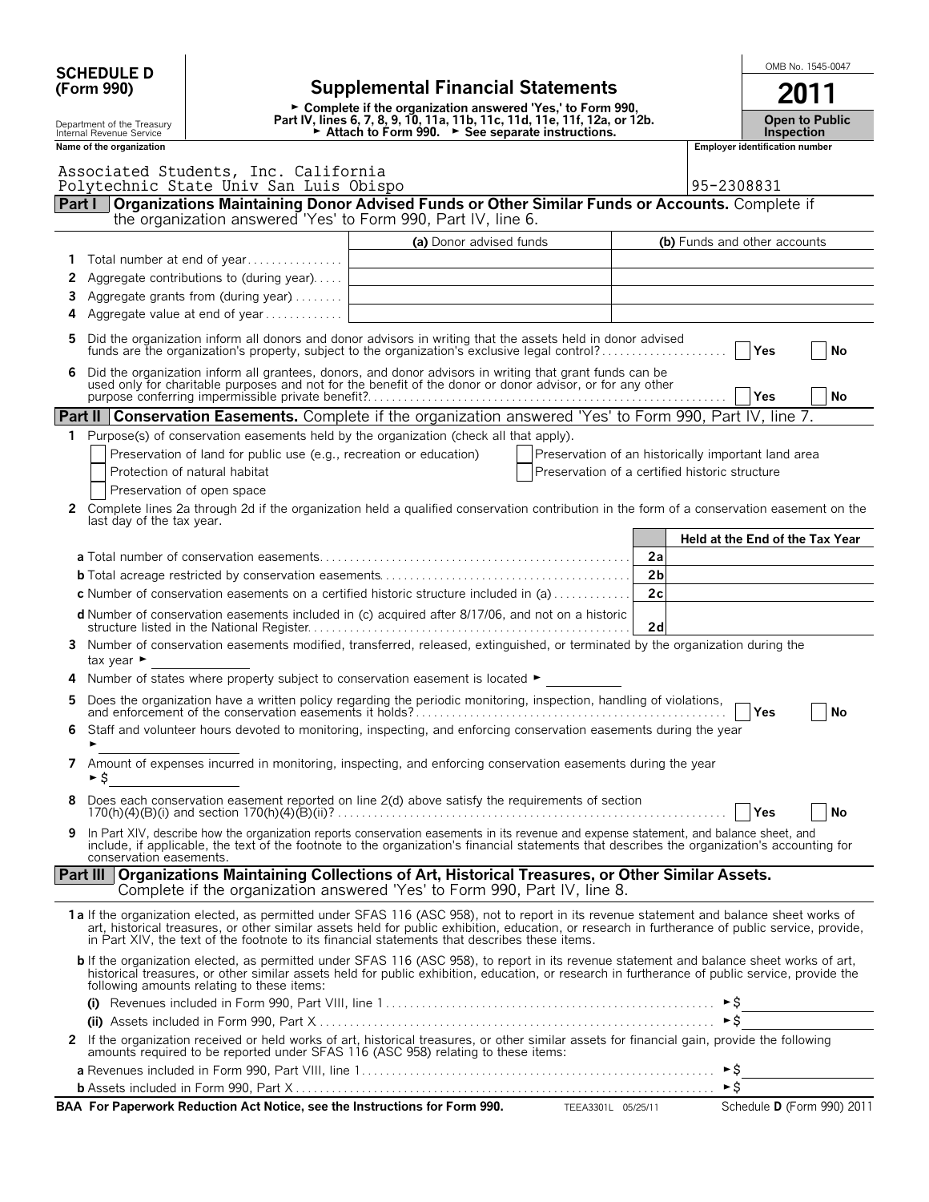**SCHEDULE D (Form 990)**

Department of the Treasury
Internal Revenue Service

# Supplemental Financial Statements

► Complete if the organization answered 'Yes,' to Form 990, Part IV, lines 6, 7, 8, 9, 10, 11a, 11b, 11c, 11d, 11e, 11f, 12a, or 12b.
► Attach to Form 990. ► See separate instructions.

OMB No. 1545-0047

**2011**

**Open to Public Inspection**

**Name of the organization**

Associated Students, Inc. California Polytechnic State Univ San Luis Obispo

**Employer identification number**

95-2308831

## Part I Organizations Maintaining Donor Advised Funds or Other Similar Funds or Accounts. Complete if the organization answered 'Yes' to Form 990, Part IV, line 6.

| | | (a) Donor advised funds | (b) Funds and other accounts |
|---|---|---|---|
| 1 | Total number at end of year | | |
| 2 | Aggregate contributions to (during year) | | |
| 3 | Aggregate grants from (during year) | | |
| 4 | Aggregate value at end of year | | |

5 Did the organization inform all donors and donor advisors in writing that the assets held in donor advised funds are the organization's property, subject to the organization's exclusive legal control? ☐ Yes ☐ No

6 Did the organization inform all grantees, donors, and donor advisors in writing that grant funds can be used only for charitable purposes and not for the benefit of the donor or donor advisor, or for any other purpose conferring impermissible private benefit? ☐ Yes ☐ No

## Part II Conservation Easements. Complete if the organization answered 'Yes' to Form 990, Part IV, line 7.

1 Purpose(s) of conservation easements held by the organization (check all that apply).

☐ Preservation of land for public use (e.g., recreation or education)
☐ Protection of natural habitat
☐ Preservation of open space
☐ Preservation of an historically important land area
☐ Preservation of a certified historic structure

2 Complete lines 2a through 2d if the organization held a qualified conservation contribution in the form of a conservation easement on the last day of the tax year.

| | | Held at the End of the Tax Year |
|---|---|---|
| a Total number of conservation easements | 2a | |
| b Total acreage restricted by conservation easements | 2b | |
| c Number of conservation easements on a certified historic structure included in (a) | 2c | |
| d Number of conservation easements included in (c) acquired after 8/17/06, and not on a historic structure listed in the National Register | 2d | |

3 Number of conservation easements modified, transferred, released, extinguished, or terminated by the organization during the tax year ►

4 Number of states where property subject to conservation easement is located ►

5 Does the organization have a written policy regarding the periodic monitoring, inspection, handling of violations, and enforcement of the conservation easements it holds? ☐ Yes ☐ No

6 Staff and volunteer hours devoted to monitoring, inspecting, and enforcing conservation easements during the year ►

7 Amount of expenses incurred in monitoring, inspecting, and enforcing conservation easements during the year ► $

8 Does each conservation easement reported on line 2(d) above satisfy the requirements of section 170(h)(4)(B)(i) and section 170(h)(4)(B)(ii)? ☐ Yes ☐ No

9 In Part XIV, describe how the organization reports conservation easements in its revenue and expense statement, and balance sheet, and include, if applicable, the text of the footnote to the organization's financial statements that describes the organization's accounting for conservation easements.

## Part III Organizations Maintaining Collections of Art, Historical Treasures, or Other Similar Assets. Complete if the organization answered 'Yes' to Form 990, Part IV, line 8.

1a If the organization elected, as permitted under SFAS 116 (ASC 958), not to report in its revenue statement and balance sheet works of art, historical treasures, or other similar assets held for public exhibition, education, or research in furtherance of public service, provide, in Part XIV, the text of the footnote to its financial statements that describes these items.

b If the organization elected, as permitted under SFAS 116 (ASC 958), to report in its revenue statement and balance sheet works of art, historical treasures, or other similar assets held for public exhibition, education, or research in furtherance of public service, provide the following amounts relating to these items:

(i) Revenues included in Form 990, Part VIII, line 1 ► $

(ii) Assets included in Form 990, Part X ► $

2 If the organization received or held works of art, historical treasures, or other similar assets for financial gain, provide the following amounts required to be reported under SFAS 116 (ASC 958) relating to these items:

a Revenues included in Form 990, Part VIII, line 1 ► $

b Assets included in Form 990, Part X ► $

**BAA For Paperwork Reduction Act Notice, see the Instructions for Form 990.** TEEA3301L 05/25/11 Schedule **D** (Form 990) 2011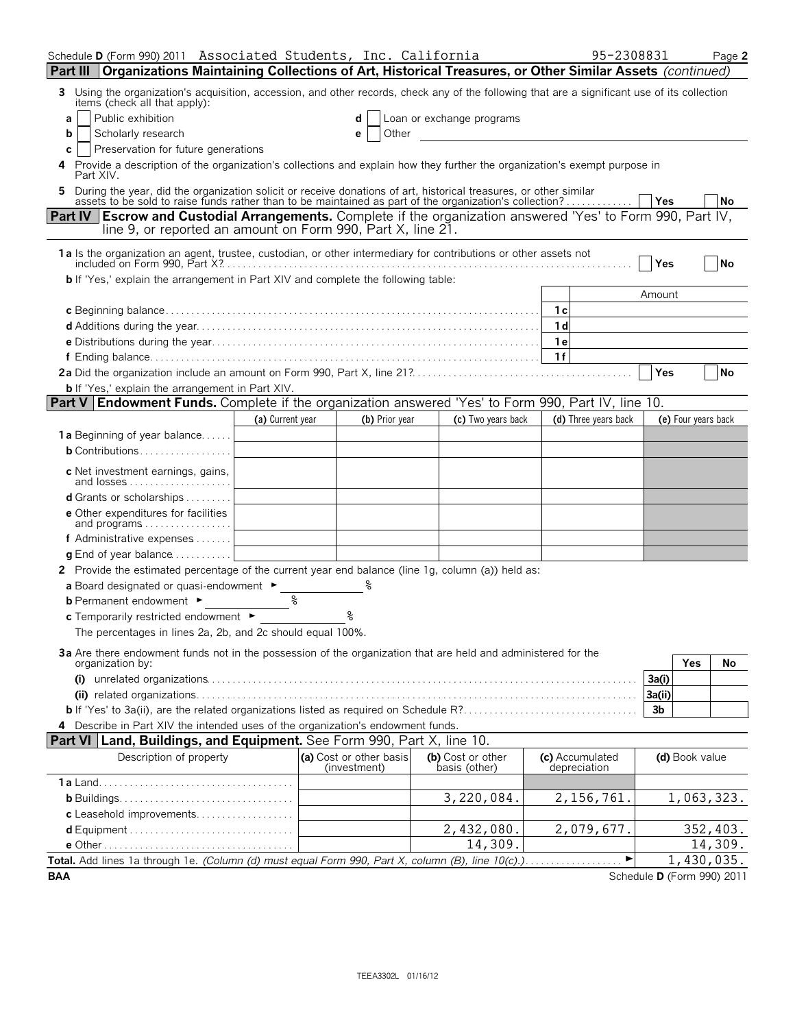Schedule D (Form 990) 2011 Associated Students, Inc. California 95-2308831

## Part III Organizations Maintaining Collections of Art, Historical Treasures, or Other Similar Assets *(continued)*

**3** Using the organization's acquisition, accession, and other records, check any of the following that are a significant use of its collection items (check all that apply):

- **a** ☐ Public exhibition
- **b** ☐ Scholarly research
- **c** ☐ Preservation for future generations
- **d** ☐ Loan or exchange programs
- **e** ☐ Other

**4** Provide a description of the organization's collections and explain how they further the organization's exempt purpose in Part XIV.

**5** During the year, did the organization solicit or receive donations of art, historical treasures, or other similar assets to be sold to raise funds rather than to be maintained as part of the organization's collection? ☐ Yes ☐ No

## Part IV Escrow and Custodial Arrangements. 
Complete if the organization answered 'Yes' to Form 990, Part IV, line 9, or reported an amount on Form 990, Part X, line 21.

**1a** Is the organization an agent, trustee, custodian, or other intermediary for contributions or other assets not included on Form 990, Part X? ☐ Yes ☐ No

**b** If 'Yes,' explain the arrangement in Part XIV and complete the following table:

| | | Amount |
|---|---|---|
| **c** Beginning balance | 1c | |
| **d** Additions during the year | 1d | |
| **e** Distributions during the year | 1e | |
| **f** Ending balance | 1f | |

**2a** Did the organization include an amount on Form 990, Part X, line 21? ☐ Yes ☐ No

**b** If 'Yes,' explain the arrangement in Part XIV.

## Part V Endowment Funds. 
Complete if the organization answered 'Yes' to Form 990, Part IV, line 10.

| | (a) Current year | (b) Prior year | (c) Two years back | (d) Three years back | (e) Four years back |
|---|---|---|---|---|---|
| **1a** Beginning of year balance | | | | | |
| **b** Contributions | | | | | |
| **c** Net investment earnings, gains, and losses | | | | | |
| **d** Grants or scholarships | | | | | |
| **e** Other expenditures for facilities and programs | | | | | |
| **f** Administrative expenses | | | | | |
| **g** End of year balance | | | | | |

**2** Provide the estimated percentage of the current year end balance (line 1g, column (a)) held as:

**a** Board designated or quasi-endowment ► %

**b** Permanent endowment ► %

**c** Temporarily restricted endowment ► %

The percentages in lines 2a, 2b, and 2c should equal 100%.

**3a** Are there endowment funds not in the possession of the organization that are held and administered for the organization by:

| | | Yes | No |
|---|---|---|---|
| **(i)** unrelated organizations | 3a(i) | | |
| **(ii)** related organizations | 3a(ii) | | |
| **b** If 'Yes' to 3a(ii), are the related organizations listed as required on Schedule R? | 3b | | |

**4** Describe in Part XIV the intended uses of the organization's endowment funds.

## Part VI Land, Buildings, and Equipment. 
See Form 990, Part X, line 10.

| Description of property | (a) Cost or other basis (investment) | (b) Cost or other basis (other) | (c) Accumulated depreciation | (d) Book value |
|---|---|---|---|---|
| **1a** Land | | | | |
| **b** Buildings | | 3,220,084. | 2,156,761. | 1,063,323. |
| **c** Leasehold improvements | | | | |
| **d** Equipment | | 2,432,080. | 2,079,677. | 352,403. |
| **e** Other | | 14,309. | | 14,309. |
| **Total.** Add lines 1a through 1e. *(Column (d) must equal Form 990, Part X, column (B), line 10(c).)* ► | | | | 1,430,035. |

BAA Schedule D (Form 990) 2011

TEEA3302L 01/16/12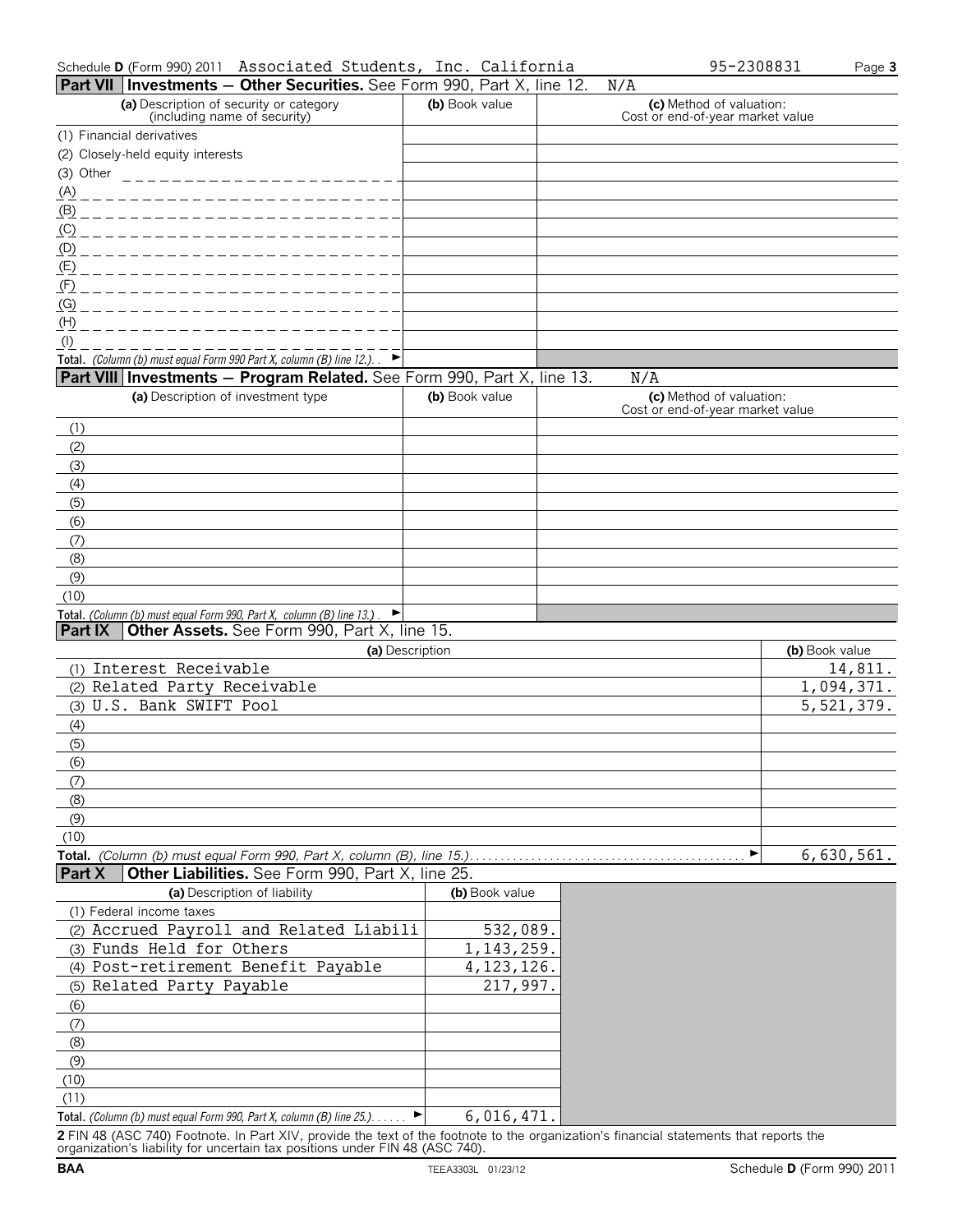Schedule D (Form 990) 2011 Associated Students, Inc. California 95-2308831

## Part VII Investments — Other Securities. See Form 990, Part X, line 12. N/A

| (a) Description of security or category (including name of security) | (b) Book value | (c) Method of valuation: Cost or end-of-year market value |
|---|---|---|
| (1) Financial derivatives | | |
| (2) Closely-held equity interests | | |
| (3) Other | | |
| (A) | | |
| (B) | | |
| (C) | | |
| (D) | | |
| (E) | | |
| (F) | | |
| (G) | | |
| (H) | | |
| (I) | | |
| **Total.** *(Column (b) must equal Form 990 Part X, column (B) line 12.)* ► | | |

## Part VIII Investments — Program Related. See Form 990, Part X, line 13. N/A

| (a) Description of investment type | (b) Book value | (c) Method of valuation: Cost or end-of-year market value |
|---|---|---|
| (1) | | |
| (2) | | |
| (3) | | |
| (4) | | |
| (5) | | |
| (6) | | |
| (7) | | |
| (8) | | |
| (9) | | |
| (10) | | |
| **Total.** *(Column (b) must equal Form 990, Part X, column (B) line 13.)* ► | | |

## Part IX Other Assets. See Form 990, Part X, line 15.

| (a) Description | (b) Book value |
|---|---|
| (1) Interest Receivable | 14,811. |
| (2) Related Party Receivable | 1,094,371. |
| (3) U.S. Bank SWIFT Pool | 5,521,379. |
| (4) | |
| (5) | |
| (6) | |
| (7) | |
| (8) | |
| (9) | |
| (10) | |
| **Total.** *(Column (b) must equal Form 990, Part X, column (B), line 15.)* ► | 6,630,561. |

## Part X Other Liabilities. See Form 990, Part X, line 25.

| (a) Description of liability | (b) Book value |
|---|---|
| (1) Federal income taxes | |
| (2) Accrued Payroll and Related Liabili | 532,089. |
| (3) Funds Held for Others | 1,143,259. |
| (4) Post-retirement Benefit Payable | 4,123,126. |
| (5) Related Party Payable | 217,997. |
| (6) | |
| (7) | |
| (8) | |
| (9) | |
| (10) | |
| (11) | |
| **Total.** *(Column (b) must equal Form 990, Part X, column (B) line 25.)* ► | 6,016,471. |

**2** FIN 48 (ASC 740) Footnote. In Part XIV, provide the text of the footnote to the organization's financial statements that reports the organization's liability for uncertain tax positions under FIN 48 (ASC 740).

BAA TEEA3303L 01/23/12 Schedule D (Form 990) 2011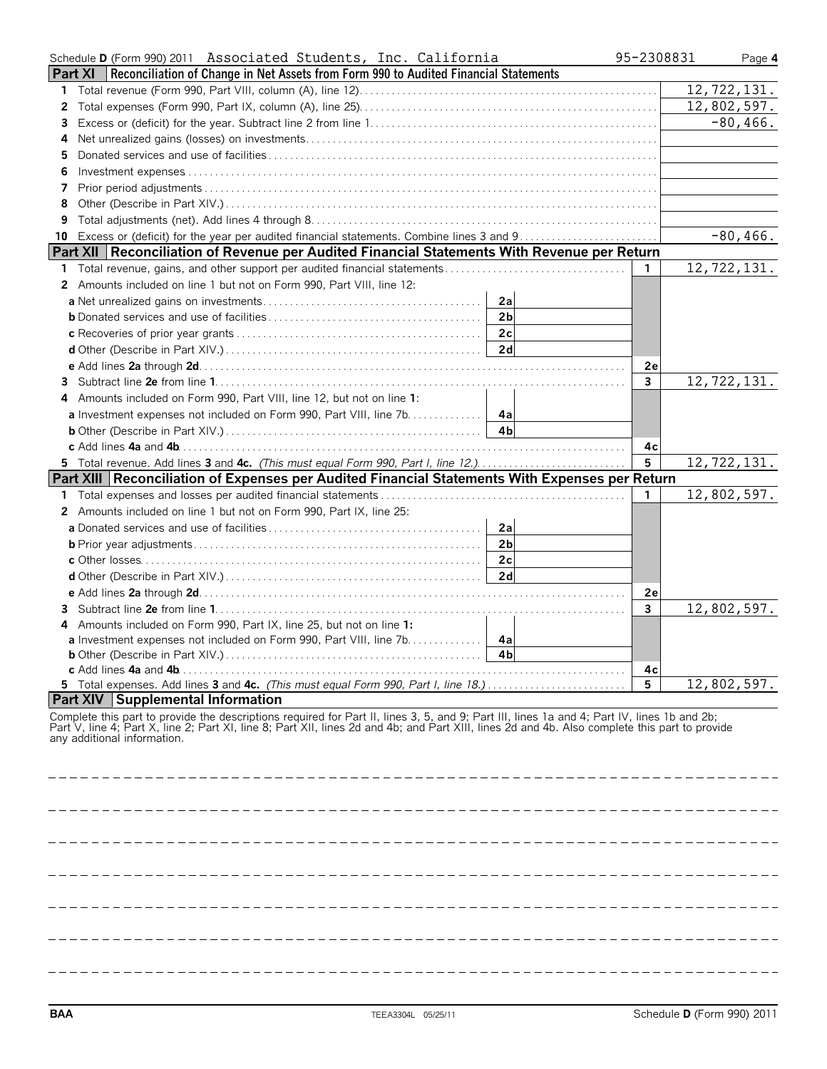Schedule **D** (Form 990) 2011 Associated Students, Inc. California 95-2308831

## Part XI Reconciliation of Change in Net Assets from Form 990 to Audited Financial Statements

| | | |
|---|---|---|
| **1** | Total revenue (Form 990, Part VIII, column (A), line 12) | 12,722,131. |
| **2** | Total expenses (Form 990, Part IX, column (A), line 25) | 12,802,597. |
| **3** | Excess or (deficit) for the year. Subtract line 2 from line 1 | -80,466. |
| **4** | Net unrealized gains (losses) on investments | |
| **5** | Donated services and use of facilities | |
| **6** | Investment expenses | |
| **7** | Prior period adjustments | |
| **8** | Other (Describe in Part XIV.) | |
| **9** | Total adjustments (net). Add lines 4 through 8 | |
| **10** | Excess or (deficit) for the year per audited financial statements. Combine lines 3 and 9 | -80,466. |

## Part XII Reconciliation of Revenue per Audited Financial Statements With Revenue per Return

| | | | | | |
|---|---|---|---|---|---|
| **1** | Total revenue, gains, and other support per audited financial statements | | | 1 | 12,722,131. |
| **2** | Amounts included on line 1 but not on Form 990, Part VIII, line 12: | | | | |
| | **a** Net unrealized gains on investments | 2a | | | |
| | **b** Donated services and use of facilities | 2b | | | |
| | **c** Recoveries of prior year grants | 2c | | | |
| | **d** Other (Describe in Part XIV.) | 2d | | | |
| | **e** Add lines **2a** through **2d** | | | 2e | |
| **3** | Subtract line **2e** from line **1** | | | 3 | 12,722,131. |
| **4** | Amounts included on Form 990, Part VIII, line 12, but not on line **1**: | | | | |
| | **a** Investment expenses not included on Form 990, Part VIII, line 7b | 4a | | | |
| | **b** Other (Describe in Part XIV.) | 4b | | | |
| | **c** Add lines **4a** and **4b** | | | 4c | |
| **5** | Total revenue. Add lines **3** and **4c.** *(This must equal Form 990, Part I, line 12.)* | | | 5 | 12,722,131. |

## Part XIII Reconciliation of Expenses per Audited Financial Statements With Expenses per Return

| | | | | | |
|---|---|---|---|---|---|
| **1** | Total expenses and losses per audited financial statements | | | 1 | 12,802,597. |
| **2** | Amounts included on line 1 but not on Form 990, Part IX, line 25: | | | | |
| | **a** Donated services and use of facilities | 2a | | | |
| | **b** Prior year adjustments | 2b | | | |
| | **c** Other losses | 2c | | | |
| | **d** Other (Describe in Part XIV.) | 2d | | | |
| | **e** Add lines **2a** through **2d** | | | 2e | |
| **3** | Subtract line **2e** from line **1** | | | 3 | 12,802,597. |
| **4** | Amounts included on Form 990, Part IX, line 25, but not on line **1**: | | | | |
| | **a** Investment expenses not included on Form 990, Part VIII, line 7b | 4a | | | |
| | **b** Other (Describe in Part XIV.) | 4b | | | |
| | **c** Add lines **4a** and **4b** | | | 4c | |
| **5** | Total expenses. Add lines **3** and **4c.** *(This must equal Form 990, Part I, line 18.)* | | | 5 | 12,802,597. |

## Part XIV Supplemental Information

Complete this part to provide the descriptions required for Part II, lines 3, 5, and 9; Part III, lines 1a and 4; Part IV, lines 1b and 2b; Part V, line 4; Part X, line 2; Part XI, line 8; Part XII, lines 2d and 4b; and Part XIII, lines 2d and 4b. Also complete this part to provide any additional information.

BAA TEEA3304L 05/25/11 Schedule **D** (Form 990) 2011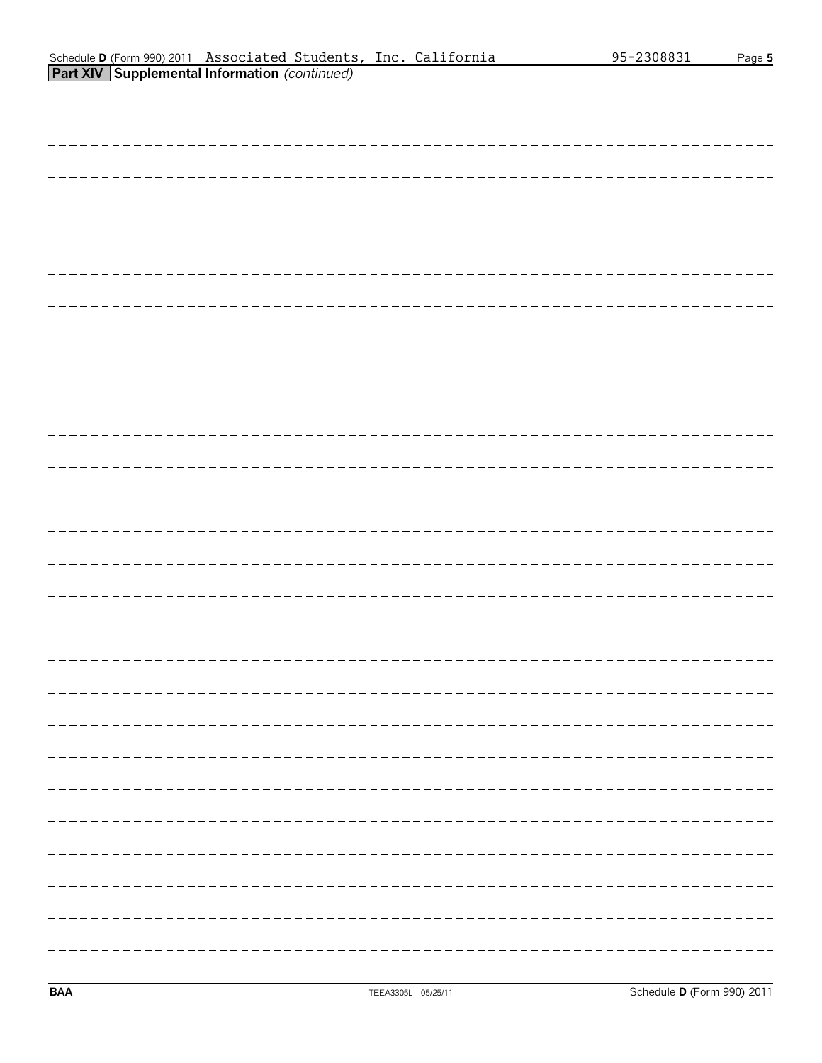Schedule D (Form 990) 2011 Associated Students, Inc. California 95-2308831

**Part XIV Supplemental Information** *(continued)*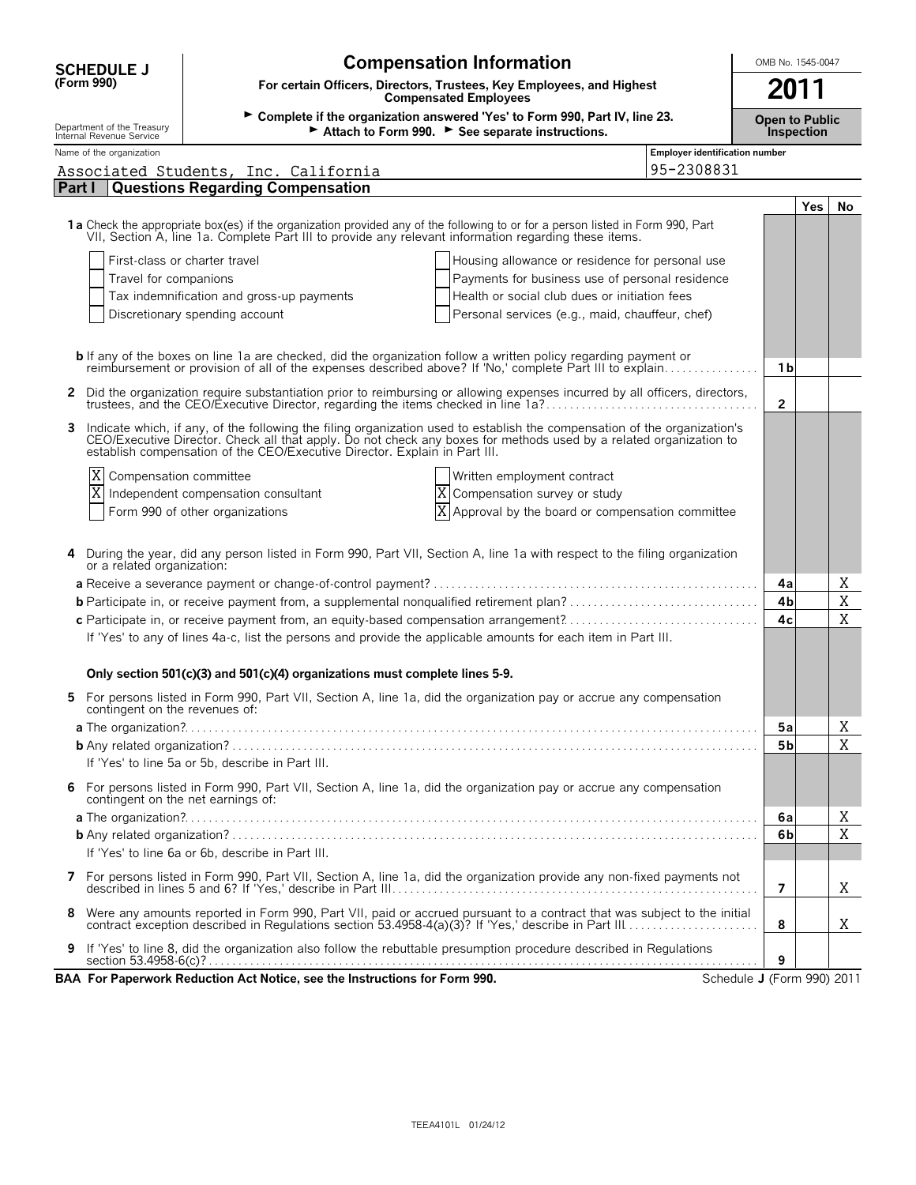**SCHEDULE J (Form 990)**

Department of the Treasury
Internal Revenue Service

# Compensation Information

**For certain Officers, Directors, Trustees, Key Employees, and Highest Compensated Employees**

► **Complete if the organization answered 'Yes' to Form 990, Part IV, line 23.**
► **Attach to Form 990.** ► **See separate instructions.**

OMB No. 1545-0047

**2011**

**Open to Public Inspection**

Name of the organization: Associated Students, Inc. California

Employer identification number: 95-2308831

## Part I Questions Regarding Compensation

| | | Yes | No |
|---|---|---|---|
| **1a** Check the appropriate box(es) if the organization provided any of the following to or for a person listed in Form 990, Part VII, Section A, line 1a. Complete Part III to provide any relevant information regarding these items. | | | |
| ☐ First-class or charter travel ☐ Housing allowance or residence for personal use | | | |
| ☐ Travel for companions ☐ Payments for business use of personal residence | | | |
| ☐ Tax indemnification and gross-up payments ☐ Health or social club dues or initiation fees | | | |
| ☐ Discretionary spending account ☐ Personal services (e.g., maid, chauffeur, chef) | | | |
| **b** If any of the boxes on line 1a are checked, did the organization follow a written policy regarding payment or reimbursement or provision of all of the expenses described above? If 'No,' complete Part III to explain | 1b | | |
| **2** Did the organization require substantiation prior to reimbursing or allowing expenses incurred by all officers, directors, trustees, and the CEO/Executive Director, regarding the items checked in line 1a? | 2 | | |
| **3** Indicate which, if any, of the following the filing organization used to establish the compensation of the organization's CEO/Executive Director. Check all that apply. Do not check any boxes for methods used by a related organization to establish compensation of the CEO/Executive Director. Explain in Part III. | | | |
| X Compensation committee ☐ Written employment contract | | | |
| X Independent compensation consultant X Compensation survey or study | | | |
| ☐ Form 990 of other organizations X Approval by the board or compensation committee | | | |
| **4** During the year, did any person listed in Form 990, Part VII, Section A, line 1a with respect to the filing organization or a related organization: | | | |
| **a** Receive a severance payment or change-of-control payment? | 4a | | X |
| **b** Participate in, or receive payment from, a supplemental nonqualified retirement plan? | 4b | | X |
| **c** Participate in, or receive payment from, an equity-based compensation arrangement? | 4c | | X |
| If 'Yes' to any of lines 4a-c, list the persons and provide the applicable amounts for each item in Part III. | | | |
| **Only section 501(c)(3) and 501(c)(4) organizations must complete lines 5-9.** | | | |
| **5** For persons listed in Form 990, Part VII, Section A, line 1a, did the organization pay or accrue any compensation contingent on the revenues of: | | | |
| **a** The organization? | 5a | | X |
| **b** Any related organization? | 5b | | X |
| If 'Yes' to line 5a or 5b, describe in Part III. | | | |
| **6** For persons listed in Form 990, Part VII, Section A, line 1a, did the organization pay or accrue any compensation contingent on the net earnings of: | | | |
| **a** The organization? | 6a | | X |
| **b** Any related organization? | 6b | | X |
| If 'Yes' to line 6a or 6b, describe in Part III. | | | |
| **7** For persons listed in Form 990, Part VII, Section A, line 1a, did the organization provide any non-fixed payments not described in lines 5 and 6? If 'Yes,' describe in Part III | 7 | | X |
| **8** Were any amounts reported in Form 990, Part VII, paid or accrued pursuant to a contract that was subject to the initial contract exception described in Regulations section 53.4958-4(a)(3)? If 'Yes,' describe in Part III | 8 | | X |
| **9** If 'Yes' to line 8, did the organization also follow the rebuttable presumption procedure described in Regulations section 53.4958-6(c)? | 9 | | |

**BAA For Paperwork Reduction Act Notice, see the Instructions for Form 990.** Schedule **J** (Form 990) 2011

TEEA4101L 01/24/12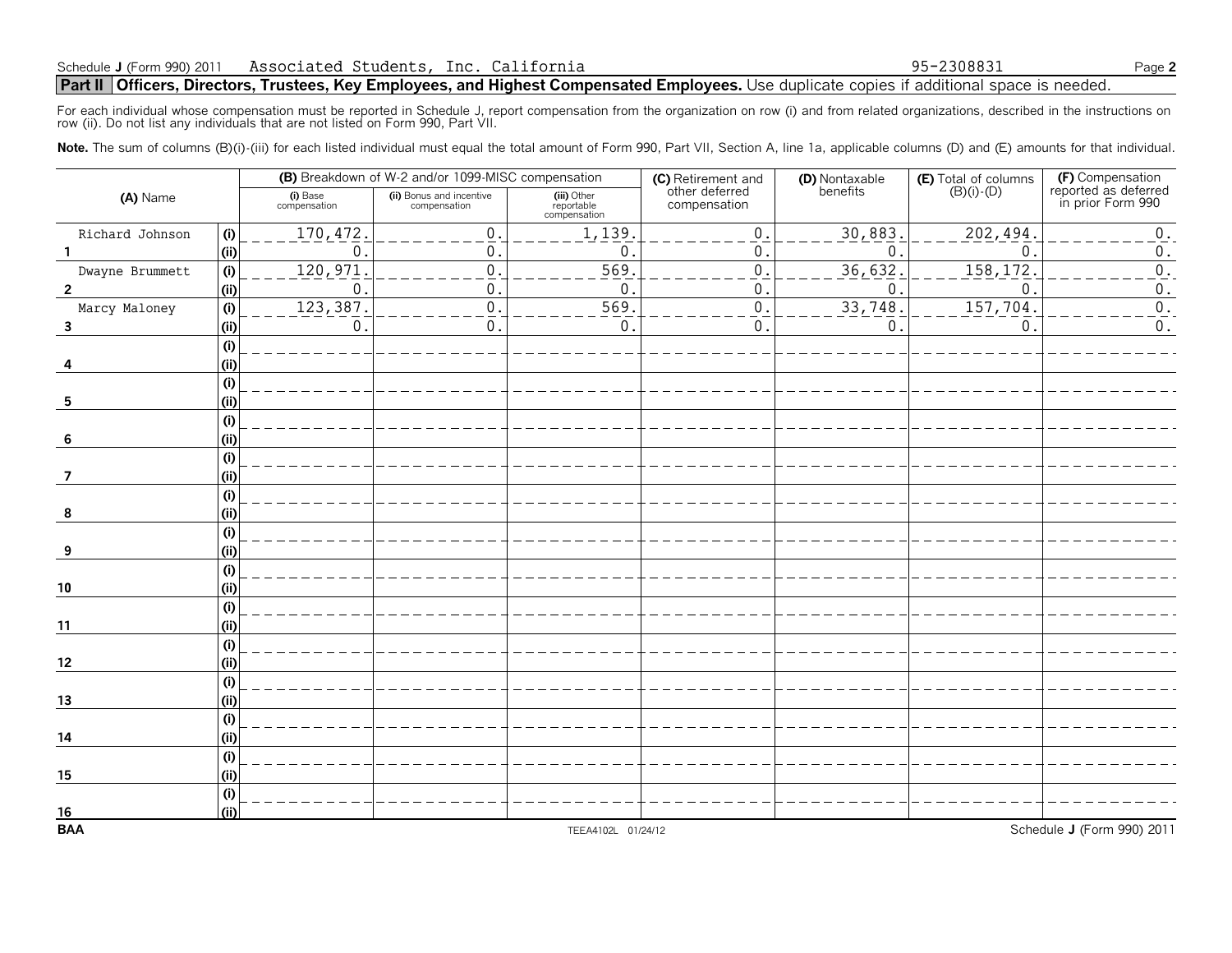Schedule J (Form 990) 2011 Associated Students, Inc. California 95-2308831

## Part II Officers, Directors, Trustees, Key Employees, and Highest Compensated Employees. Use duplicate copies if additional space is needed.

For each individual whose compensation must be reported in Schedule J, report compensation from the organization on row (i) and from related organizations, described in the instructions on row (ii). Do not list any individuals that are not listed on Form 990, Part VII.

**Note.** The sum of columns (B)(i)-(iii) for each listed individual must equal the total amount of Form 990, Part VII, Section A, line 1a, applicable columns (D) and (E) amounts for that individual.

| (A) Name | | (B) Breakdown of W-2 and/or 1099-MISC compensation | | | (C) Retirement and other deferred compensation | (D) Nontaxable benefits | (E) Total of columns (B)(i)-(D) | (F) Compensation reported as deferred in prior Form 990 |
|---|---|---|---|---|---|---|---|---|
| | | (i) Base compensation | (ii) Bonus and incentive compensation | (iii) Other reportable compensation | | | | |
| 1 Richard Johnson | (i) | 170,472. | 0. | 1,139. | 0. | 30,883. | 202,494. | 0. |
| | (ii) | 0. | 0. | 0. | 0. | 0. | 0. | 0. |
| 2 Dwayne Brummett | (i) | 120,971. | 0. | 569. | 0. | 36,632. | 158,172. | 0. |
| | (ii) | 0. | 0. | 0. | 0. | 0. | 0. | 0. |
| 3 Marcy Maloney | (i) | 123,387. | 0. | 569. | 0. | 33,748. | 157,704. | 0. |
| | (ii) | 0. | 0. | 0. | 0. | 0. | 0. | 0. |
| 4 | (i) | | | | | | | |
| | (ii) | | | | | | | |
| 5 | (i) | | | | | | | |
| | (ii) | | | | | | | |
| 6 | (i) | | | | | | | |
| | (ii) | | | | | | | |
| 7 | (i) | | | | | | | |
| | (ii) | | | | | | | |
| 8 | (i) | | | | | | | |
| | (ii) | | | | | | | |
| 9 | (i) | | | | | | | |
| | (ii) | | | | | | | |
| 10 | (i) | | | | | | | |
| | (ii) | | | | | | | |
| 11 | (i) | | | | | | | |
| | (ii) | | | | | | | |
| 12 | (i) | | | | | | | |
| | (ii) | | | | | | | |
| 13 | (i) | | | | | | | |
| | (ii) | | | | | | | |
| 14 | (i) | | | | | | | |
| | (ii) | | | | | | | |
| 15 | (i) | | | | | | | |
| | (ii) | | | | | | | |
| 16 | (i) | | | | | | | |
| | (ii) | | | | | | | |

BAA TEEA4102L 01/24/12 Schedule J (Form 990) 2011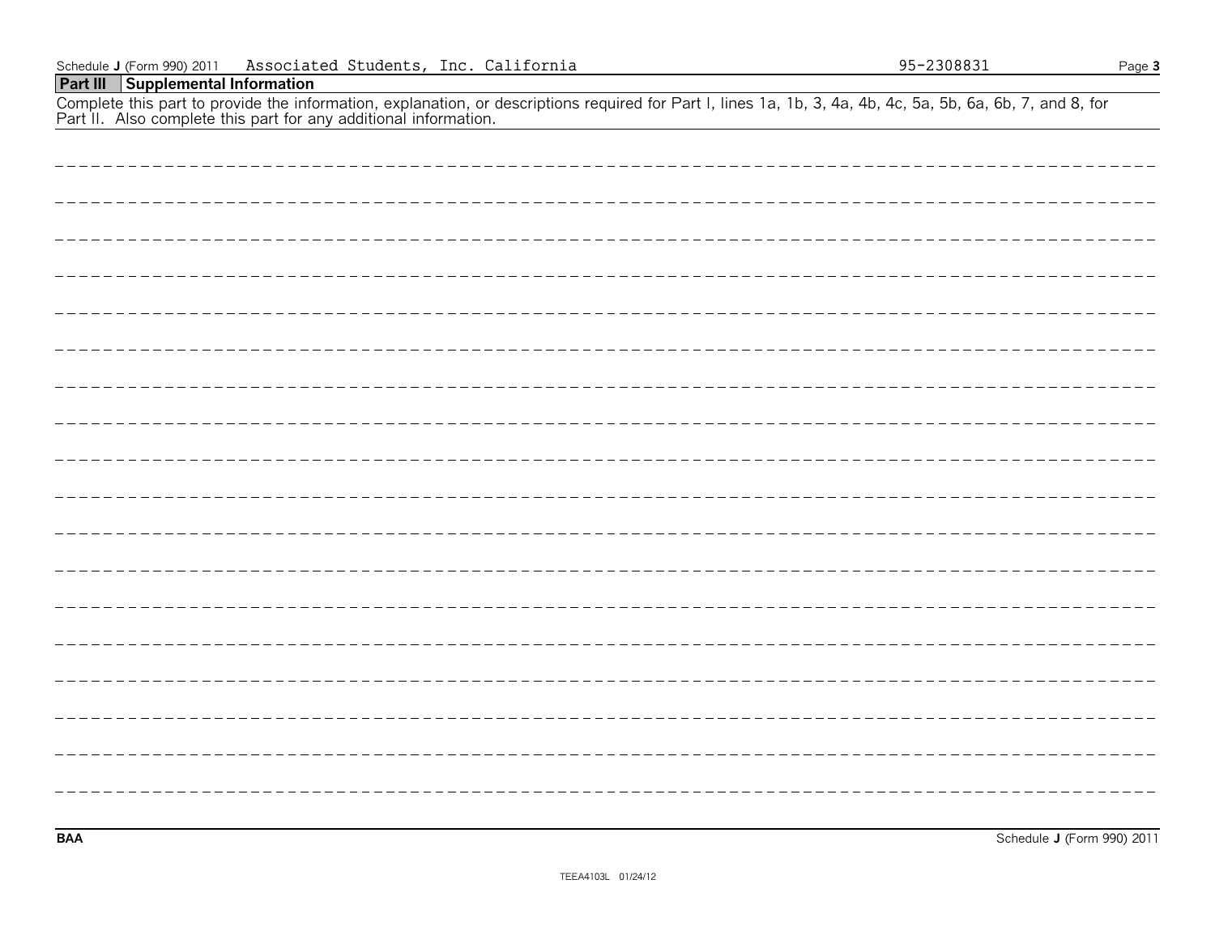Schedule J (Form 990) 2011 Associated Students, Inc. California 95-2308831 Page 3

## Part III Supplemental Information

Complete this part to provide the information, explanation, or descriptions required for Part I, lines 1a, 1b, 3, 4a, 4b, 4c, 5a, 5b, 6a, 6b, 7, and 8, for Part II. Also complete this part for any additional information.

BAA Schedule J (Form 990) 2011

TEEA4103L 01/24/12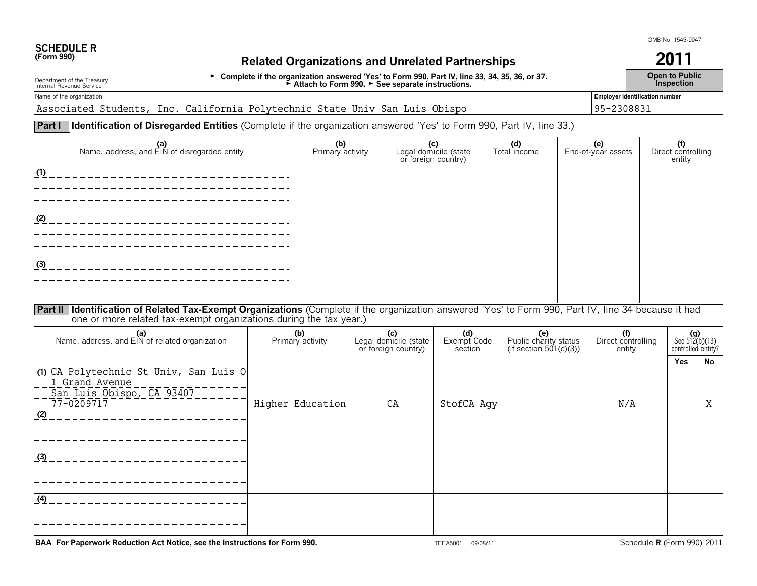**SCHEDULE R**
**(Form 990)**

Department of the Treasury
Internal Revenue Service

# Related Organizations and Unrelated Partnerships

► **Complete if the organization answered 'Yes' to Form 990, Part IV, line 33, 34, 35, 36, or 37.**
► **Attach to Form 990.** ► **See separate instructions.**

OMB No. 1545-0047

**2011**

**Open to Public Inspection**

Name of the organization: Associated Students, Inc. California Polytechnic State Univ San Luis Obispo

Employer identification number: 95-2308831

**Part I** **Identification of Disregarded Entities** (Complete if the organization answered 'Yes' to Form 990, Part IV, line 33.)

| (a) Name, address, and EIN of disregarded entity | (b) Primary activity | (c) Legal domicile (state or foreign country) | (d) Total income | (e) End-of-year assets | (f) Direct controlling entity |
|---|---|---|---|---|---|
| (1) | | | | | |
| (2) | | | | | |
| (3) | | | | | |

**Part II** **Identification of Related Tax-Exempt Organizations** (Complete if the organization answered 'Yes' to Form 990, Part IV, line 34 because it had one or more related tax-exempt organizations during the tax year.)

| (a) Name, address, and EIN of related organization | (b) Primary activity | (c) Legal domicile (state or foreign country) | (d) Exempt Code section | (e) Public charity status (if section 501(c)(3)) | (f) Direct controlling entity | (g) Sec 512(b)(13) controlled entity? Yes | No |
|---|---|---|---|---|---|---|---|
| (1) CA Polytechnic St Univ, San Luis O<br>1 Grand Avenue<br>San Luis Obispo, CA 93407<br>77-0209717 | Higher Education | CA | StofCA Agy | | N/A | | X |
| (2) | | | | | | | |
| (3) | | | | | | | |
| (4) | | | | | | | |

**BAA For Paperwork Reduction Act Notice, see the Instructions for Form 990.** TEEA5001L 09/08/11 Schedule **R** (Form 990) 2011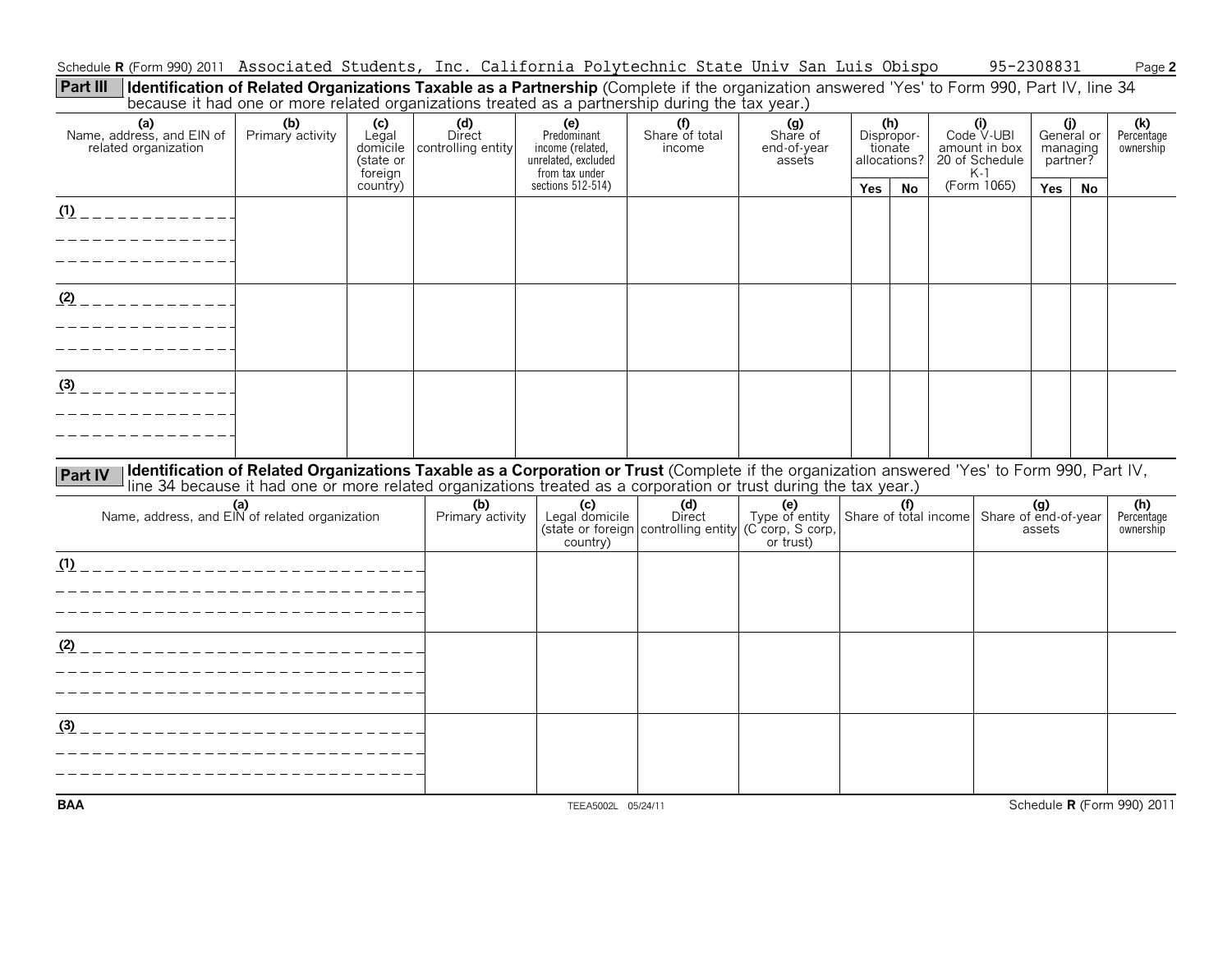Schedule **R** (Form 990) 2011 Associated Students, Inc. California Polytechnic State Univ San Luis Obispo 95-2308831

**Part III** **Identification of Related Organizations Taxable as a Partnership** (Complete if the organization answered 'Yes' to Form 990, Part IV, line 34 because it had one or more related organizations treated as a partnership during the tax year.)

| (a) Name, address, and EIN of related organization | (b) Primary activity | (c) Legal domicile (state or foreign country) | (d) Direct controlling entity | (e) Predominant income (related, unrelated, excluded from tax under sections 512-514) | (f) Share of total income | (g) Share of end-of-year assets | (h) Disproportionate allocations? | | (i) Code V-UBI amount in box 20 of Schedule K-1 (Form 1065) | (j) General or managing partner? | | (k) Percentage ownership |
|---|---|---|---|---|---|---|---|---|---|---|---|---|
| | | | | | | | Yes | No | | Yes | No | |
| (1) | | | | | | | | | | | | |
| (2) | | | | | | | | | | | | |
| (3) | | | | | | | | | | | | |

**Part IV** **Identification of Related Organizations Taxable as a Corporation or Trust** (Complete if the organization answered 'Yes' to Form 990, Part IV, line 34 because it had one or more related organizations treated as a corporation or trust during the tax year.)

| (a) Name, address, and EIN of related organization | (b) Primary activity | (c) Legal domicile (state or foreign country) | (d) Direct controlling entity | (e) Type of entity (C corp, S corp, or trust) | (f) Share of total income | (g) Share of end-of-year assets | (h) Percentage ownership |
|---|---|---|---|---|---|---|---|
| (1) | | | | | | | |
| (2) | | | | | | | |
| (3) | | | | | | | |

BAA TEEA5002L 05/24/11 Schedule **R** (Form 990) 2011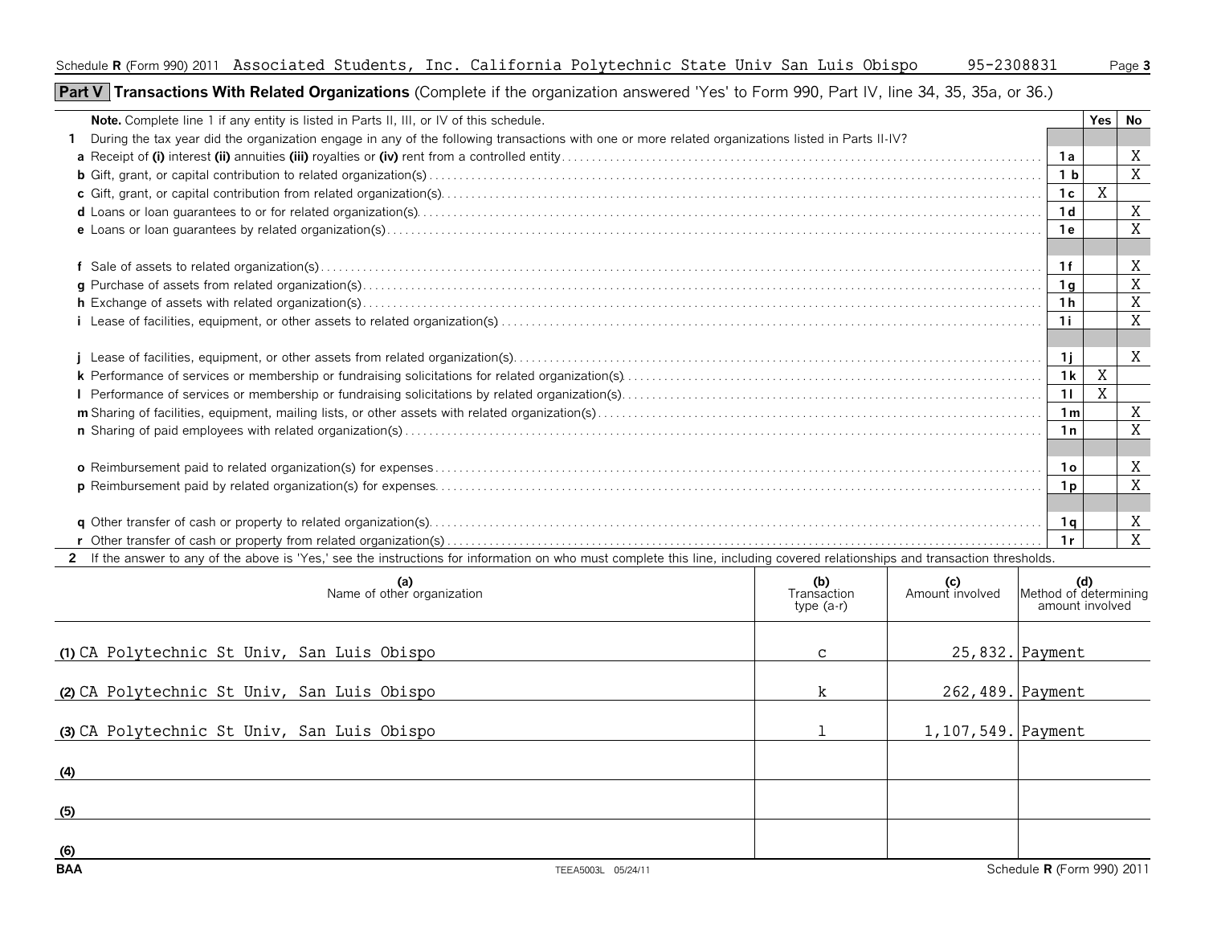Schedule R (Form 990) 2011 Associated Students, Inc. California Polytechnic State Univ San Luis Obispo 95-2308831 Page 3

## Part V Transactions With Related Organizations (Complete if the organization answered 'Yes' to Form 990, Part IV, line 34, 35, 35a, or 36.)

| **Note.** Complete line 1 if any entity is listed in Parts II, III, or IV of this schedule. | | Yes | No |
|---|---|---|---|
| **1** During the tax year did the organization engage in any of the following transactions with one or more related organizations listed in Parts II-IV? | | | |
| **a** Receipt of **(i)** interest **(ii)** annuities **(iii)** royalties or **(iv)** rent from a controlled entity | 1a | | X |
| **b** Gift, grant, or capital contribution to related organization(s) | 1b | | X |
| **c** Gift, grant, or capital contribution from related organization(s) | 1c | X | |
| **d** Loans or loan guarantees to or for related organization(s) | 1d | | X |
| **e** Loans or loan guarantees by related organization(s) | 1e | | X |
| **f** Sale of assets to related organization(s) | 1f | | X |
| **g** Purchase of assets from related organization(s) | 1g | | X |
| **h** Exchange of assets with related organization(s) | 1h | | X |
| **i** Lease of facilities, equipment, or other assets to related organization(s) | 1i | | X |
| **j** Lease of facilities, equipment, or other assets from related organization(s) | 1j | | X |
| **k** Performance of services or membership or fundraising solicitations for related organization(s) | 1k | X | |
| **l** Performance of services or membership or fundraising solicitations by related organization(s) | 1l | X | |
| **m** Sharing of facilities, equipment, mailing lists, or other assets with related organization(s) | 1m | | X |
| **n** Sharing of paid employees with related organization(s) | 1n | | X |
| **o** Reimbursement paid to related organization(s) for expenses | 1o | | X |
| **p** Reimbursement paid by related organization(s) for expenses | 1p | | X |
| **q** Other transfer of cash or property to related organization(s) | 1q | | X |
| **r** Other transfer of cash or property from related organization(s) | 1r | | X |

**2** If the answer to any of the above is 'Yes,' see the instructions for information on who must complete this line, including covered relationships and transaction thresholds.

| (a) Name of other organization | (b) Transaction type (a-r) | (c) Amount involved | (d) Method of determining amount involved |
|---|---|---|---|
| (1) CA Polytechnic St Univ, San Luis Obispo | c | 25,832. | Payment |
| (2) CA Polytechnic St Univ, San Luis Obispo | k | 262,489. | Payment |
| (3) CA Polytechnic St Univ, San Luis Obispo | l | 1,107,549. | Payment |
| (4) | | | |
| (5) | | | |
| (6) | | | |

BAA TEEA5003L 05/24/11 Schedule R (Form 990) 2011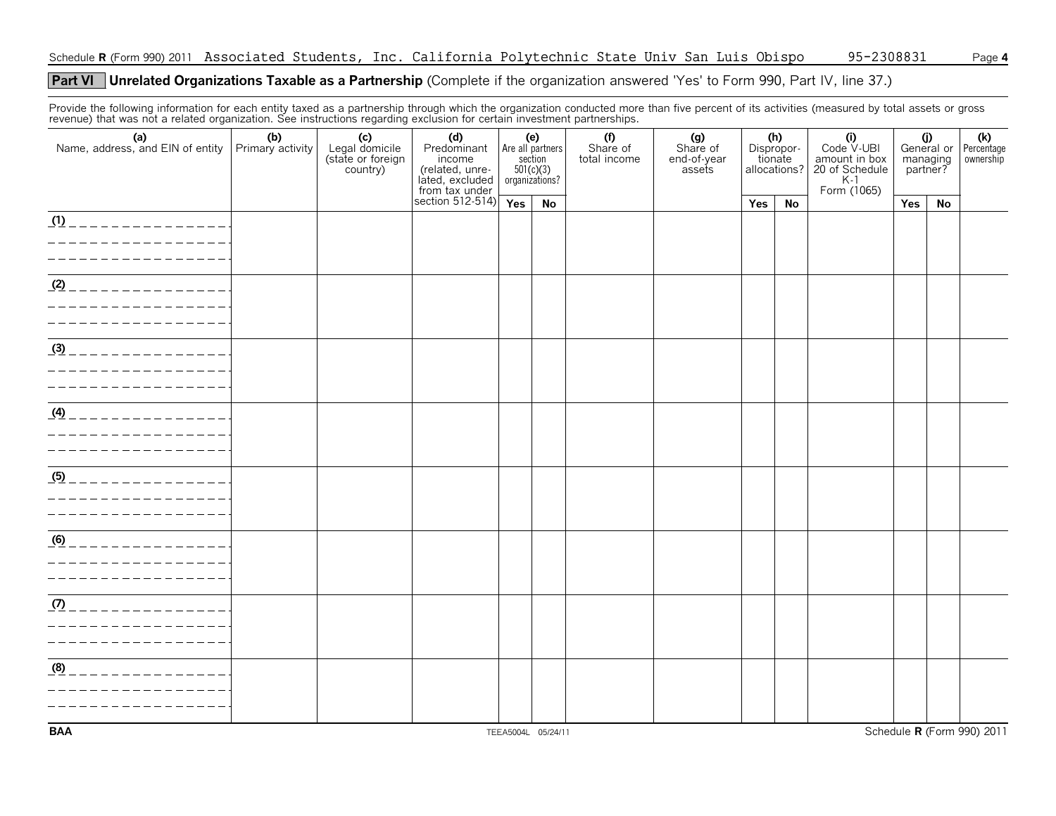Schedule R (Form 990) 2011 Associated Students, Inc. California Polytechnic State Univ San Luis Obispo 95-2308831

## Part VI Unrelated Organizations Taxable as a Partnership (Complete if the organization answered 'Yes' to Form 990, Part IV, line 37.)

Provide the following information for each entity taxed as a partnership through which the organization conducted more than five percent of its activities (measured by total assets or gross revenue) that was not a related organization. See instructions regarding exclusion for certain investment partnerships.

| (a) Name, address, and EIN of entity | (b) Primary activity | (c) Legal domicile (state or foreign country) | (d) Predominant income (related, unrelated, excluded from tax under section 512-514) | (e) Are all partners section 501(c)(3) organizations? | | (f) Share of total income | (g) Share of end-of-year assets | (h) Disproportionate allocations? | | (i) Code V-UBI amount in box 20 of Schedule K-1 Form (1065) | (j) General or managing partner? | | (k) Percentage ownership |
|---|---|---|---|---|---|---|---|---|---|---|---|---|---|
| | | | | Yes | No | | | Yes | No | | Yes | No | |
| (1) | | | | | | | | | | | | | |
| (2) | | | | | | | | | | | | | |
| (3) | | | | | | | | | | | | | |
| (4) | | | | | | | | | | | | | |
| (5) | | | | | | | | | | | | | |
| (6) | | | | | | | | | | | | | |
| (7) | | | | | | | | | | | | | |
| (8) | | | | | | | | | | | | | |

BAA TEEA5004L 05/24/11 Schedule R (Form 990) 2011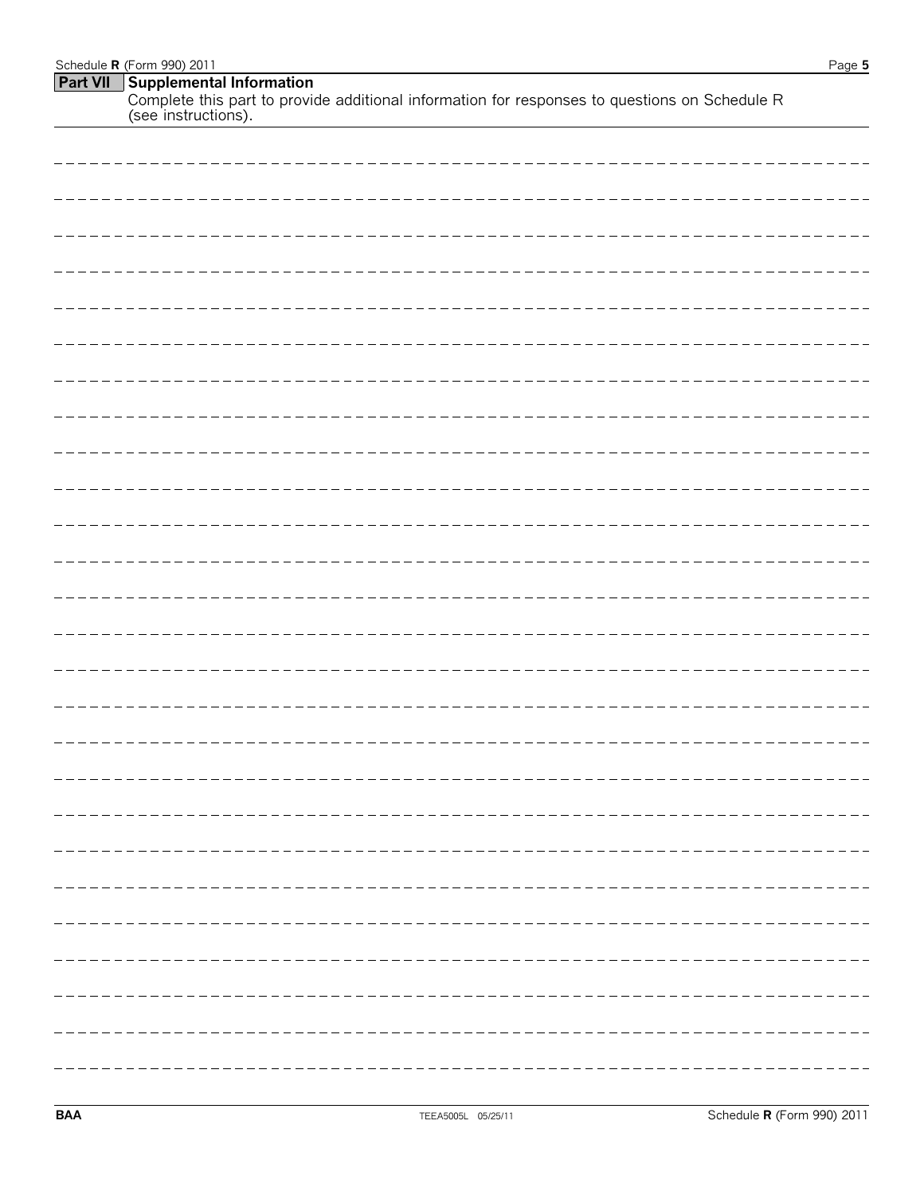## Part VII Supplemental Information

Complete this part to provide additional information for responses to questions on Schedule R (see instructions).

BAA TEEA5005L 05/25/11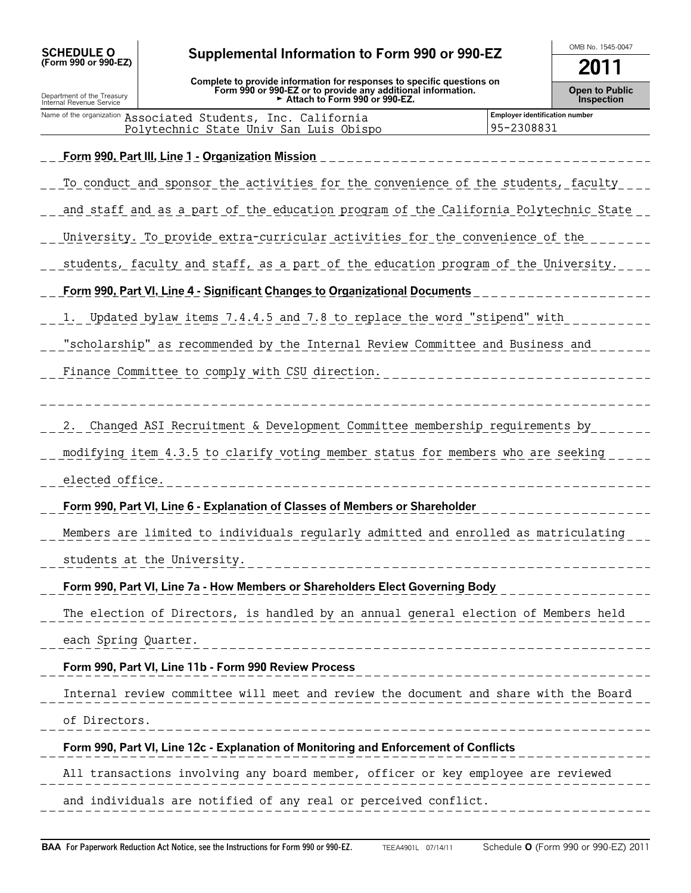**SCHEDULE O (Form 990 or 990-EZ)**

Department of the Treasury
Internal Revenue Service

# Supplemental Information to Form 990 or 990-EZ

**Complete to provide information for responses to specific questions on Form 990 or 990-EZ or to provide any additional information.**
**► Attach to Form 990 or 990-EZ.**

OMB No. 1545-0047

**2011**

**Open to Public Inspection**

| Name of the organization | Employer identification number |
|---|---|
| Associated Students, Inc. California Polytechnic State Univ San Luis Obispo | 95-2308831 |

**Form 990, Part III, Line 1 - Organization Mission**

To conduct and sponsor the activities for the convenience of the students, faculty and staff and as a part of the education program of the California Polytechnic State University. To provide extra-curricular activities for the convenience of the students, faculty and staff, as a part of the education program of the University.

**Form 990, Part VI, Line 4 - Significant Changes to Organizational Documents**

1. Updated bylaw items 7.4.4.5 and 7.8 to replace the word "stipend" with "scholarship" as recommended by the Internal Review Committee and Business and Finance Committee to comply with CSU direction.

2. Changed ASI Recruitment & Development Committee membership requirements by modifying item 4.3.5 to clarify voting member status for members who are seeking elected office.

**Form 990, Part VI, Line 6 - Explanation of Classes of Members or Shareholder**

Members are limited to individuals regularly admitted and enrolled as matriculating students at the University.

**Form 990, Part VI, Line 7a - How Members or Shareholders Elect Governing Body**

The election of Directors, is handled by an annual general election of Members held each Spring Quarter.

**Form 990, Part VI, Line 11b - Form 990 Review Process**

Internal review committee will meet and review the document and share with the Board of Directors.

**Form 990, Part VI, Line 12c - Explanation of Monitoring and Enforcement of Conflicts**

All transactions involving any board member, officer or key employee are reviewed and individuals are notified of any real or perceived conflict.

**BAA For Paperwork Reduction Act Notice, see the Instructions for Form 990 or 990-EZ.** TEEA4901L 07/14/11 Schedule **O** (Form 990 or 990-EZ) 2011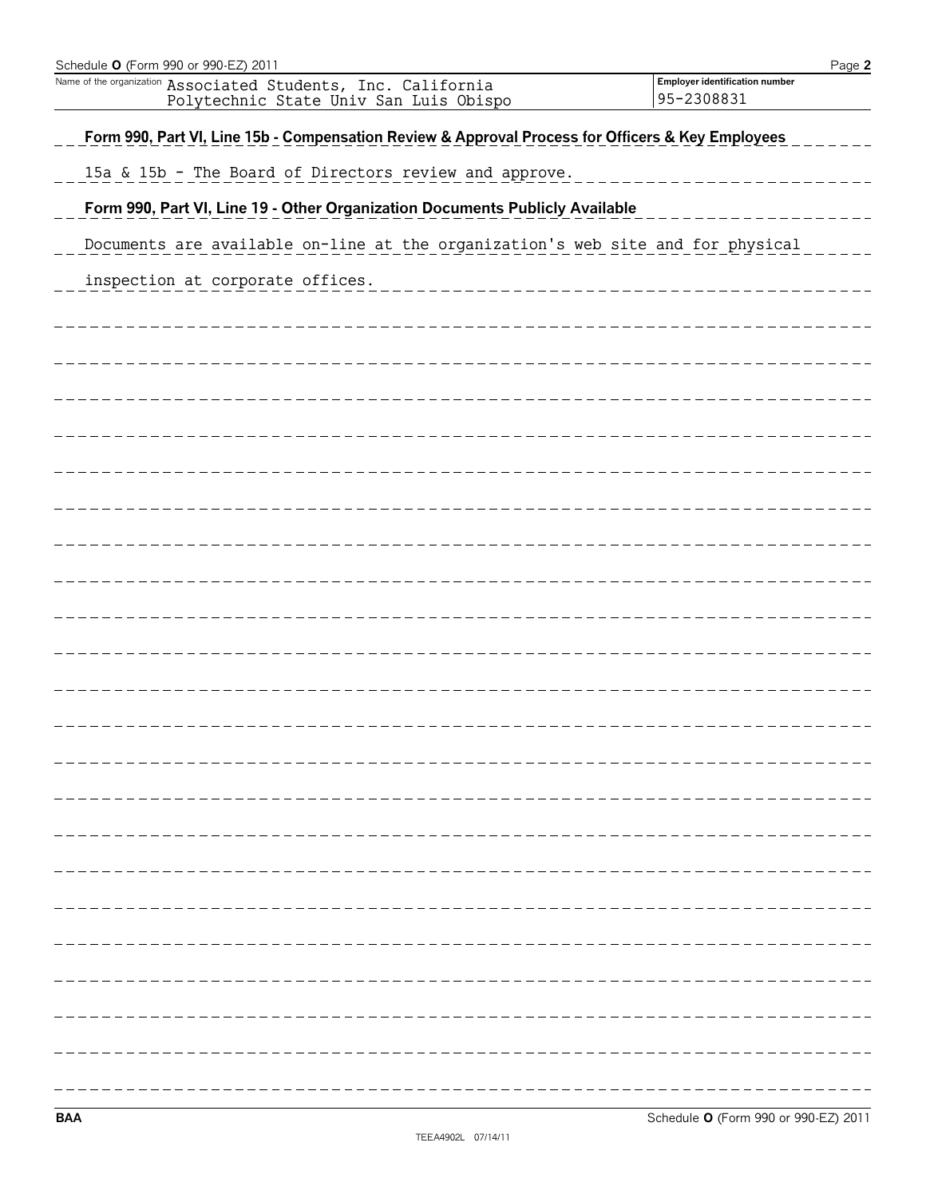Schedule **O** (Form 990 or 990-EZ) 2011

| Name of the organization | Employer identification number |
|---|---|
| Associated Students, Inc. California Polytechnic State Univ San Luis Obispo | 95-2308831 |

**Form 990, Part VI, Line 15b - Compensation Review & Approval Process for Officers & Key Employees**

15a & 15b - The Board of Directors review and approve.

**Form 990, Part VI, Line 19 - Other Organization Documents Publicly Available**

Documents are available on-line at the organization's web site and for physical inspection at corporate offices.

BAA

Schedule **O** (Form 990 or 990-EZ) 2011

TEEA4902L 07/14/11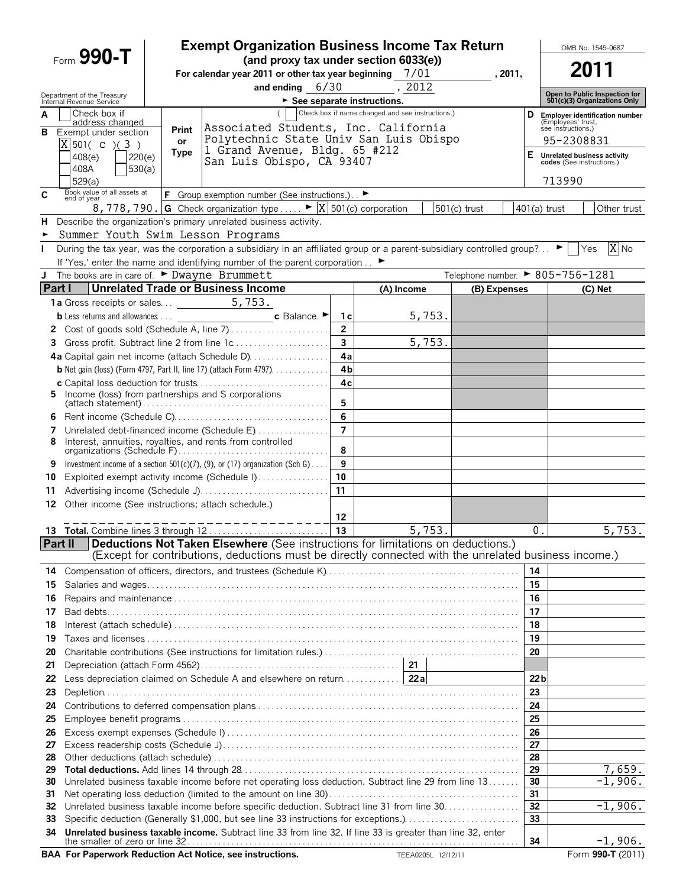# Form 990-T

## Exempt Organization Business Income Tax Return

**(and proxy tax under section 6033(e))**

For calendar year 2011 or other tax year beginning 7/01 , 2011, and ending 6/30 , 2012

► See separate instructions.

Department of the Treasury
Internal Revenue Service

OMB No. 1545-0687

**2011**

**Open to Public Inspection for 501(c)(3) Organizations Only**

**A** Check box if address changed

**B** Exempt under section
[X] 501( c )( 3 )
[ ] 408(e) [ ] 220(e)
[ ] 408A [ ] 530(a)
[ ] 529(a)

Print or Type

( [ ] Check box if name changed and see instructions.)

Associated Students, Inc. California
Polytechnic State Univ San Luis Obispo
1 Grand Avenue, Bldg. 65 #212
San Luis Obispo, CA 93407

**D** Employer identification number (Employees' trust, see instructions.)
95-2308831

**E** Unrelated business activity codes (See instructions.)
713990

**C** Book value of all assets at end of year
8,778,790.

**F** Group exemption number (See instructions.) ►

**G** Check organization type ► [X] 501(c) corporation [ ] 501(c) trust [ ] 401(a) trust [ ] Other trust

**H** Describe the organization's primary unrelated business activity.
► Summer Youth Swim Lesson Programs

**I** During the tax year, was the corporation a subsidiary in an affiliated group or a parent-subsidiary controlled group? ► [ ] Yes [X] No
If 'Yes,' enter the name and identifying number of the parent corporation ►

**J** The books are in care of. ► Dwayne Brummett Telephone number. ► 805-756-1281

### Part I Unrelated Trade or Business Income

| | | | (A) Income | (B) Expenses | (C) Net |
|---|---|---|---|---|---|
| **1a** | Gross receipts or sales 5,753. | | | | |
| **b** | Less returns and allowances **c** Balance ► | 1c | 5,753. | | |
| **2** | Cost of goods sold (Schedule A, line 7) | 2 | | | |
| **3** | Gross profit. Subtract line 2 from line 1c | 3 | 5,753. | | |
| **4a** | Capital gain net income (attach Schedule D) | 4a | | | |
| **b** | Net gain (loss) (Form 4797, Part II, line 17) (attach Form 4797) | 4b | | | |
| **c** | Capital loss deduction for trusts | 4c | | | |
| **5** | Income (loss) from partnerships and S corporations (attach statement) | 5 | | | |
| **6** | Rent income (Schedule C) | 6 | | | |
| **7** | Unrelated debt-financed income (Schedule E) | 7 | | | |
| **8** | Interest, annuities, royalties, and rents from controlled organizations (Schedule F) | 8 | | | |
| **9** | Investment income of a section 501(c)(7), (9), or (17) organization (Sch G) | 9 | | | |
| **10** | Exploited exempt activity income (Schedule I) | 10 | | | |
| **11** | Advertising income (Schedule J) | 11 | | | |
| **12** | Other income (See instructions; attach schedule.) | 12 | | | |
| **13** | **Total.** Combine lines 3 through 12 | 13 | 5,753. | 0. | 5,753. |

### Part II Deductions Not Taken Elsewhere (See instructions for limitations on deductions.) (Except for contributions, deductions must be directly connected with the unrelated business income.)

| | | | |
|---|---|---|---|
| **14** | Compensation of officers, directors, and trustees (Schedule K) | 14 | |
| **15** | Salaries and wages | 15 | |
| **16** | Repairs and maintenance | 16 | |
| **17** | Bad debts | 17 | |
| **18** | Interest (attach schedule) | 18 | |
| **19** | Taxes and licenses | 19 | |
| **20** | Charitable contributions (See instructions for limitation rules.) | 20 | |
| **21** | Depreciation (attach Form 4562) — 21 | | |
| **22** | Less depreciation claimed on Schedule A and elsewhere on return — 22a | 22b | |
| **23** | Depletion | 23 | |
| **24** | Contributions to deferred compensation plans | 24 | |
| **25** | Employee benefit programs | 25 | |
| **26** | Excess exempt expenses (Schedule I) | 26 | |
| **27** | Excess readership costs (Schedule J) | 27 | |
| **28** | Other deductions (attach schedule) | 28 | |
| **29** | **Total deductions.** Add lines 14 through 28 | 29 | 7,659. |
| **30** | Unrelated business taxable income before net operating loss deduction. Subtract line 29 from line 13 | 30 | -1,906. |
| **31** | Net operating loss deduction (limited to the amount on line 30) | 31 | |
| **32** | Unrelated business taxable income before specific deduction. Subtract line 31 from line 30 | 32 | -1,906. |
| **33** | Specific deduction (Generally $1,000, but see line 33 instructions for exceptions.) | 33 | |
| **34** | **Unrelated business taxable income.** Subtract line 33 from line 32. If line 33 is greater than line 32, enter the smaller of zero or line 32 | 34 | -1,906. |

**BAA For Paperwork Reduction Act Notice, see instructions.** TEEA0205L 12/12/11 Form **990-T** (2011)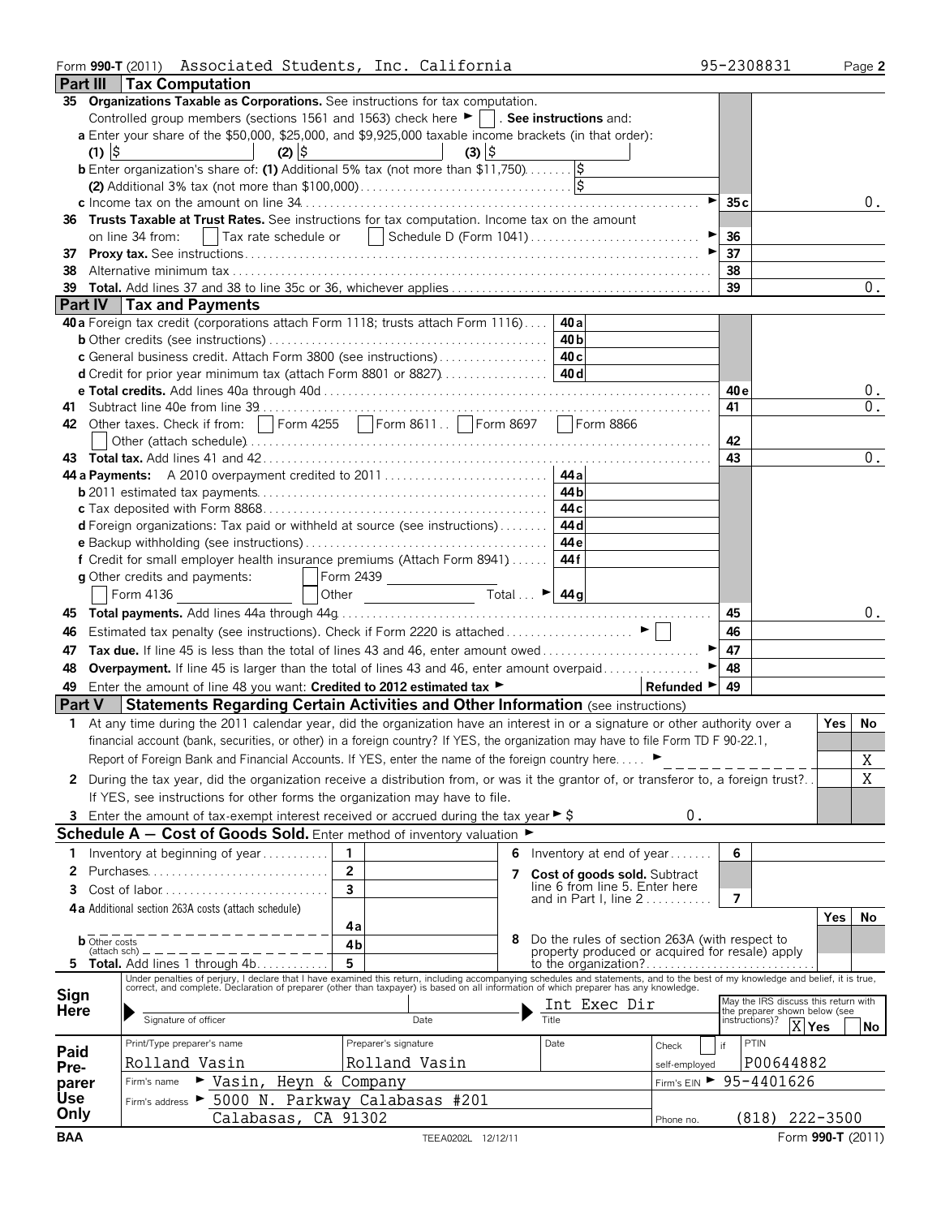Form **990-T** (2011) Associated Students, Inc. California 95-2308831 Page **2**

## Part III Tax Computation

**35 Organizations Taxable as Corporations.** See instructions for tax computation.

Controlled group members (sections 1561 and 1563) check here ► ☐ . **See instructions** and:

**a** Enter your share of the $50,000, $25,000, and $9,925,000 taxable income brackets (in that order):

(1) $ (2) $ (3) $

**b** Enter organization's share of: **(1)** Additional 5% tax (not more than $11,750) $

**(2)** Additional 3% tax (not more than $100,000) $

| | | |
|---|---|---|
| **c** Income tax on the amount on line 34 ► | 35c | 0. |
| **36 Trusts Taxable at Trust Rates.** See instructions for tax computation. Income tax on the amount on line 34 from: ☐ Tax rate schedule or ☐ Schedule D (Form 1041) ► | 36 | |
| **37 Proxy tax.** See instructions ► | 37 | |
| **38** Alternative minimum tax | 38 | |
| **39 Total.** Add lines 37 and 38 to line 35c or 36, whichever applies | 39 | 0. |

## Part IV Tax and Payments

| | | | | |
|---|---|---|---|---|
| **40a** Foreign tax credit (corporations attach Form 1118; trusts attach Form 1116) | 40a | | | |
| **b** Other credits (see instructions) | 40b | | | |
| **c** General business credit. Attach Form 3800 (see instructions) | 40c | | | |
| **d** Credit for prior year minimum tax (attach Form 8801 or 8827) | 40d | | | |
| **e Total credits.** Add lines 40a through 40d | | | 40e | 0. |
| **41** Subtract line 40e from line 39 | | | 41 | 0. |
| **42** Other taxes. Check if from: ☐ Form 4255 ☐ Form 8611 ☐ Form 8697 ☐ Form 8866 ☐ Other (attach schedule) | | | 42 | |
| **43 Total tax.** Add lines 41 and 42 | | | 43 | 0. |
| **44a Payments:** A 2010 overpayment credited to 2011 | 44a | | | |
| **b** 2011 estimated tax payments | 44b | | | |
| **c** Tax deposited with Form 8868 | 44c | | | |
| **d** Foreign organizations: Tax paid or withheld at source (see instructions) | 44d | | | |
| **e** Backup withholding (see instructions) | 44e | | | |
| **f** Credit for small employer health insurance premiums (Attach Form 8941) | 44f | | | |
| **g** Other credits and payments: ☐ Form 2439 ☐ Form 4136 ☐ Other Total ► | 44g | | | |
| **45 Total payments.** Add lines 44a through 44g | | | 45 | 0. |
| **46** Estimated tax penalty (see instructions). Check if Form 2220 is attached ► ☐ | | | 46 | |
| **47 Tax due.** If line 45 is less than the total of lines 43 and 46, enter amount owed ► | | | 47 | |
| **48 Overpayment.** If line 45 is larger than the total of lines 43 and 46, enter amount overpaid ► | | | 48 | |
| **49** Enter the amount of line 48 you want: **Credited to 2012 estimated tax** ► **Refunded** ► | | | 49 | |

## Part V Statements Regarding Certain Activities and Other Information (see instructions)

| | Yes | No |
|---|---|---|
| **1** At any time during the 2011 calendar year, did the organization have an interest in or a signature or other authority over a financial account (bank, securities, or other) in a foreign country? If YES, the organization may have to file Form TD F 90-22.1, Report of Foreign Bank and Financial Accounts. If YES, enter the name of the foreign country here ► | | X |
| **2** During the tax year, did the organization receive a distribution from, or was it the grantor of, or transferor to, a foreign trust? If YES, see instructions for other forms the organization may have to file. | | X |
| **3** Enter the amount of tax-exempt interest received or accrued during the tax year ► $ 0. | | |

## Schedule A — Cost of Goods Sold. Enter method of inventory valuation ►

| | | | | | |
|---|---|---|---|---|---|
| **1** Inventory at beginning of year | 1 | | **6** Inventory at end of year | 6 | |
| **2** Purchases | 2 | | **7 Cost of goods sold.** Subtract line 6 from line 5. Enter here and in Part I, line 2 | 7 | |
| **3** Cost of labor | 3 | | | | |
| **4a** Additional section 263A costs (attach schedule) | 4a | | **8** Do the rules of section 263A (with respect to property produced or acquired for resale) apply to the organization? | Yes | No |
| **b** Other costs (attach sch) | 4b | | | | |
| **5 Total.** Add lines 1 through 4b | 5 | | | | |

**Sign Here**

Under penalties of perjury, I declare that I have examined this return, including accompanying schedules and statements, and to the best of my knowledge and belief, it is true, correct, and complete. Declaration of preparer (other than taxpayer) is based on all information of which preparer has any knowledge.

Signature of officer | Date | Title: Int Exec Dir

May the IRS discuss this return with the preparer shown below (see instructions)? ☒ Yes ☐ No

**Paid Preparer Use Only**

| Print/Type preparer's name | Preparer's signature | Date | Check ☐ if self-employed | PTIN |
|---|---|---|---|---|
| Rolland Vasin | Rolland Vasin | | | P00644882 |

Firm's name ► Vasin, Heyn & Company — Firm's EIN ► 95-4401626

Firm's address ► 5000 N. Parkway Calabasas #201, Calabasas, CA 91302 — Phone no. (818) 222-3500

BAA TEEA0202L 12/12/11 Form **990-T** (2011)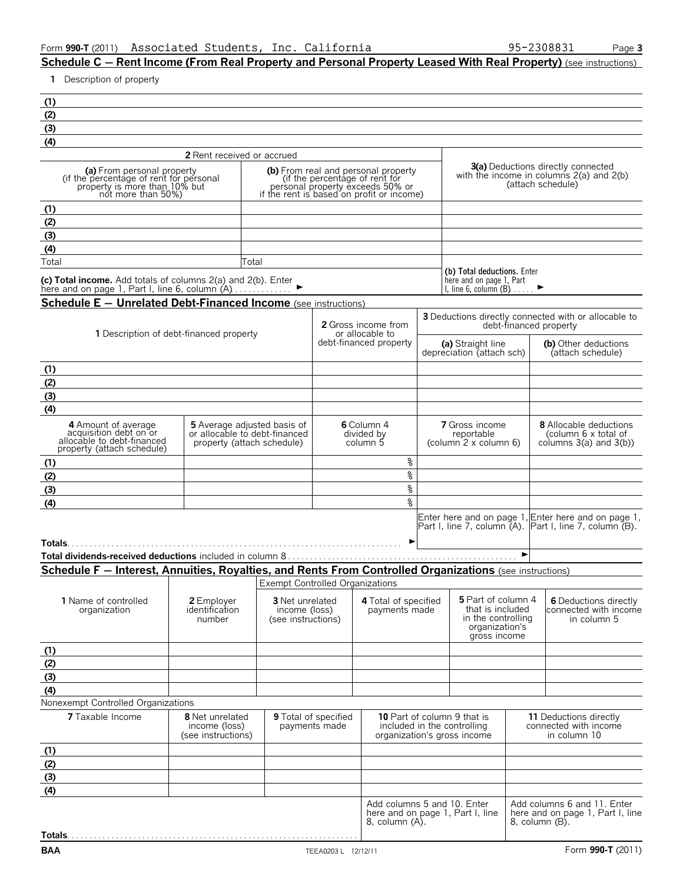Form **990-T** (2011) Associated Students, Inc. California 95-2308831

## Schedule C — Rent Income (From Real Property and Personal Property Leased With Real Property) (see instructions)

**1** Description of property

(1)
(2)
(3)
(4)

| | **2** Rent received or accrued | | |
|---|---|---|---|
| | **(a)** From personal property (if the percentage of rent for personal property is more than 10% but not more than 50%) | **(b)** From real and personal property (if the percentage of rent for personal property exceeds 50% or if the rent is based on profit or income) | **3(a)** Deductions directly connected with the income in columns 2(a) and 2(b) (attach schedule) |
| (1) | | | |
| (2) | | | |
| (3) | | | |
| (4) | | | |
| Total | | Total | |
| **(c) Total income.** Add totals of columns 2(a) and 2(b). Enter here and on page 1, Part I, line 6, column (A) . . . . . . . . . . . . ► | | | **(b) Total deductions.** Enter here and on page 1, Part I, line 6, column (B) . . . . . ► |

## Schedule E — Unrelated Debt-Financed Income (see instructions)

| | **1** Description of debt-financed property | **2** Gross income from or allocable to debt-financed property | **3** Deductions directly connected with or allocable to debt-financed property | |
|---|---|---|---|---|
| | | | **(a)** Straight line depreciation (attach sch) | **(b)** Other deductions (attach schedule) |
| (1) | | | | |
| (2) | | | | |
| (3) | | | | |
| (4) | | | | |

| | **4** Amount of average acquisition debt on or allocable to debt-financed property (attach schedule) | **5** Average adjusted basis of or allocable to debt-financed property (attach schedule) | **6** Column 4 divided by column 5 | **7** Gross income reportable (column 2 x column 6) | **8** Allocable deductions (column 6 x total of columns 3(a) and 3(b)) |
|---|---|---|---|---|---|
| (1) | | | % | | |
| (2) | | | % | | |
| (3) | | | % | | |
| (4) | | | % | | |
| | | | | Enter here and on page 1, Part I, line 7, column (A). | Enter here and on page 1, Part I, line 7, column (B). |
| **Totals** . . . ► | | | | | |
| **Total dividends-received deductions** included in column 8 . . . ► | | | | | |

## Schedule F — Interest, Annuities, Royalties, and Rents From Controlled Organizations (see instructions)

| | | | Exempt Controlled Organizations | | | |
|---|---|---|---|---|---|---|
| | **1** Name of controlled organization | **2** Employer identification number | **3** Net unrelated income (loss) (see instructions) | **4** Total of specified payments made | **5** Part of column 4 that is included in the controlling organization's gross income | **6** Deductions directly connected with income in column 5 |
| (1) | | | | | | |
| (2) | | | | | | |
| (3) | | | | | | |
| (4) | | | | | | |

Nonexempt Controlled Organizations

| | **7** Taxable Income | **8** Net unrelated income (loss) (see instructions) | **9** Total of specified payments made | **10** Part of column 9 that is included in the controlling organization's gross income | **11** Deductions directly connected with income in column 10 |
|---|---|---|---|---|---|
| (1) | | | | | |
| (2) | | | | | |
| (3) | | | | | |
| (4) | | | | | |
| | | | | Add columns 5 and 10. Enter here and on page 1, Part I, line 8, column (A). | Add columns 6 and 11. Enter here and on page 1, Part I, line 8, column (B). |
| **Totals** . . . | | | | | |

BAA TEEA0203 L 12/12/11 Form **990-T** (2011)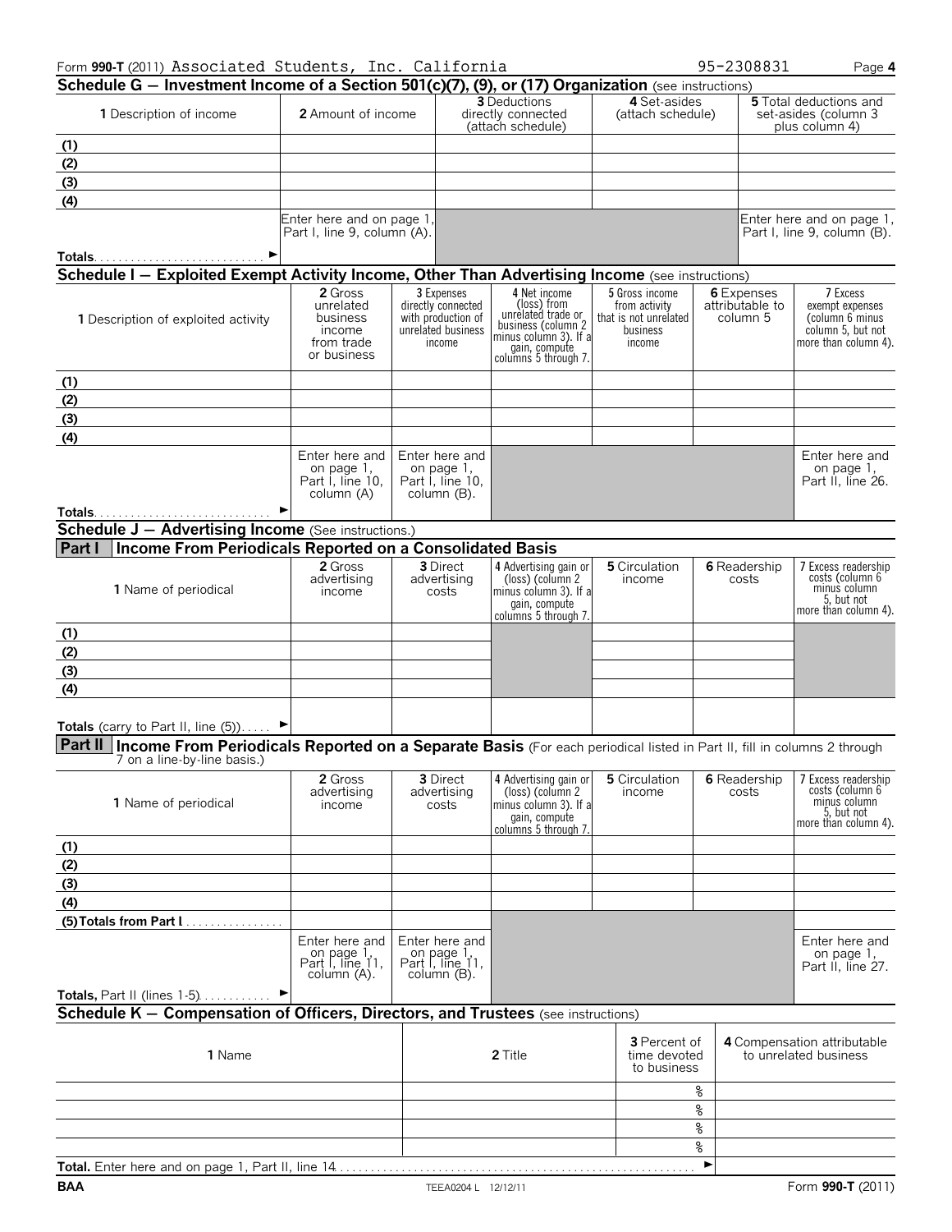Form **990-T** (2011) Associated Students, Inc. California 95-2308831 Page **4**

## Schedule G — Investment Income of a Section 501(c)(7), (9), or (17) Organization (see instructions)

| **1** Description of income | **2** Amount of income | **3** Deductions directly connected (attach schedule) | **4** Set-asides (attach schedule) | **5** Total deductions and set-asides (column 3 plus column 4) |
|---|---|---|---|---|
| (1) | | | | |
| (2) | | | | |
| (3) | | | | |
| (4) | | | | |
| | Enter here and on page 1, Part I, line 9, column (A). | | | Enter here and on page 1, Part I, line 9, column (B). |
| **Totals** ► | | | | |

## Schedule I — Exploited Exempt Activity Income, Other Than Advertising Income (see instructions)

| **1** Description of exploited activity | **2** Gross unrelated business income from trade or business | **3** Expenses directly connected with production of unrelated business income | **4** Net income (loss) from unrelated trade or business (column 2 minus column 3). If a gain, compute columns 5 through 7. | **5** Gross income from activity that is not unrelated business income | **6** Expenses attributable to column 5 | **7** Excess exempt expenses (column 6 minus column 5, but not more than column 4). |
|---|---|---|---|---|---|---|
| (1) | | | | | | |
| (2) | | | | | | |
| (3) | | | | | | |
| (4) | | | | | | |
| | Enter here and on page 1, Part I, line 10, column (A) | Enter here and on page 1, Part I, line 10, column (B). | | | | Enter here and on page 1, Part II, line 26. |
| **Totals** ► | | | | | | |

## Schedule J — Advertising Income (See instructions.)

### Part I Income From Periodicals Reported on a Consolidated Basis

| **1** Name of periodical | **2** Gross advertising income | **3** Direct advertising costs | **4** Advertising gain or (loss) (column 2 minus column 3). If a gain, compute columns 5 through 7. | **5** Circulation income | **6** Readership costs | **7** Excess readership costs (column 6 minus column 5, but not more than column 4). |
|---|---|---|---|---|---|---|
| (1) | | | | | | |
| (2) | | | | | | |
| (3) | | | | | | |
| (4) | | | | | | |
| **Totals** (carry to Part II, line (5)) ► | | | | | | |

### Part II Income From Periodicals Reported on a Separate Basis (For each periodical listed in Part II, fill in columns 2 through 7 on a line-by-line basis.)

| **1** Name of periodical | **2** Gross advertising income | **3** Direct advertising costs | **4** Advertising gain or (loss) (column 2 minus column 3). If a gain, compute columns 5 through 7. | **5** Circulation income | **6** Readership costs | **7** Excess readership costs (column 6 minus column 5, but not more than column 4). |
|---|---|---|---|---|---|---|
| (1) | | | | | | |
| (2) | | | | | | |
| (3) | | | | | | |
| (4) | | | | | | |
| **(5) Totals from Part I** | | | | | | |
| | Enter here and on page 1, Part I, line 11, column (A). | Enter here and on page 1, Part I, line 11, column (B). | | | | Enter here and on page 1, Part II, line 27. |
| **Totals,** Part II (lines 1-5) ► | | | | | | |

## Schedule K — Compensation of Officers, Directors, and Trustees (see instructions)

| **1** Name | **2** Title | **3** Percent of time devoted to business | **4** Compensation attributable to unrelated business |
|---|---|---|---|
| | | % | |
| | | % | |
| | | % | |
| | | % | |
| **Total.** Enter here and on page 1, Part II, line 14 ► | | | |

**BAA** TEEA0204 L 12/12/11 Form **990-T** (2011)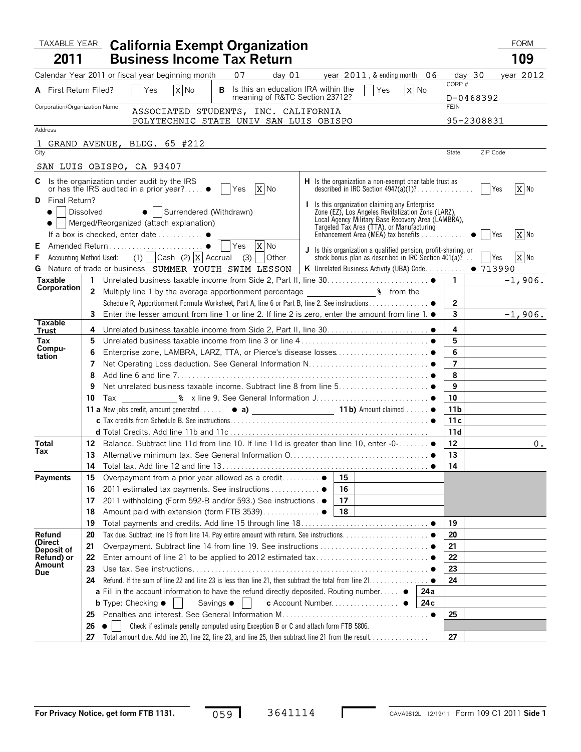TAXABLE YEAR **2011**

# California Exempt Organization Business Income Tax Return

FORM **109**

Calendar Year 2011 or fiscal year beginning month 07 day 01 year 2011, & ending month 06 day 30 year 2012

**A** First Return Filed? [ ] Yes [X] No

**B** Is this an education IRA within the meaning of R&TC Section 23712? [ ] Yes [X] No

CORP # D-0468392

Corporation/Organization Name: ASSOCIATED STUDENTS, INC. CALIFORNIA POLYTECHNIC STATE UNIV SAN LUIS OBISPO

FEIN: 95-2308831

Address: 1 GRAND AVENUE, BLDG. 65 #212

City: SAN LUIS OBISPO, CA 93407

State / ZIP Code

**C** Is the organization under audit by the IRS or has the IRS audited in a prior year? ● [ ] Yes [X] No

**D** Final Return?
- ● [ ] Dissolved ● [ ] Surrendered (Withdrawn)
- ● [ ] Merged/Reorganized (attach explanation)
- If a box is checked, enter date ●

**E** Amended Return ● [ ] Yes [X] No

**F** Accounting Method Used: (1) [ ] Cash (2) [X] Accrual (3) [ ] Other

**G** Nature of trade or business SUMMER YOUTH SWIM LESSON

**H** Is the organization a non-exempt charitable trust as described in IRC Section 4947(a)(1)? [ ] Yes [X] No

**I** Is this organization claiming any Enterprise Zone (EZ), Los Angeles Revitalization Zone (LARZ), Local Agency Military Base Recovery Area (LAMBRA), Targeted Tax Area (TTA), or Manufacturing Enhancement Area (MEA) tax benefits ● [ ] Yes [X] No

**J** Is this organization a qualified pension, profit-sharing, or stock bonus plan as described in IRC Section 401(a)? [ ] Yes [X] No

**K** Unrelated Business Activity (UBA) Code ● 713990

| Section | Line | Description | Box | Amount |
|---|---|---|---|---|
| **Taxable Corporation** | 1 | Unrelated business taxable income from Side 2, Part II, line 30 ● | 1 | -1,906. |
| | 2 | Multiply line 1 by the average apportionment percentage ____ % from the Schedule R, Apportionment Formula Worksheet, Part A, line 6 or Part B, line 2. See instructions ● | 2 | |
| | 3 | Enter the lesser amount from line 1 or line 2. If line 2 is zero, enter the amount from line 1. ● | 3 | -1,906. |
| **Taxable Trust** | 4 | Unrelated business taxable income from Side 2, Part II, line 30 ● | 4 | |
| **Tax Computation** | 5 | Unrelated business taxable income from line 3 or line 4 ● | 5 | |
| | 6 | Enterprise zone, LAMBRA, LARZ, TTA, or Pierce's disease losses ● | 6 | |
| | 7 | Net Operating Loss deduction. See General Information N ● | 7 | |
| | 8 | Add line 6 and line 7 ● | 8 | |
| | 9 | Net unrelated business taxable income. Subtract line 8 from line 5 ● | 9 | |
| | 10 | Tax ____ % x line 9. See General Information J ● | 10 | |
| | 11a | New jobs credit, amount generated ● a) ____ 11b) Amount claimed ● | 11b | |
| | c | Tax credits from Schedule B. See instructions ● | 11c | |
| | d | Total Credits. Add line 11b and 11c | 11d | |
| **Total Tax** | 12 | Balance. Subtract line 11d from line 10. If line 11d is greater than line 10, enter -0- ● | 12 | 0. |
| | 13 | Alternative minimum tax. See General Information O ● | 13 | |
| | 14 | Total tax. Add line 12 and line 13 ● | 14 | |
| **Payments** | 15 | Overpayment from a prior year allowed as a credit ● 15 | | |
| | 16 | 2011 estimated tax payments. See instructions ● 16 | | |
| | 17 | 2011 withholding (Form 592-B and/or 593.) See instructions ● 17 | | |
| | 18 | Amount paid with extension (form FTB 3539) ● 18 | | |
| | 19 | Total payments and credits. Add line 15 through line 18 ● | 19 | |
| **Refund (Direct Deposit of Refund) or Amount Due** | 20 | Tax due. Subtract line 19 from line 14. Pay entire amount with return. See instructions ● | 20 | |
| | 21 | Overpayment. Subtract line 14 from line 19. See instructions ● | 21 | |
| | 22 | Enter amount of line 21 to be applied to 2012 estimated tax ● | 22 | |
| | 23 | Use tax. See instructions ● | 23 | |
| | 24 | Refund. If the sum of line 22 and line 23 is less than line 21, then subtract the total from line 21 ● | 24 | |
| | | a Fill in the account information to have the refund directly deposited. Routing number ● 24a | | |
| | | b Type: Checking ● [ ] Savings ● [ ] c Account Number ● 24c | | |
| | 25 | Penalties and interest. See General Information M ● | 25 | |
| | 26 | ● [ ] Check if estimate penalty computed using Exception B or C and attach form FTB 5806. | | |
| | 27 | Total amount due. Add line 20, line 22, line 23, and line 25, then subtract line 21 from the result | 27 | |

**For Privacy Notice, get form FTB 1131.** 059 3641114 CAVA9812L 12/19/11 Form 109 C1 2011 **Side 1**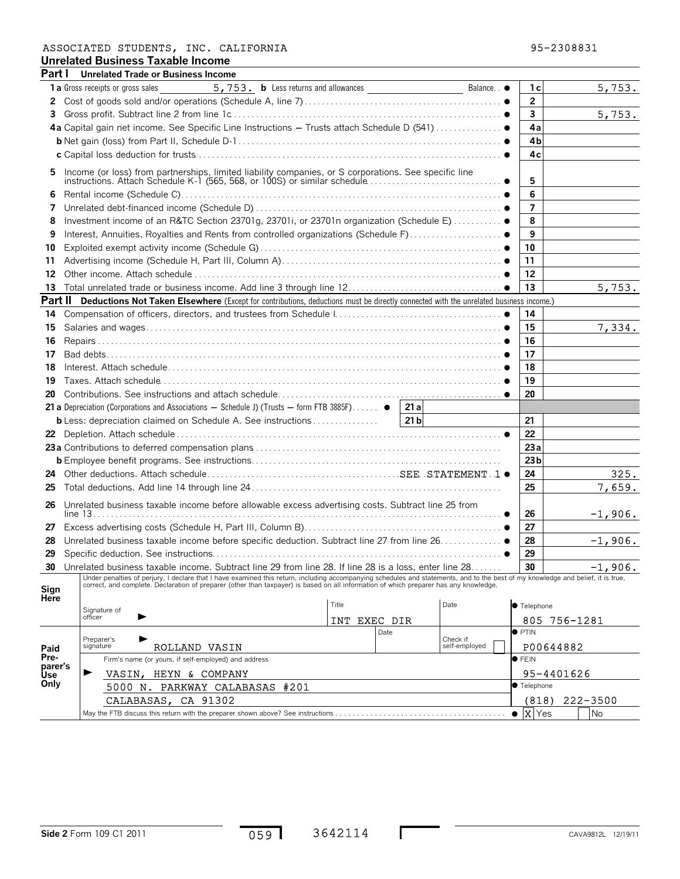ASSOCIATED STUDENTS, INC. CALIFORNIA 95-2308831

## Unrelated Business Taxable Income

### Part I Unrelated Trade or Business Income

| Line | Description | No. | Amount |
|---|---|---|---|
| 1a | Gross receipts or gross sales 5,753. **b** Less returns and allowances Balance. . ● | 1c | 5,753. |
| 2 | Cost of goods sold and/or operations (Schedule A, line 7) ● | 2 | |
| 3 | Gross profit. Subtract line 2 from line 1c ● | 3 | 5,753. |
| 4a | Capital gain net income. See Specific Line Instructions – Trusts attach Schedule D (541) ● | 4a | |
| b | Net gain (loss) from Part II, Schedule D-1 ● | 4b | |
| c | Capital loss deduction for trusts ● | 4c | |
| 5 | Income (or loss) from partnerships, limited liability companies, or S corporations. See specific line instructions. Attach Schedule K-1 (565, 568, or 100S) or similar schedule ● | 5 | |
| 6 | Rental income (Schedule C) ● | 6 | |
| 7 | Unrelated debt-financed income (Schedule D) ● | 7 | |
| 8 | Investment income of an R&TC Section 23701g, 23701i, or 23701n organization (Schedule E) ● | 8 | |
| 9 | Interest, Annuities, Royalties and Rents from controlled organizations (Schedule F) ● | 9 | |
| 10 | Exploited exempt activity income (Schedule G) ● | 10 | |
| 11 | Advertising income (Schedule H, Part III, Column A) ● | 11 | |
| 12 | Other income. Attach schedule ● | 12 | |
| 13 | Total unrelated trade or business income. Add line 3 through line 12 ● | 13 | 5,753. |

### Part II Deductions Not Taken Elsewhere (Except for contributions, deductions must be directly connected with the unrelated business income.)

| Line | Description | No. | Amount |
|---|---|---|---|
| 14 | Compensation of officers, directors, and trustees from Schedule I ● | 14 | |
| 15 | Salaries and wages ● | 15 | 7,334. |
| 16 | Repairs ● | 16 | |
| 17 | Bad debts ● | 17 | |
| 18 | Interest. Attach schedule ● | 18 | |
| 19 | Taxes. Attach schedule ● | 19 | |
| 20 | Contributions. See instructions and attach schedule ● | 20 | |
| 21a | Depreciation (Corporations and Associations – Schedule J) (Trusts – form FTB 3885F) ● 21a | | |
| b | Less: depreciation claimed on Schedule A. See instructions 21b | 21 | |
| 22 | Depletion. Attach schedule ● | 22 | |
| 23a | Contributions to deferred compensation plans | 23a | |
| b | Employee benefit programs. See instructions | 23b | |
| 24 | Other deductions. Attach schedule SEE STATEMENT 1 ● | 24 | 325. |
| 25 | Total deductions. Add line 14 through line 24 | 25 | 7,659. |
| 26 | Unrelated business taxable income before allowable excess advertising costs. Subtract line 25 from line 13 ● | 26 | -1,906. |
| 27 | Excess advertising costs (Schedule H, Part III, Column B) ● | 27 | |
| 28 | Unrelated business taxable income before specific deduction. Subtract line 27 from line 26 ● | 28 | -1,906. |
| 29 | Specific deduction. See instructions ● | 29 | |
| 30 | Unrelated business taxable income. Subtract line 29 from line 28. If line 28 is a loss, enter line 28 | 30 | -1,906. |

**Sign Here**

Under penalties of perjury, I declare that I have examined this return, including accompanying schedules and statements, and to the best of my knowledge and belief, it is true, correct, and complete. Declaration of preparer (other than taxpayer) is based on all information of which preparer has any knowledge.

Signature of officer ► | Title: INT EXEC DIR | Date | ● Telephone: 805 756-1281

**Paid Preparer's Use Only**

Preparer's signature ► ROLLAND VASIN | Date | Check if self-employed ☐ | ● PTIN: P00644882

Firm's name (or yours, if self-employed) and address ► VASIN, HEYN & COMPANY, 5000 N. PARKWAY CALABASAS #201, CALABASAS, CA 91302 | ● FEIN: 95-4401626 | ● Telephone: (818) 222-3500

May the FTB discuss this return with the preparer shown above? See instructions ● [X] Yes ☐ No

Side 2 Form 109 C1 2011 059 3642114 CAVA9812L 12/19/11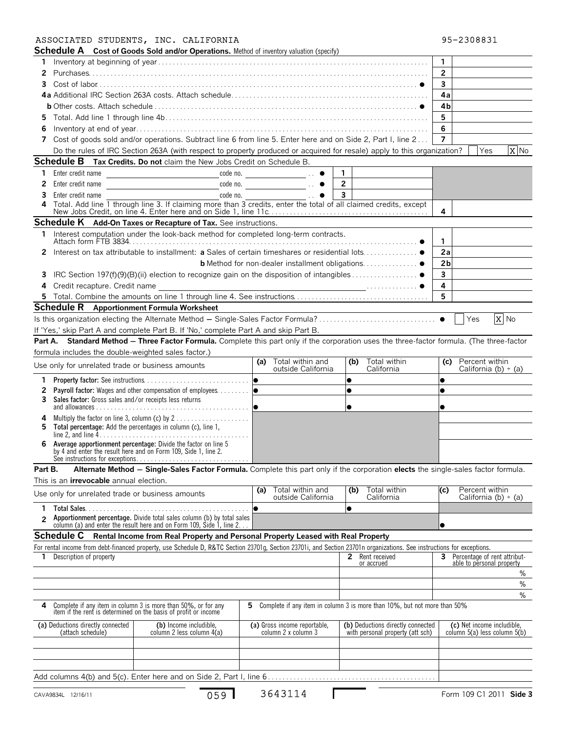ASSOCIATED STUDENTS, INC. CALIFORNIA 95-2308831

## Schedule A Cost of Goods Sold and/or Operations. Method of inventory valuation (specify)

| | | | |
|---|---|---|---|
| 1 | Inventory at beginning of year | 1 | |
| 2 | Purchases | 2 | |
| 3 | Cost of labor ● | 3 | |
| 4a | Additional IRC Section 263A costs. Attach schedule | 4a | |
| b | Other costs. Attach schedule ● | 4b | |
| 5 | Total. Add line 1 through line 4b | 5 | |
| 6 | Inventory at end of year | 6 | |
| 7 | Cost of goods sold and/or operations. Subtract line 6 from line 5. Enter here and on Side 2, Part I, line 2 | 7 | |

Do the rules of IRC Section 263A (with respect to property produced or acquired for resale) apply to this organization? [ ] Yes [X] No

## Schedule B Tax Credits. Do not claim the New Jobs Credit on Schedule B.

| | | | | | |
|---|---|---|---|---|---|
| 1 | Enter credit name | code no. ● | 1 | | |
| 2 | Enter credit name | code no. ● | 2 | | |
| 3 | Enter credit name | code no. ● | 3 | | |
| 4 | Total. Add line 1 through line 3. If claiming more than 3 credits, enter the total of all claimed credits, except New Jobs Credit, on line 4. Enter here and on Side 1, line 11c | | | 4 | |

## Schedule K Add-On Taxes or Recapture of Tax. See instructions.

| | | | |
|---|---|---|---|
| 1 | Interest computation under the look-back method for completed long-term contracts. Attach form FTB 3834 ● | 1 | |
| 2 | Interest on tax attributable to installment: a Sales of certain timeshares or residential lots ● | 2a | |
| | b Method for non-dealer installment obligations ● | 2b | |
| 3 | IRC Section 197(f)(9)(B)(ii) election to recognize gain on the disposition of intangibles ● | 3 | |
| 4 | Credit recapture. Credit name ● | 4 | |
| 5 | Total. Combine the amounts on line 1 through line 4. See instructions | 5 | |

## Schedule R Apportionment Formula Worksheet

Is this organization electing the Alternate Method – Single-Sales Factor Formula? ● [ ] Yes [X] No

If 'Yes,' skip Part A and complete Part B. If 'No,' complete Part A and skip Part B.

**Part A. Standard Method – Three Factor Formula.** Complete this part only if the corporation uses the three-factor formula. (The three-factor formula includes the double-weighted sales factor.)

| Use only for unrelated trade or business amounts | (a) Total within and outside California | (b) Total within California | (c) Percent within California (b) ÷ (a) |
|---|---|---|---|
| 1 **Property factor:** See instructions | ● | ● | ● |
| 2 **Payroll factor:** Wages and other compensation of employees | ● | ● | ● |
| 3 **Sales factor:** Gross sales and/or receipts less returns and allowances | ● | ● | ● |
| 4 Multiply the factor on line 3, column (c) by 2 | | | |
| 5 **Total percentage:** Add the percentages in column (c), line 1, line 2, and line 4 | | | |
| 6 **Average apportionment percentage:** Divide the factor on line 5 by 4 and enter the result here and on Form 109, Side 1, line 2. See instructions for exceptions | | | |

**Part B. Alternate Method – Single-Sales Factor Formula.** Complete this part only if the corporation **elects** the single-sales factor formula. This is an **irrevocable** annual election.

| Use only for unrelated trade or business amounts | (a) Total within and outside California | (b) Total within California | (c) Percent within California (b) ÷ (a) |
|---|---|---|---|
| 1 **Total Sales** | ● | ● | |
| 2 **Apportionment percentage.** Divide total sales column (b) by total sales column (a) and enter the result here and on Form 109, Side 1, line 2 | | | ● |

## Schedule C Rental Income from Real Property and Personal Property Leased with Real Property

For rental income from debt-financed property, use Schedule D, R&TC Section 23701g, Section 23701i, and Section 23701n organizations. See instructions for exceptions.

| 1 Description of property | 2 Rent received or accrued | 3 Percentage of rent attributable to personal property |
|---|---|---|
| | | % |
| | | % |
| | | % |

4 Complete if any item in column 3 is more than 50%, or for any item if the rent is determined on the basis of profit or income

5 Complete if any item in column 3 is more than 10%, but not more than 50%

| 4 (a) Deductions directly connected (attach schedule) | 4 (b) Income includible, column 2 less column 4(a) | 5 (a) Gross income reportable, column 2 x column 3 | 5 (b) Deductions directly connected with personal property (att sch) | 5 (c) Net income includible, column 5(a) less column 5(b) |
|---|---|---|---|---|
| | | | | |
| | | | | |
| | | | | |

Add columns 4(b) and 5(c). Enter here and on Side 2, Part I, line 6

CAVA9834L 12/16/11 059 3643114 Form 109 C1 2011 Side 3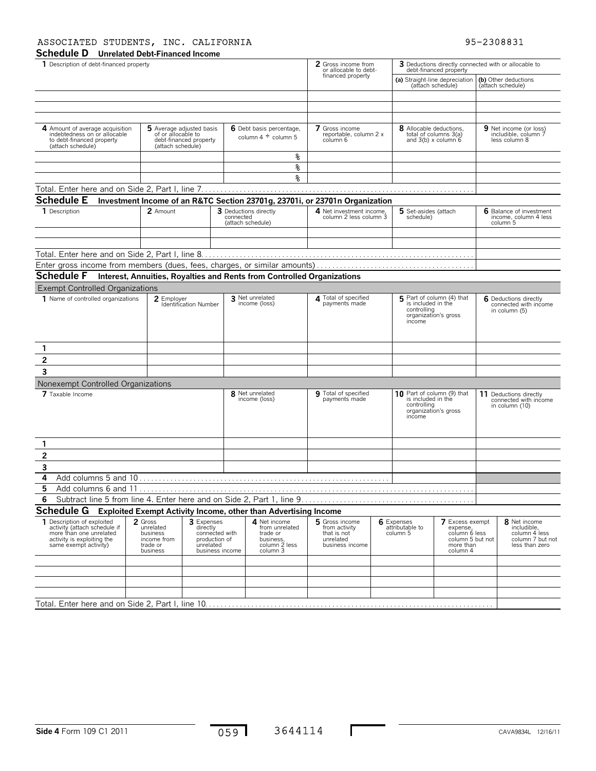ASSOCIATED STUDENTS, INC. CALIFORNIA 95-2308831

## Schedule D Unrelated Debt-Financed Income

| 1 Description of debt-financed property | 2 Gross income from or allocable to debt-financed property | 3 Deductions directly connected with or allocable to debt-financed property | |
|---|---|---|---|
| | | (a) Straight-line depreciation (attach schedule) | (b) Other deductions (attach schedule) |
| | | | |
| | | | |
| | | | |

| 4 Amount of average acquisition indebtedness on or allocable to debt-financed property (attach schedule) | 5 Average adjusted basis of or allocable to debt-financed property (attach schedule) | 6 Debt basis percentage, column 4 ÷ column 5 | 7 Gross income reportable, column 2 x column 6 | 8 Allocable deductions, total of columns 3(a) and 3(b) x column 6 | 9 Net income (or loss) includible, column 7 less column 8 |
|---|---|---|---|---|---|
| | | % | | | |
| | | % | | | |
| | | % | | | |

Total. Enter here and on Side 2, Part I, line 7

## Schedule E Investment Income of an R&TC Section 23701g, 23701i, or 23701n Organization

| 1 Description | 2 Amount | 3 Deductions directly connected (attach schedule) | 4 Net investment income, column 2 less column 3 | 5 Set-asides (attach schedule) | 6 Balance of investment income, column 4 less column 5 |
|---|---|---|---|---|---|
| | | | | | |
| | | | | | |

Total. Enter here and on Side 2, Part I, line 8

Enter gross income from members (dues, fees, charges, or similar amounts)

## Schedule F Interest, Annuities, Royalties and Rents from Controlled Organizations

Exempt Controlled Organizations

| 1 Name of controlled organizations | 2 Employer Identification Number | 3 Net unrelated income (loss) | 4 Total of specified payments made | 5 Part of column (4) that is included in the controlling organization's gross income | 6 Deductions directly connected with income in column (5) |
|---|---|---|---|---|---|
| 1 | | | | | |
| 2 | | | | | |
| 3 | | | | | |

Nonexempt Controlled Organizations

| 7 Taxable Income | 8 Net unrelated income (loss) | 9 Total of specified payments made | 10 Part of column (9) that is included in the controlling organization's gross income | 11 Deductions directly connected with income in column (10) |
|---|---|---|---|---|
| 1 | | | | |
| 2 | | | | |
| 3 | | | | |

4 Add columns 5 and 10

5 Add columns 6 and 11

6 Subtract line 5 from line 4. Enter here and on Side 2, Part 1, line 9

## Schedule G Exploited Exempt Activity Income, other than Advertising Income

| 1 Description of exploited activity (attach schedule if more than one unrelated activity is exploiting the same exempt activity) | 2 Gross unrelated business income from trade or business | 3 Expenses directly connected with production of unrelated business income | 4 Net income from unrelated trade or business, column 2 less column 3 | 5 Gross income from activity that is not unrelated business income | 6 Expenses attributable to column 5 | 7 Excess exempt expense, column 6 less column 5 but not more than column 4 | 8 Net income includible, column 4 less column 7 but not less than zero |
|---|---|---|---|---|---|---|---|
| | | | | | | | |
| | | | | | | | |
| | | | | | | | |
| | | | | | | | |

Total. Enter here and on Side 2, Part I, line 10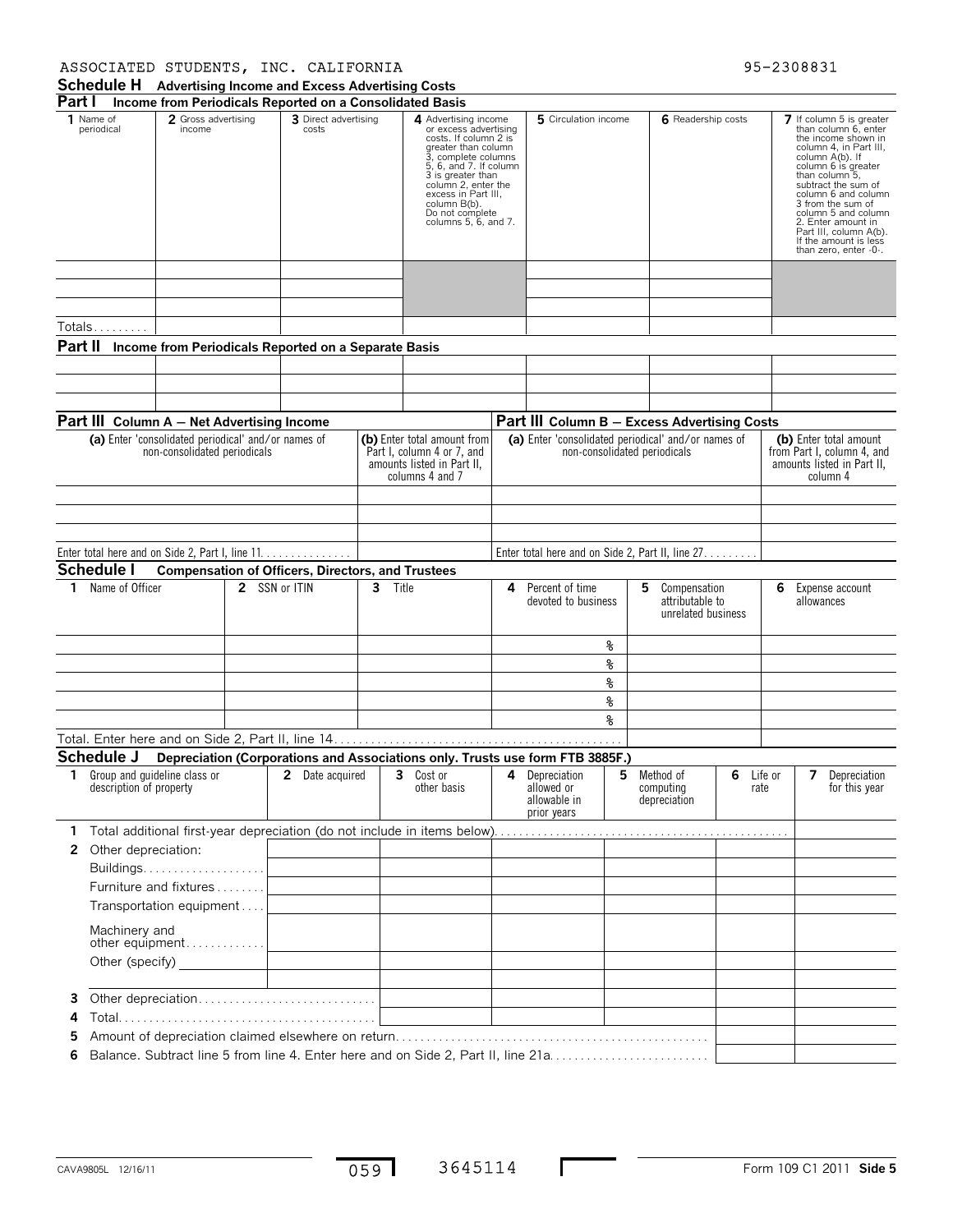ASSOCIATED STUDENTS, INC. CALIFORNIA 95-2308831

## Schedule H Advertising Income and Excess Advertising Costs

### Part I Income from Periodicals Reported on a Consolidated Basis

| 1 Name of periodical | 2 Gross advertising income | 3 Direct advertising costs | 4 Advertising income or excess advertising costs. If column 2 is greater than column 3, complete columns 5, 6, and 7. If column 3 is greater than column 2, enter the excess in Part III, column B(b). Do not complete columns 5, 6, and 7. | 5 Circulation income | 6 Readership costs | 7 If column 5 is greater than column 6, enter the income shown in column 4, in Part III, column A(b). If column 6 is greater than column 5, subtract the sum of column 6 and column 3 from the sum of column 5 and column 2. Enter amount in Part III, column A(b). If the amount is less than zero, enter -0-. |
|---|---|---|---|---|---|---|
| | | | | | | |
| | | | | | | |
| | | | | | | |
| Totals | | | | | | |

### Part II Income from Periodicals Reported on a Separate Basis

| | | | | | | |
|---|---|---|---|---|---|---|
| | | | | | | |
| | | | | | | |
| | | | | | | |

### Part III Column A – Net Advertising Income / Part III Column B – Excess Advertising Costs

| (a) Enter 'consolidated periodical' and/or names of non-consolidated periodicals | (b) Enter total amount from Part I, column 4 or 7, and amounts listed in Part II, columns 4 and 7 | (a) Enter 'consolidated periodical' and/or names of non-consolidated periodicals | (b) Enter total amount from Part I, column 4, and amounts listed in Part II, column 4 |
|---|---|---|---|
| | | | |
| | | | |
| | | | |
| Enter total here and on Side 2, Part I, line 11 | | Enter total here and on Side 2, Part II, line 27 | |

## Schedule I Compensation of Officers, Directors, and Trustees

| 1 Name of Officer | 2 SSN or ITIN | 3 Title | 4 Percent of time devoted to business | 5 Compensation attributable to unrelated business | 6 Expense account allowances |
|---|---|---|---|---|---|
| | | | % | | |
| | | | % | | |
| | | | % | | |
| | | | % | | |
| | | | % | | |
| Total. Enter here and on Side 2, Part II, line 14 | | | | | |

## Schedule J Depreciation (Corporations and Associations only. Trusts use form FTB 3885F.)

| 1 Group and guideline class or description of property | 2 Date acquired | 3 Cost or other basis | 4 Depreciation allowed or allowable in prior years | 5 Method of computing depreciation | 6 Life or rate | 7 Depreciation for this year |
|---|---|---|---|---|---|---|
| 1 Total additional first-year depreciation (do not include in items below) | | | | | | |
| 2 Other depreciation: | | | | | | |
| Buildings | | | | | | |
| Furniture and fixtures | | | | | | |
| Transportation equipment | | | | | | |
| Machinery and other equipment | | | | | | |
| Other (specify) | | | | | | |
| | | | | | | |
| 3 Other depreciation | | | | | | |
| 4 Total | | | | | | |
| 5 Amount of depreciation claimed elsewhere on return | | | | | | |
| 6 Balance. Subtract line 5 from line 4. Enter here and on Side 2, Part II, line 21a | | | | | | |

CAVA9805L 12/16/11 059 3645114 Form 109 C1 2011 Side 5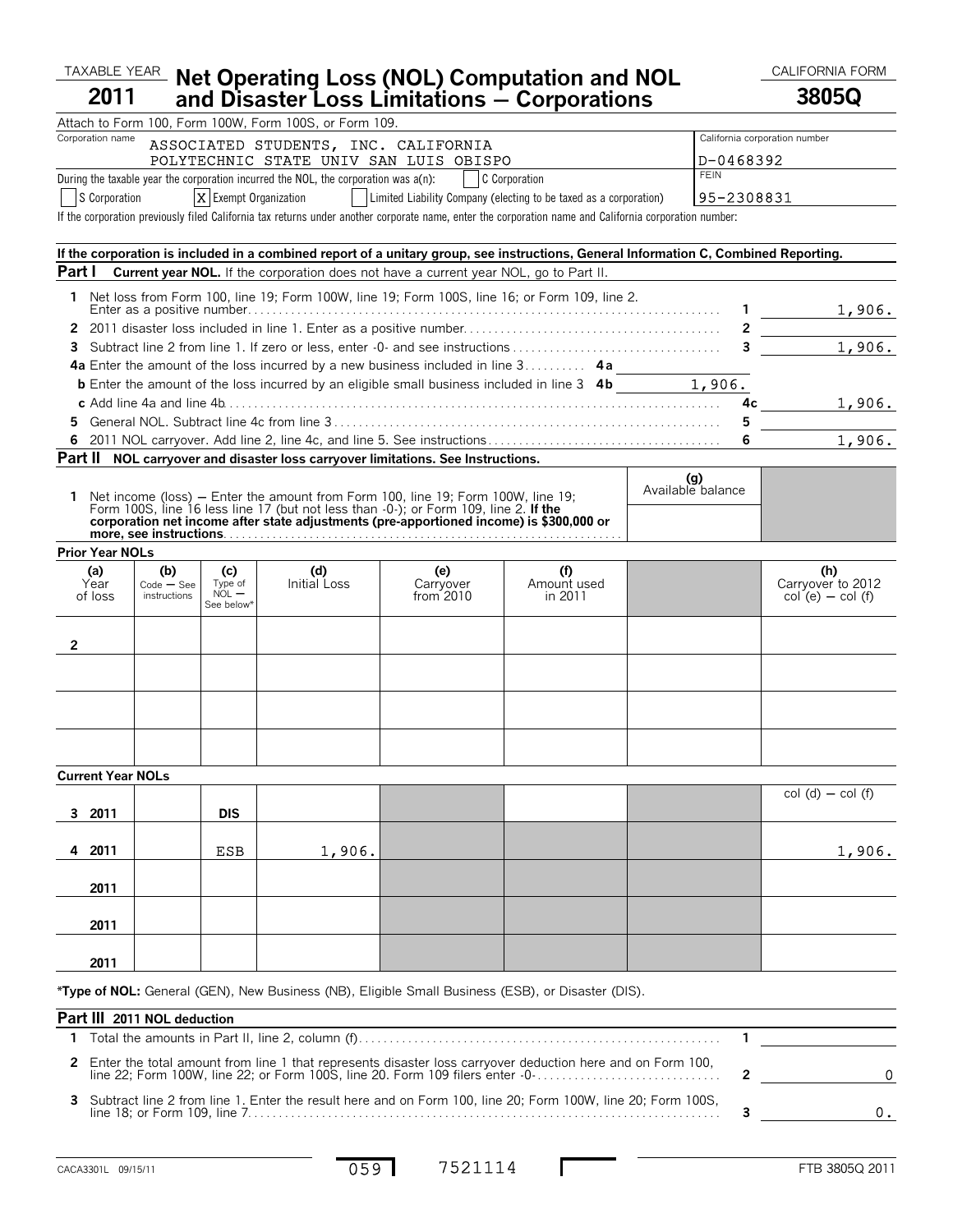TAXABLE YEAR **2011**

# Net Operating Loss (NOL) Computation and NOL and Disaster Loss Limitations — Corporations

CALIFORNIA FORM **3805Q**

Attach to Form 100, Form 100W, Form 100S, or Form 109.

| Corporation name | California corporation number |
|---|---|
| ASSOCIATED STUDENTS, INC. CALIFORNIA POLYTECHNIC STATE UNIV SAN LUIS OBISPO | D-0468392 |
| | FEIN |
| | 95-2308831 |

During the taxable year the corporation incurred the NOL, the corporation was a(n): [ ] C Corporation [ ] S Corporation [X] Exempt Organization [ ] Limited Liability Company (electing to be taxed as a corporation)

If the corporation previously filed California tax returns under another corporate name, enter the corporation name and California corporation number:

**If the corporation is included in a combined report of a unitary group, see instructions, General Information C, Combined Reporting.**

## Part I Current year NOL. If the corporation does not have a current year NOL, go to Part II.

| Line | Description | | Amount |
|---|---|---|---|
| 1 | Net loss from Form 100, line 19; Form 100W, line 19; Form 100S, line 16; or Form 109, line 2. Enter as a positive number | 1 | 1,906. |
| 2 | 2011 disaster loss included in line 1. Enter as a positive number | 2 | |
| 3 | Subtract line 2 from line 1. If zero or less, enter -0- and see instructions | 3 | 1,906. |
| 4a | Enter the amount of the loss incurred by a new business included in line 3 | 4a | |
| b | Enter the amount of the loss incurred by an eligible small business included in line 3 | 4b | 1,906. |
| c | Add line 4a and line 4b | 4c | 1,906. |
| 5 | General NOL. Subtract line 4c from line 3 | 5 | |
| 6 | 2011 NOL carryover. Add line 2, line 4c, and line 5. See instructions | 6 | 1,906. |

## Part II NOL carryover and disaster loss carryover limitations. See Instructions.

1 Net income (loss) — Enter the amount from Form 100, line 19; Form 100W, line 19; Form 100S, line 16 less line 17 (but not less than -0-); or Form 109, line 2. **If the corporation net income after state adjustments (pre-apportioned income) is $300,000 or more, see instructions.** (g) Available balance: 

**Prior Year NOLs**

| | (a) Year of loss | (b) Code — See instructions | (c) Type of NOL — See below* | (d) Initial Loss | (e) Carryover from 2010 | (f) Amount used in 2011 | (g) | (h) Carryover to 2012 col (e) — col (f) |
|---|---|---|---|---|---|---|---|---|
| 2 | | | | | | | | |
| | | | | | | | | |
| | | | | | | | | |
| | | | | | | | | |

**Current Year NOLs**

| | (a) Year of loss | (b) Code | (c) Type of NOL | (d) Initial Loss | (e) | (f) | (g) | (h) col (d) — col (f) |
|---|---|---|---|---|---|---|---|---|
| 3 | 2011 | | DIS | | | | | |
| 4 | 2011 | | ESB | 1,906. | | | | 1,906. |
| | 2011 | | | | | | | |
| | 2011 | | | | | | | |
| | 2011 | | | | | | | |

***Type of NOL:** General (GEN), New Business (NB), Eligible Small Business (ESB), or Disaster (DIS).

## Part III 2011 NOL deduction

| Line | Description | | Amount |
|---|---|---|---|
| 1 | Total the amounts in Part II, line 2, column (f) | 1 | |
| 2 | Enter the total amount from line 1 that represents disaster loss carryover deduction here and on Form 100, line 22; Form 100W, line 22; or Form 100S, line 20. Form 109 filers enter -0- | 2 | 0 |
| 3 | Subtract line 2 from line 1. Enter the result here and on Form 100, line 20; Form 100W, line 20; Form 100S, line 18; or Form 109, line 7 | 3 | 0. |

CACA3301L 09/15/11 059 7521114 FTB 3805Q 2011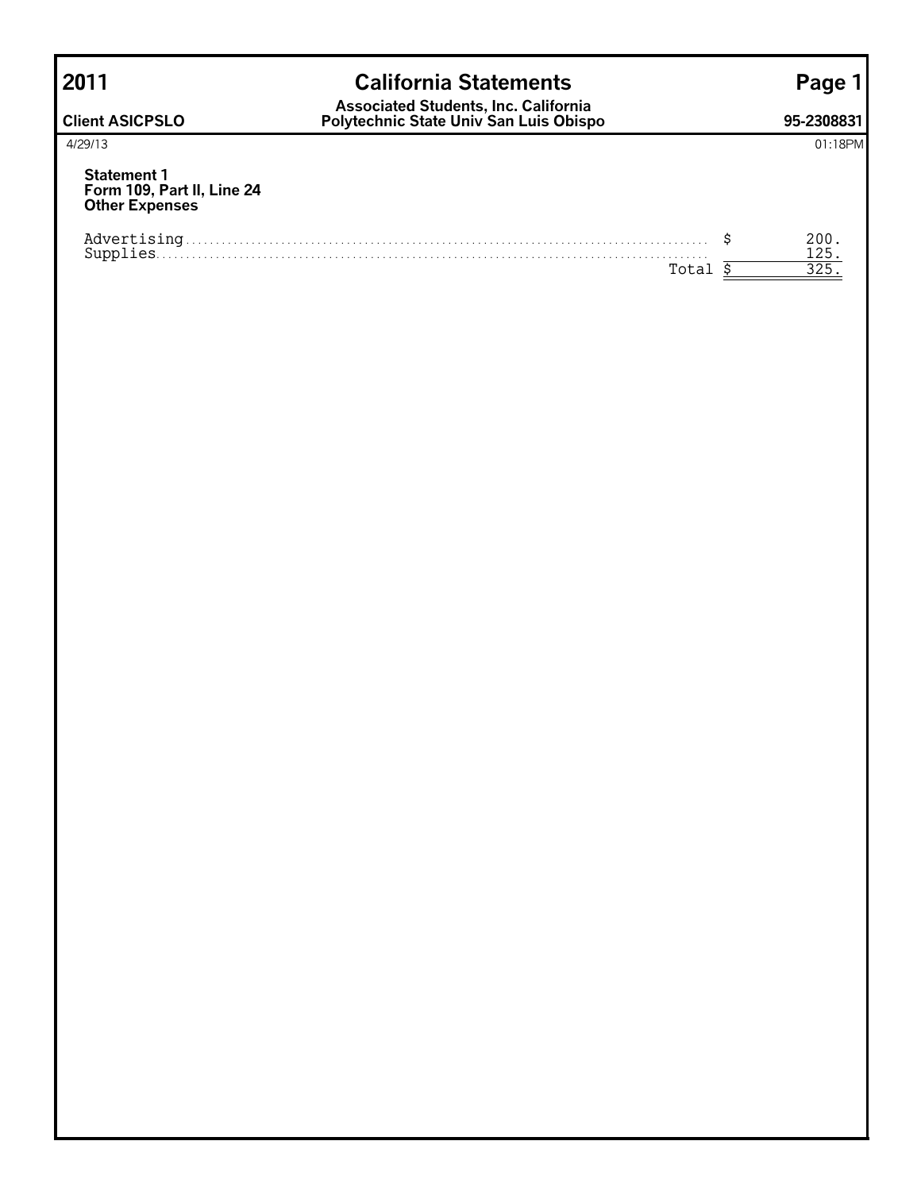# California Statements

**Associated Students, Inc. California Polytechnic State Univ San Luis Obispo**

**Client ASICPSLO** — **95-2308831**

4/29/13 — 01:18PM

**Statement 1**
**Form 109, Part II, Line 24**
**Other Expenses**

| | | |
|---|---|---|
| Advertising | $ | 200. |
| Supplies | | 125. |
| Total | $ | 325. |